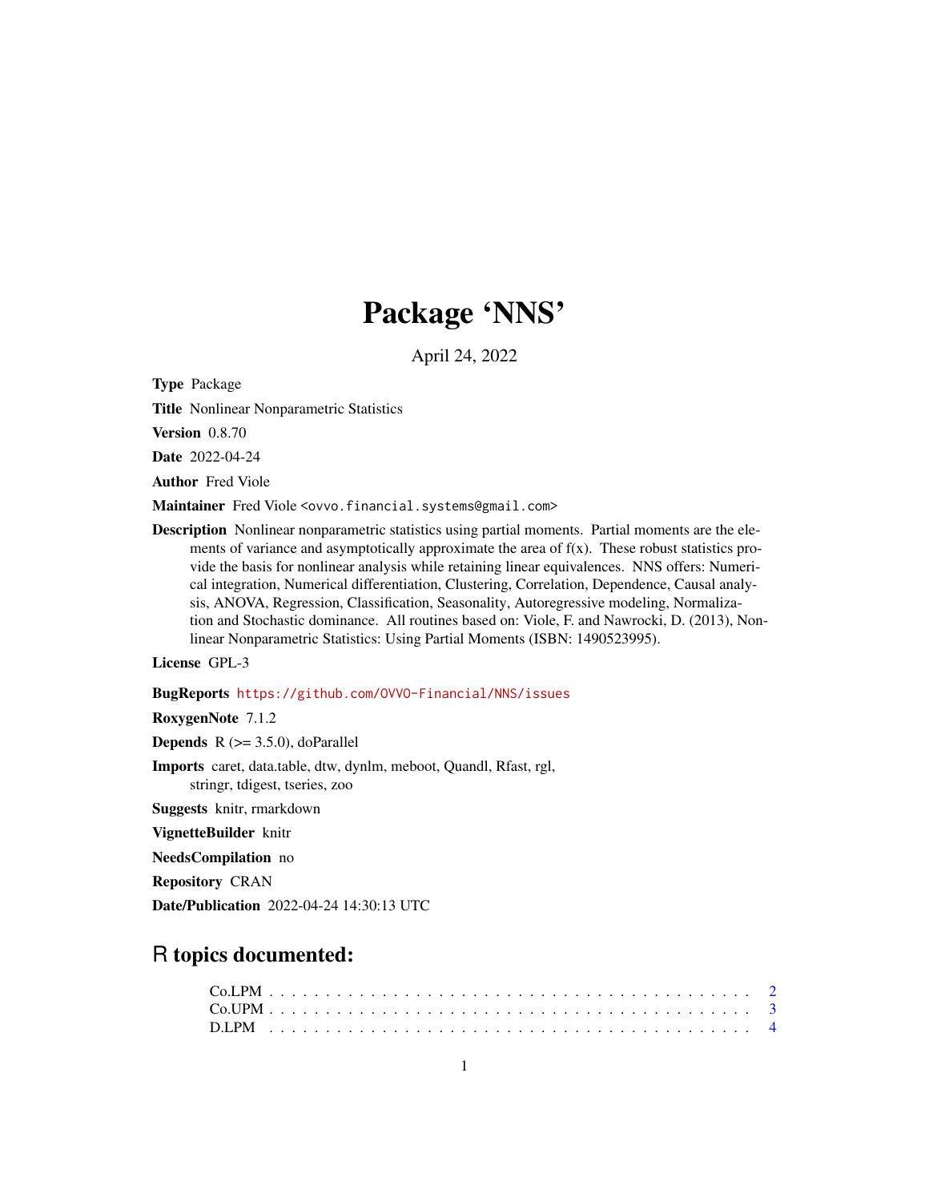# Package 'NNS'

April 24, 2022

**Type** Package

**Title** Nonlinear Nonparametric Statistics

**Version** 0.8.70

**Date** 2022-04-24

**Author** Fred Viole

**Maintainer** Fred Viole <ovvo.financial.systems@gmail.com>

**Description** Nonlinear nonparametric statistics using partial moments. Partial moments are the elements of variance and asymptotically approximate the area of f(x). These robust statistics provide the basis for nonlinear analysis while retaining linear equivalences. NNS offers: Numerical integration, Numerical differentiation, Clustering, Correlation, Dependence, Causal analysis, ANOVA, Regression, Classification, Seasonality, Autoregressive modeling, Normalization and Stochastic dominance. All routines based on: Viole, F. and Nawrocki, D. (2013), Nonlinear Nonparametric Statistics: Using Partial Moments (ISBN: 1490523995).

**License** GPL-3

**BugReports** https://github.com/OVVO-Financial/NNS/issues

**RoxygenNote** 7.1.2

**Depends** R (>= 3.5.0), doParallel

**Imports** caret, data.table, dtw, dynlm, meboot, Quandl, Rfast, rgl, stringr, tdigest, tseries, zoo

**Suggests** knitr, rmarkdown

**VignetteBuilder** knitr

**NeedsCompilation** no

**Repository** CRAN

**Date/Publication** 2022-04-24 14:30:13 UTC

## R topics documented:

Co.LPM . . . . . . . . . . . . . . . . . . . . . . . . . . . . . . . . . . . . . . . . . 2
Co.UPM . . . . . . . . . . . . . . . . . . . . . . . . . . . . . . . . . . . . . . . . . 3
D.LPM . . . . . . . . . . . . . . . . . . . . . . . . . . . . . . . . . . . . . . . . . 4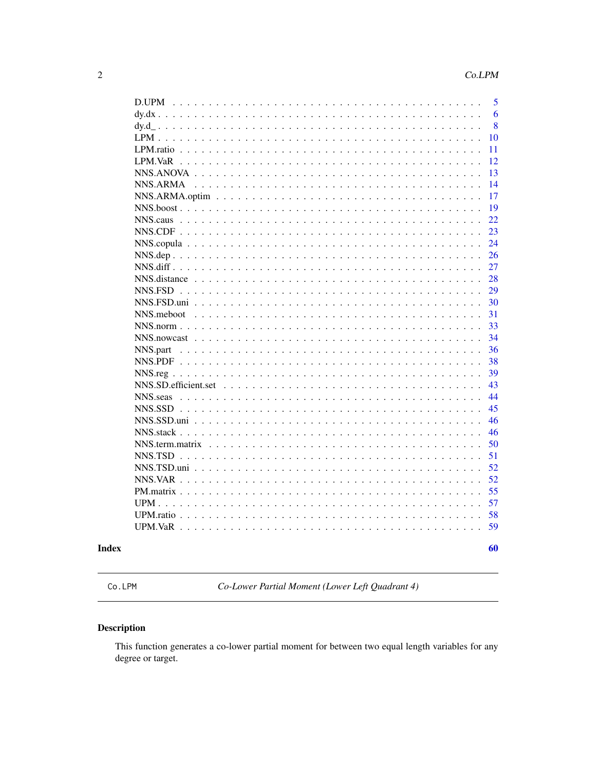D.UPM . . . . . . . . . . . . . . . . . . . . . . . . . . . . . . . . . . . . . . . . . . 5
dy.dx . . . . . . . . . . . . . . . . . . . . . . . . . . . . . . . . . . . . . . . . . . 6
dy.d_ . . . . . . . . . . . . . . . . . . . . . . . . . . . . . . . . . . . . . . . . . . 8
LPM . . . . . . . . . . . . . . . . . . . . . . . . . . . . . . . . . . . . . . . . . . 10
LPM.ratio . . . . . . . . . . . . . . . . . . . . . . . . . . . . . . . . . . . . . . . 11
LPM.VaR . . . . . . . . . . . . . . . . . . . . . . . . . . . . . . . . . . . . . . . 12
NNS.ANOVA . . . . . . . . . . . . . . . . . . . . . . . . . . . . . . . . . . . . . 13
NNS.ARMA . . . . . . . . . . . . . . . . . . . . . . . . . . . . . . . . . . . . . . 14
NNS.ARMA.optim . . . . . . . . . . . . . . . . . . . . . . . . . . . . . . . . . . 17
NNS.boost . . . . . . . . . . . . . . . . . . . . . . . . . . . . . . . . . . . . . . 19
NNS.caus . . . . . . . . . . . . . . . . . . . . . . . . . . . . . . . . . . . . . . 22
NNS.CDF . . . . . . . . . . . . . . . . . . . . . . . . . . . . . . . . . . . . . . 23
NNS.copula . . . . . . . . . . . . . . . . . . . . . . . . . . . . . . . . . . . . . 24
NNS.dep . . . . . . . . . . . . . . . . . . . . . . . . . . . . . . . . . . . . . . . 26
NNS.diff . . . . . . . . . . . . . . . . . . . . . . . . . . . . . . . . . . . . . . . 27
NNS.distance . . . . . . . . . . . . . . . . . . . . . . . . . . . . . . . . . . . . 28
NNS.FSD . . . . . . . . . . . . . . . . . . . . . . . . . . . . . . . . . . . . . . 29
NNS.FSD.uni . . . . . . . . . . . . . . . . . . . . . . . . . . . . . . . . . . . . 30
NNS.meboot . . . . . . . . . . . . . . . . . . . . . . . . . . . . . . . . . . . . . 31
NNS.norm . . . . . . . . . . . . . . . . . . . . . . . . . . . . . . . . . . . . . . 33
NNS.nowcast . . . . . . . . . . . . . . . . . . . . . . . . . . . . . . . . . . . . 34
NNS.part . . . . . . . . . . . . . . . . . . . . . . . . . . . . . . . . . . . . . . . 36
NNS.PDF . . . . . . . . . . . . . . . . . . . . . . . . . . . . . . . . . . . . . . 38
NNS.reg . . . . . . . . . . . . . . . . . . . . . . . . . . . . . . . . . . . . . . . 39
NNS.SD.efficient.set . . . . . . . . . . . . . . . . . . . . . . . . . . . . . . . . 43
NNS.seas . . . . . . . . . . . . . . . . . . . . . . . . . . . . . . . . . . . . . . 44
NNS.SSD . . . . . . . . . . . . . . . . . . . . . . . . . . . . . . . . . . . . . . 45
NNS.SSD.uni . . . . . . . . . . . . . . . . . . . . . . . . . . . . . . . . . . . . 46
NNS.stack . . . . . . . . . . . . . . . . . . . . . . . . . . . . . . . . . . . . . . 46
NNS.term.matrix . . . . . . . . . . . . . . . . . . . . . . . . . . . . . . . . . . 50
NNS.TSD . . . . . . . . . . . . . . . . . . . . . . . . . . . . . . . . . . . . . . 51
NNS.TSD.uni . . . . . . . . . . . . . . . . . . . . . . . . . . . . . . . . . . . . 52
NNS.VAR . . . . . . . . . . . . . . . . . . . . . . . . . . . . . . . . . . . . . . 52
PM.matrix . . . . . . . . . . . . . . . . . . . . . . . . . . . . . . . . . . . . . . 55
UPM . . . . . . . . . . . . . . . . . . . . . . . . . . . . . . . . . . . . . . . . . 57
UPM.ratio . . . . . . . . . . . . . . . . . . . . . . . . . . . . . . . . . . . . . . 58
UPM.VaR . . . . . . . . . . . . . . . . . . . . . . . . . . . . . . . . . . . . . . 59

**Index** **60**

---

`Co.LPM` *Co-Lower Partial Moment (Lower Left Quadrant 4)*

---

## Description

This function generates a co-lower partial moment for between two equal length variables for any degree or target.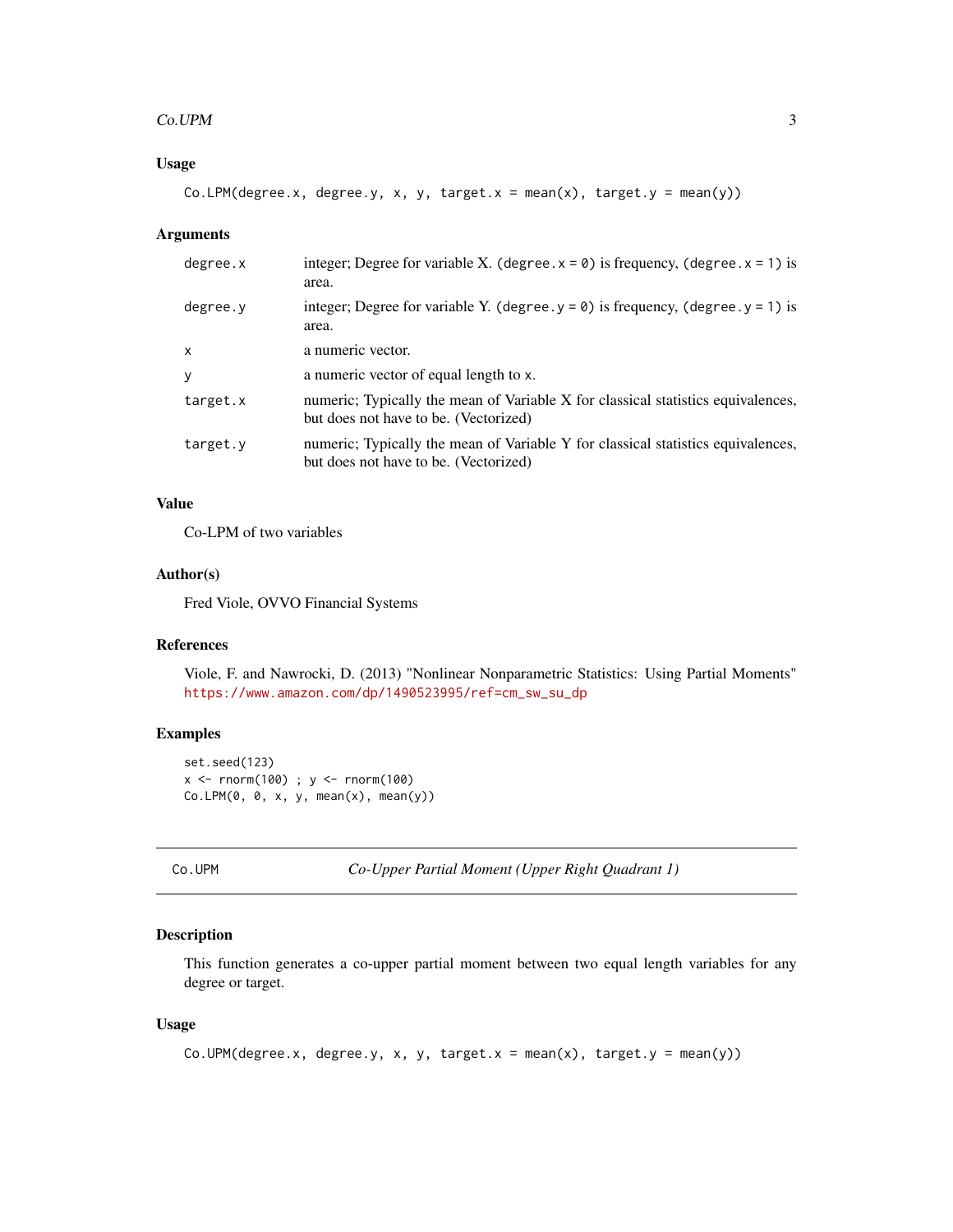## Usage

```
Co.LPM(degree.x, degree.y, x, y, target.x = mean(x), target.y = mean(y))
```

## Arguments

| | |
|---|---|
| `degree.x` | integer; Degree for variable X. (`degree.x = 0`) is frequency, (`degree.x = 1`) is area. |
| `degree.y` | integer; Degree for variable Y. (`degree.y = 0`) is frequency, (`degree.y = 1`) is area. |
| `x` | a numeric vector. |
| `y` | a numeric vector of equal length to `x`. |
| `target.x` | numeric; Typically the mean of Variable X for classical statistics equivalences, but does not have to be. (Vectorized) |
| `target.y` | numeric; Typically the mean of Variable Y for classical statistics equivalences, but does not have to be. (Vectorized) |

## Value

Co-LPM of two variables

## Author(s)

Fred Viole, OVVO Financial Systems

## References

Viole, F. and Nawrocki, D. (2013) "Nonlinear Nonparametric Statistics: Using Partial Moments" https://www.amazon.com/dp/1490523995/ref=cm_sw_su_dp

## Examples

```
set.seed(123)
x <- rnorm(100) ; y <- rnorm(100)
Co.LPM(0, 0, x, y, mean(x), mean(y))
```

---

# Co.UPM — *Co-Upper Partial Moment (Upper Right Quadrant 1)*

## Description

This function generates a co-upper partial moment between two equal length variables for any degree or target.

## Usage

```
Co.UPM(degree.x, degree.y, x, y, target.x = mean(x), target.y = mean(y))
```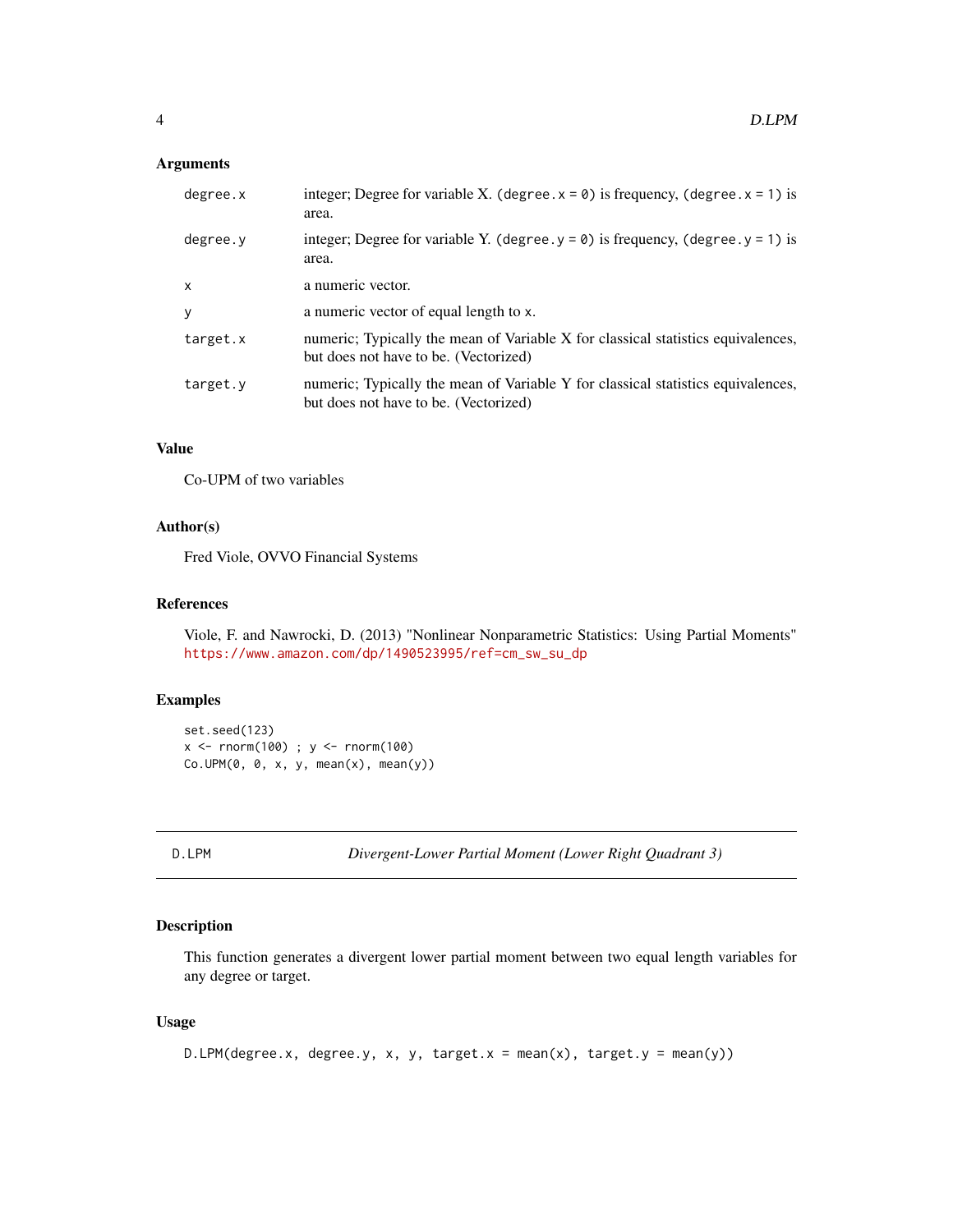### Arguments

| | |
|---|---|
| `degree.x` | integer; Degree for variable X. (`degree.x = 0`) is frequency, (`degree.x = 1`) is area. |
| `degree.y` | integer; Degree for variable Y. (`degree.y = 0`) is frequency, (`degree.y = 1`) is area. |
| `x` | a numeric vector. |
| `y` | a numeric vector of equal length to `x`. |
| `target.x` | numeric; Typically the mean of Variable X for classical statistics equivalences, but does not have to be. (Vectorized) |
| `target.y` | numeric; Typically the mean of Variable Y for classical statistics equivalences, but does not have to be. (Vectorized) |

### Value

Co-UPM of two variables

### Author(s)

Fred Viole, OVVO Financial Systems

### References

Viole, F. and Nawrocki, D. (2013) "Nonlinear Nonparametric Statistics: Using Partial Moments" https://www.amazon.com/dp/1490523995/ref=cm_sw_su_dp

### Examples

```
set.seed(123)
x <- rnorm(100) ; y <- rnorm(100)
Co.UPM(0, 0, x, y, mean(x), mean(y))
```

---

## D.LPM — *Divergent-Lower Partial Moment (Lower Right Quadrant 3)*

---

### Description

This function generates a divergent lower partial moment between two equal length variables for any degree or target.

### Usage

```
D.LPM(degree.x, degree.y, x, y, target.x = mean(x), target.y = mean(y))
```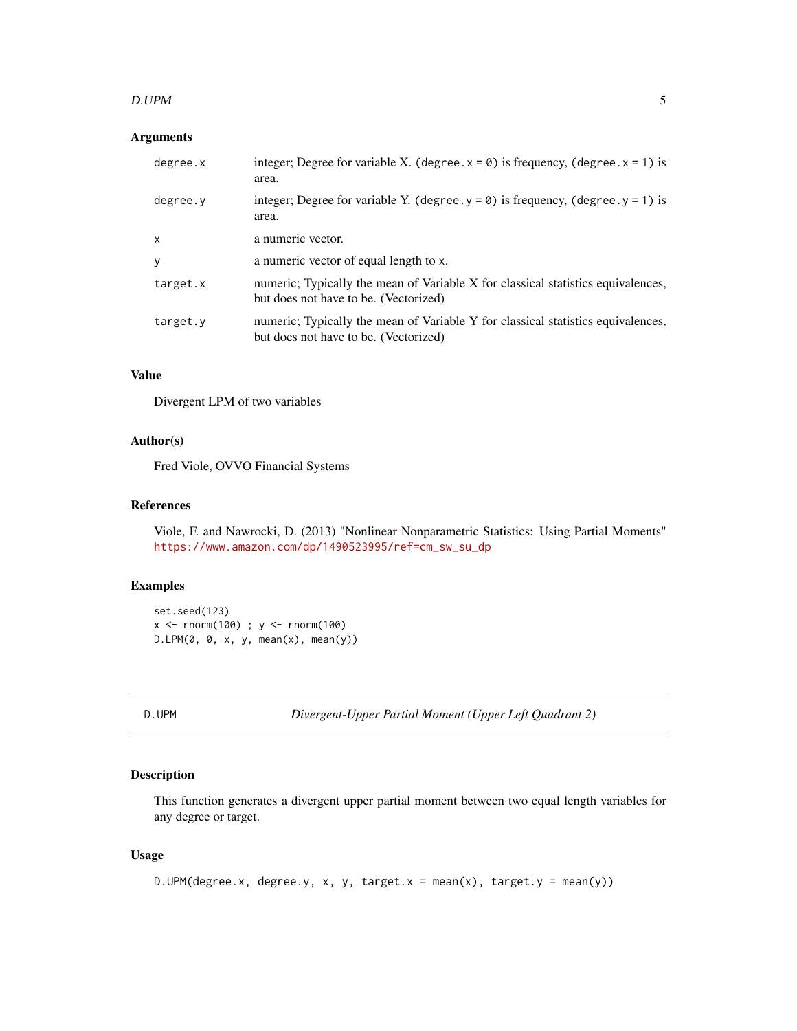### Arguments

| | |
|---|---|
| `degree.x` | integer; Degree for variable X. (`degree.x = 0`) is frequency, (`degree.x = 1`) is area. |
| `degree.y` | integer; Degree for variable Y. (`degree.y = 0`) is frequency, (`degree.y = 1`) is area. |
| `x` | a numeric vector. |
| `y` | a numeric vector of equal length to `x`. |
| `target.x` | numeric; Typically the mean of Variable X for classical statistics equivalences, but does not have to be. (Vectorized) |
| `target.y` | numeric; Typically the mean of Variable Y for classical statistics equivalences, but does not have to be. (Vectorized) |

### Value

Divergent LPM of two variables

### Author(s)

Fred Viole, OVVO Financial Systems

### References

Viole, F. and Nawrocki, D. (2013) "Nonlinear Nonparametric Statistics: Using Partial Moments" https://www.amazon.com/dp/1490523995/ref=cm_sw_su_dp

### Examples

```
set.seed(123)
x <- rnorm(100) ; y <- rnorm(100)
D.LPM(0, 0, x, y, mean(x), mean(y))
```

---

## D.UPM — *Divergent-Upper Partial Moment (Upper Left Quadrant 2)*

---

### Description

This function generates a divergent upper partial moment between two equal length variables for any degree or target.

### Usage

```
D.UPM(degree.x, degree.y, x, y, target.x = mean(x), target.y = mean(y))
```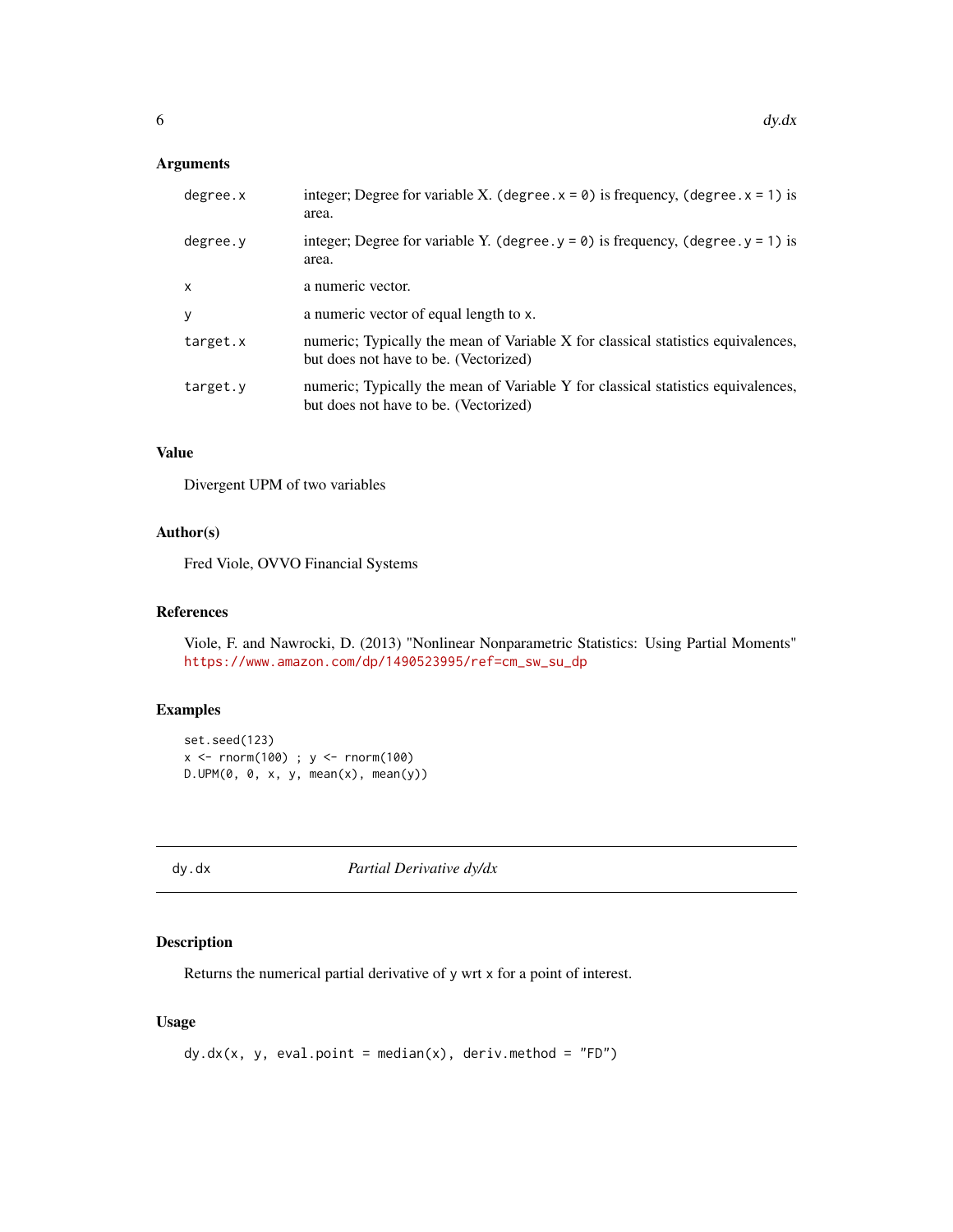### Arguments

| | |
|---|---|
| `degree.x` | integer; Degree for variable X. (`degree.x = 0`) is frequency, (`degree.x = 1`) is area. |
| `degree.y` | integer; Degree for variable Y. (`degree.y = 0`) is frequency, (`degree.y = 1`) is area. |
| `x` | a numeric vector. |
| `y` | a numeric vector of equal length to `x`. |
| `target.x` | numeric; Typically the mean of Variable X for classical statistics equivalences, but does not have to be. (Vectorized) |
| `target.y` | numeric; Typically the mean of Variable Y for classical statistics equivalences, but does not have to be. (Vectorized) |

### Value

Divergent UPM of two variables

### Author(s)

Fred Viole, OVVO Financial Systems

### References

Viole, F. and Nawrocki, D. (2013) "Nonlinear Nonparametric Statistics: Using Partial Moments" https://www.amazon.com/dp/1490523995/ref=cm_sw_su_dp

### Examples

```
set.seed(123)
x <- rnorm(100) ; y <- rnorm(100)
D.UPM(0, 0, x, y, mean(x), mean(y))
```

---

## dy.dx — *Partial Derivative dy/dx*

### Description

Returns the numerical partial derivative of `y` wrt `x` for a point of interest.

### Usage

```
dy.dx(x, y, eval.point = median(x), deriv.method = "FD")
```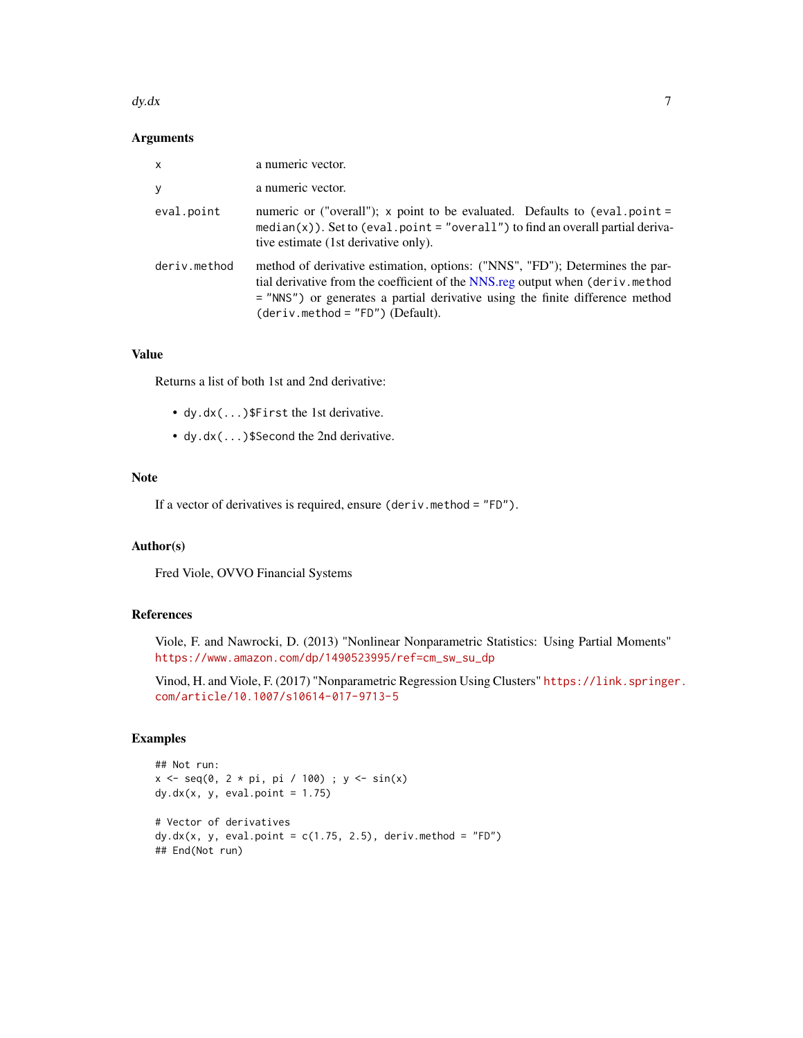## Arguments

| | |
|---|---|
| `x` | a numeric vector. |
| `y` | a numeric vector. |
| `eval.point` | numeric or ("overall"); `x` point to be evaluated. Defaults to `(eval.point = median(x))`. Set to `(eval.point = "overall")` to find an overall partial derivative estimate (1st derivative only). |
| `deriv.method` | method of derivative estimation, options: ("NNS", "FD"); Determines the partial derivative from the coefficient of the NNS.reg output when `(deriv.method = "NNS")` or generates a partial derivative using the finite difference method `(deriv.method = "FD")` (Default). |

## Value

Returns a list of both 1st and 2nd derivative:

- `dy.dx(...)$First` the 1st derivative.
- `dy.dx(...)$Second` the 2nd derivative.

## Note

If a vector of derivatives is required, ensure `(deriv.method = "FD")`.

## Author(s)

Fred Viole, OVVO Financial Systems

## References

Viole, F. and Nawrocki, D. (2013) "Nonlinear Nonparametric Statistics: Using Partial Moments" https://www.amazon.com/dp/1490523995/ref=cm_sw_su_dp

Vinod, H. and Viole, F. (2017) "Nonparametric Regression Using Clusters" https://link.springer.com/article/10.1007/s10614-017-9713-5

## Examples

```
## Not run:
x <- seq(0, 2 * pi, pi / 100) ; y <- sin(x)
dy.dx(x, y, eval.point = 1.75)

# Vector of derivatives
dy.dx(x, y, eval.point = c(1.75, 2.5), deriv.method = "FD")
## End(Not run)
```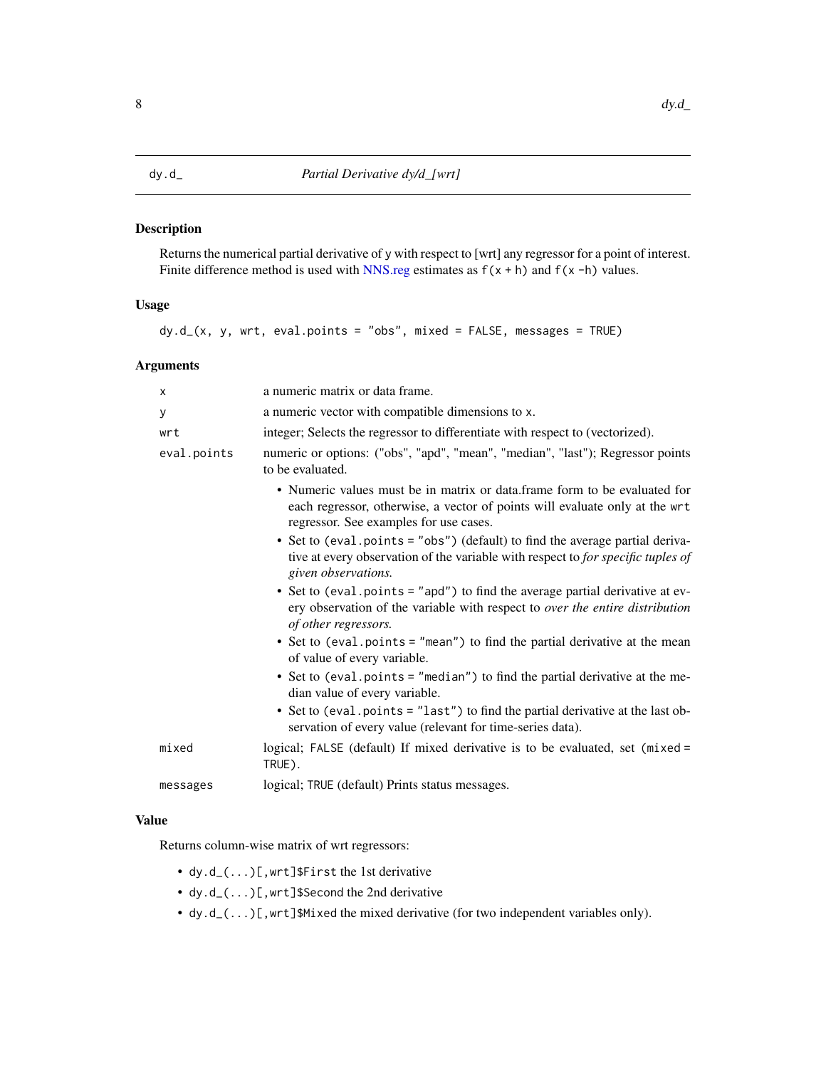# dy.d_ — *Partial Derivative dy/d_[wrt]*

## Description

Returns the numerical partial derivative of `y` with respect to [wrt] any regressor for a point of interest. Finite difference method is used with NNS.reg estimates as `f(x + h)` and `f(x -h)` values.

## Usage

```
dy.d_(x, y, wrt, eval.points = "obs", mixed = FALSE, messages = TRUE)
```

## Arguments

| | |
|---|---|
| `x` | a numeric matrix or data frame. |
| `y` | a numeric vector with compatible dimensions to `x`. |
| `wrt` | integer; Selects the regressor to differentiate with respect to (vectorized). |
| `eval.points` | numeric or options: ("obs", "apd", "mean", "median", "last"); Regressor points to be evaluated. <br> • Numeric values must be in matrix or data.frame form to be evaluated for each regressor, otherwise, a vector of points will evaluate only at the `wrt` regressor. See examples for use cases. <br> • Set to `(eval.points = "obs")` (default) to find the average partial derivative at every observation of the variable with respect to *for specific tuples of given observations.* <br> • Set to `(eval.points = "apd")` to find the average partial derivative at every observation of the variable with respect to *over the entire distribution of other regressors.* <br> • Set to `(eval.points = "mean")` to find the partial derivative at the mean of value of every variable. <br> • Set to `(eval.points = "median")` to find the partial derivative at the median value of every variable. <br> • Set to `(eval.points = "last")` to find the partial derivative at the last observation of every value (relevant for time-series data). |
| `mixed` | logical; `FALSE` (default) If mixed derivative is to be evaluated, set `(mixed = TRUE)`. |
| `messages` | logical; `TRUE` (default) Prints status messages. |

## Value

Returns column-wise matrix of wrt regressors:

- `dy.d_(...)[,wrt]$First` the 1st derivative
- `dy.d_(...)[,wrt]$Second` the 2nd derivative
- `dy.d_(...)[,wrt]$Mixed` the mixed derivative (for two independent variables only).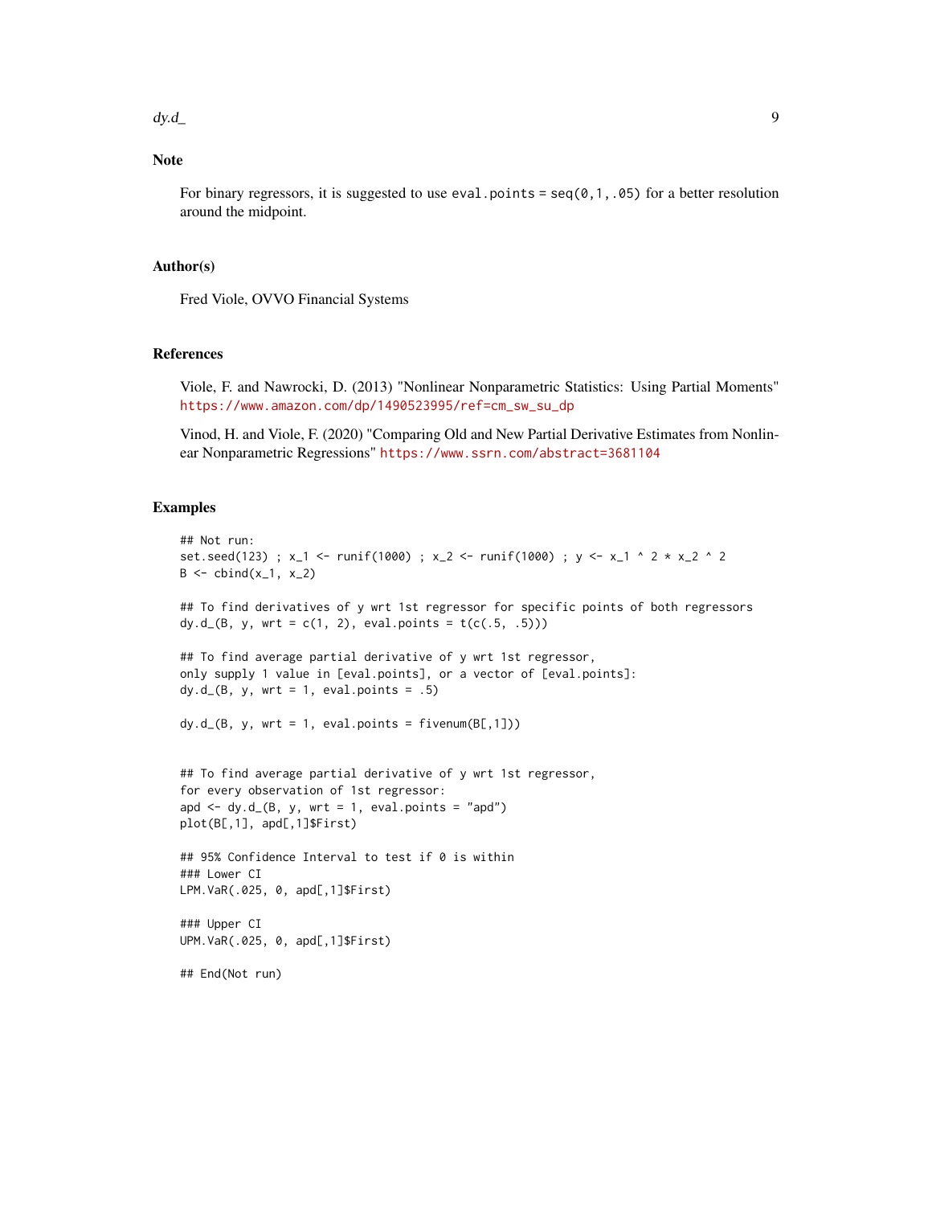## Note

For binary regressors, it is suggested to use `eval.points = seq(0,1,.05)` for a better resolution around the midpoint.

## Author(s)

Fred Viole, OVVO Financial Systems

## References

Viole, F. and Nawrocki, D. (2013) "Nonlinear Nonparametric Statistics: Using Partial Moments" https://www.amazon.com/dp/1490523995/ref=cm_sw_su_dp

Vinod, H. and Viole, F. (2020) "Comparing Old and New Partial Derivative Estimates from Nonlinear Nonparametric Regressions" https://www.ssrn.com/abstract=3681104

## Examples

```
## Not run:
set.seed(123) ; x_1 <- runif(1000) ; x_2 <- runif(1000) ; y <- x_1 ^ 2 * x_2 ^ 2
B <- cbind(x_1, x_2)

## To find derivatives of y wrt 1st regressor for specific points of both regressors
dy.d_(B, y, wrt = c(1, 2), eval.points = t(c(.5, .5)))

## To find average partial derivative of y wrt 1st regressor,
only supply 1 value in [eval.points], or a vector of [eval.points]:
dy.d_(B, y, wrt = 1, eval.points = .5)

dy.d_(B, y, wrt = 1, eval.points = fivenum(B[,1]))


## To find average partial derivative of y wrt 1st regressor,
for every observation of 1st regressor:
apd <- dy.d_(B, y, wrt = 1, eval.points = "apd")
plot(B[,1], apd[,1]$First)

## 95% Confidence Interval to test if 0 is within
### Lower CI
LPM.VaR(.025, 0, apd[,1]$First)

### Upper CI
UPM.VaR(.025, 0, apd[,1]$First)

## End(Not run)
```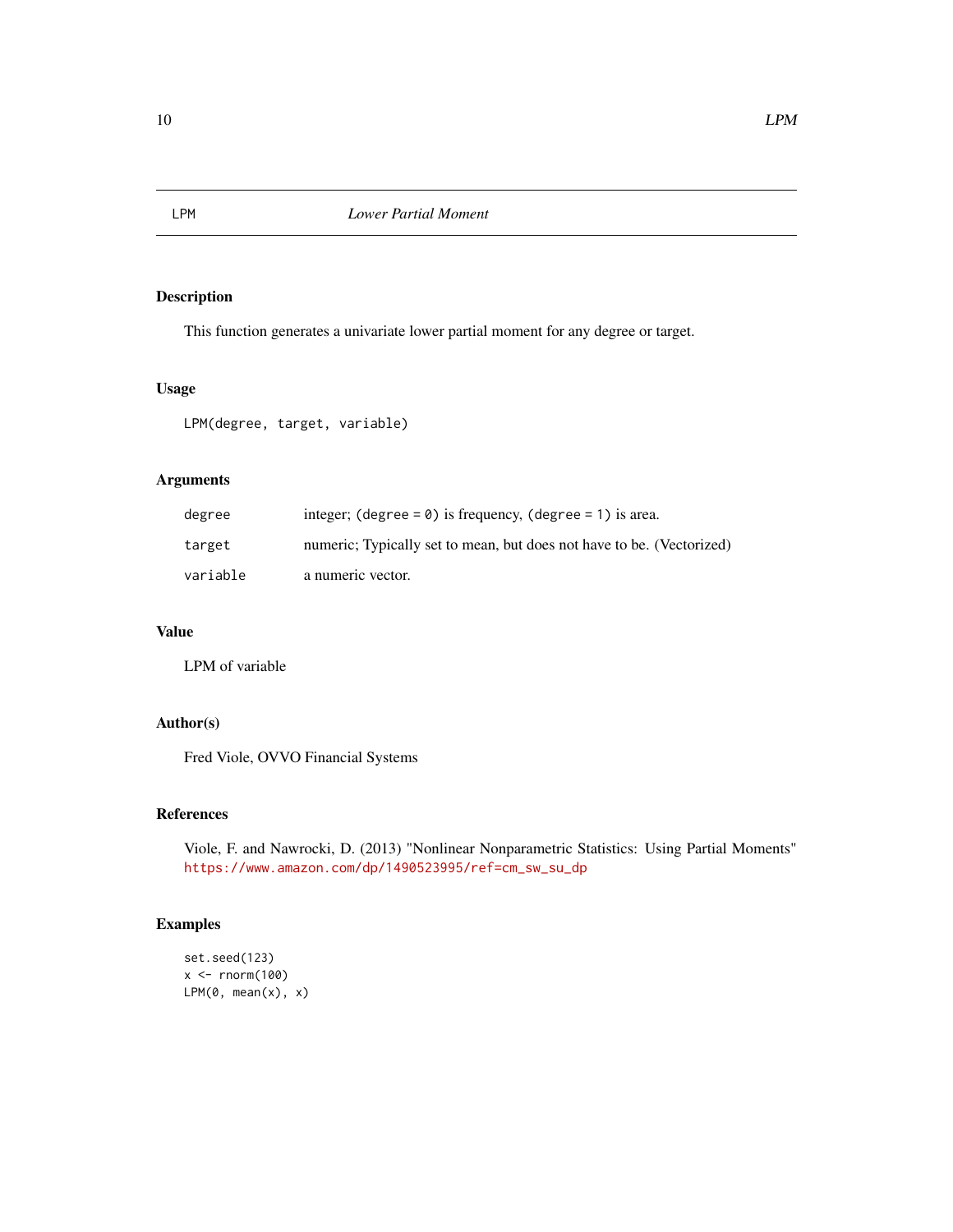# LPM — *Lower Partial Moment*

## Description

This function generates a univariate lower partial moment for any degree or target.

## Usage

```
LPM(degree, target, variable)
```

## Arguments

| | |
|---|---|
| `degree` | integer; (`degree = 0`) is frequency, (`degree = 1`) is area. |
| `target` | numeric; Typically set to mean, but does not have to be. (Vectorized) |
| `variable` | a numeric vector. |

## Value

LPM of variable

## Author(s)

Fred Viole, OVVO Financial Systems

## References

Viole, F. and Nawrocki, D. (2013) "Nonlinear Nonparametric Statistics: Using Partial Moments" https://www.amazon.com/dp/1490523995/ref=cm_sw_su_dp

## Examples

```
set.seed(123)
x <- rnorm(100)
LPM(0, mean(x), x)
```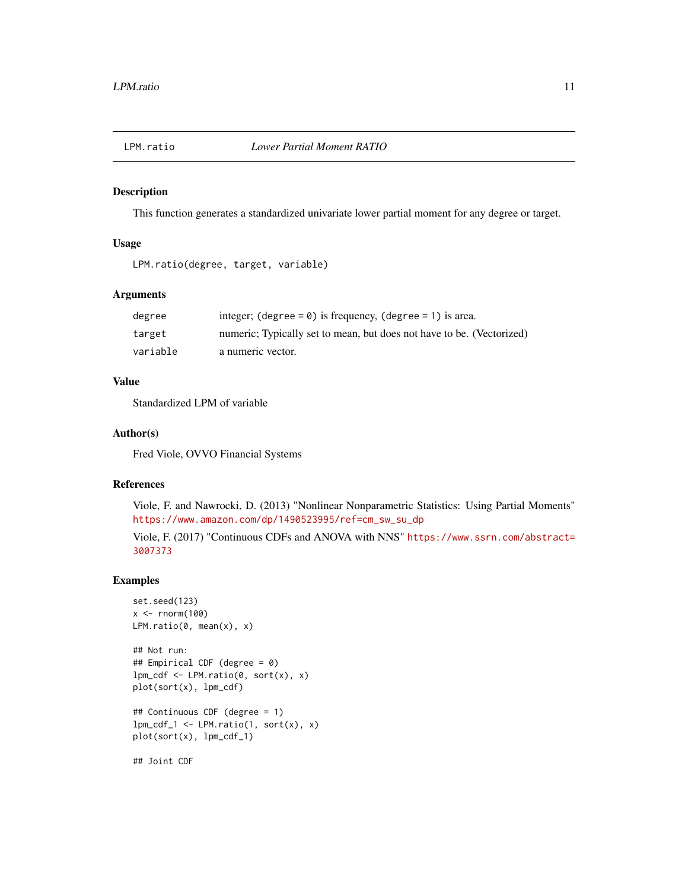## LPM.ratio — *Lower Partial Moment RATIO*

### Description

This function generates a standardized univariate lower partial moment for any degree or target.

### Usage

```
LPM.ratio(degree, target, variable)
```

### Arguments

| | |
|---|---|
| `degree` | integer; (`degree = 0`) is frequency, (`degree = 1`) is area. |
| `target` | numeric; Typically set to mean, but does not have to be. (Vectorized) |
| `variable` | a numeric vector. |

### Value

Standardized LPM of variable

### Author(s)

Fred Viole, OVVO Financial Systems

### References

Viole, F. and Nawrocki, D. (2013) "Nonlinear Nonparametric Statistics: Using Partial Moments" https://www.amazon.com/dp/1490523995/ref=cm_sw_su_dp

Viole, F. (2017) "Continuous CDFs and ANOVA with NNS" https://www.ssrn.com/abstract=3007373

### Examples

```
set.seed(123)
x <- rnorm(100)
LPM.ratio(0, mean(x), x)

## Not run:
## Empirical CDF (degree = 0)
lpm_cdf <- LPM.ratio(0, sort(x), x)
plot(sort(x), lpm_cdf)

## Continuous CDF (degree = 1)
lpm_cdf_1 <- LPM.ratio(1, sort(x), x)
plot(sort(x), lpm_cdf_1)

## Joint CDF
```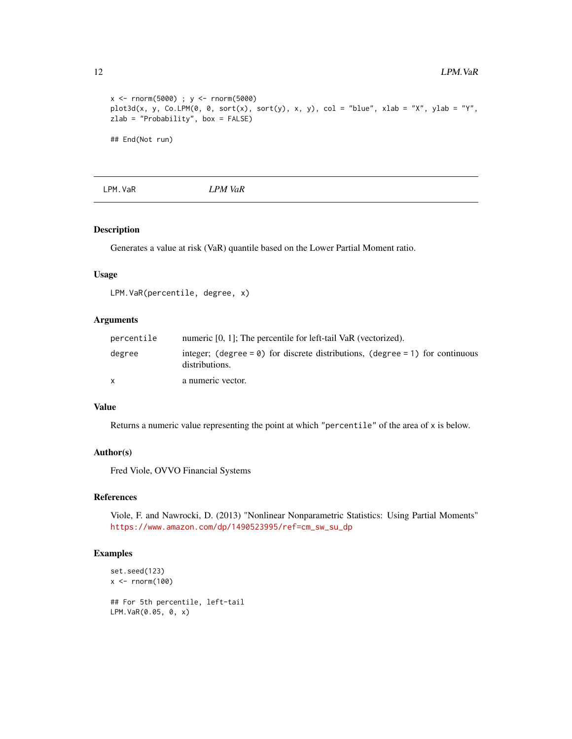```
x <- rnorm(5000) ; y <- rnorm(5000)
plot3d(x, y, Co.LPM(0, 0, sort(x), sort(y), x, y), col = "blue", xlab = "X", ylab = "Y",
zlab = "Probability", box = FALSE)

## End(Not run)
```

---

LPM.VaR *LPM VaR*

---

## Description

Generates a value at risk (VaR) quantile based on the Lower Partial Moment ratio.

## Usage

```
LPM.VaR(percentile, degree, x)
```

## Arguments

| | |
|---|---|
| percentile | numeric [0, 1]; The percentile for left-tail VaR (vectorized). |
| degree | integer; (degree = 0) for discrete distributions, (degree = 1) for continuous distributions. |
| x | a numeric vector. |

## Value

Returns a numeric value representing the point at which "percentile" of the area of x is below.

## Author(s)

Fred Viole, OVVO Financial Systems

## References

Viole, F. and Nawrocki, D. (2013) "Nonlinear Nonparametric Statistics: Using Partial Moments" https://www.amazon.com/dp/1490523995/ref=cm_sw_su_dp

## Examples

```
set.seed(123)
x <- rnorm(100)

## For 5th percentile, left-tail
LPM.VaR(0.05, 0, x)
```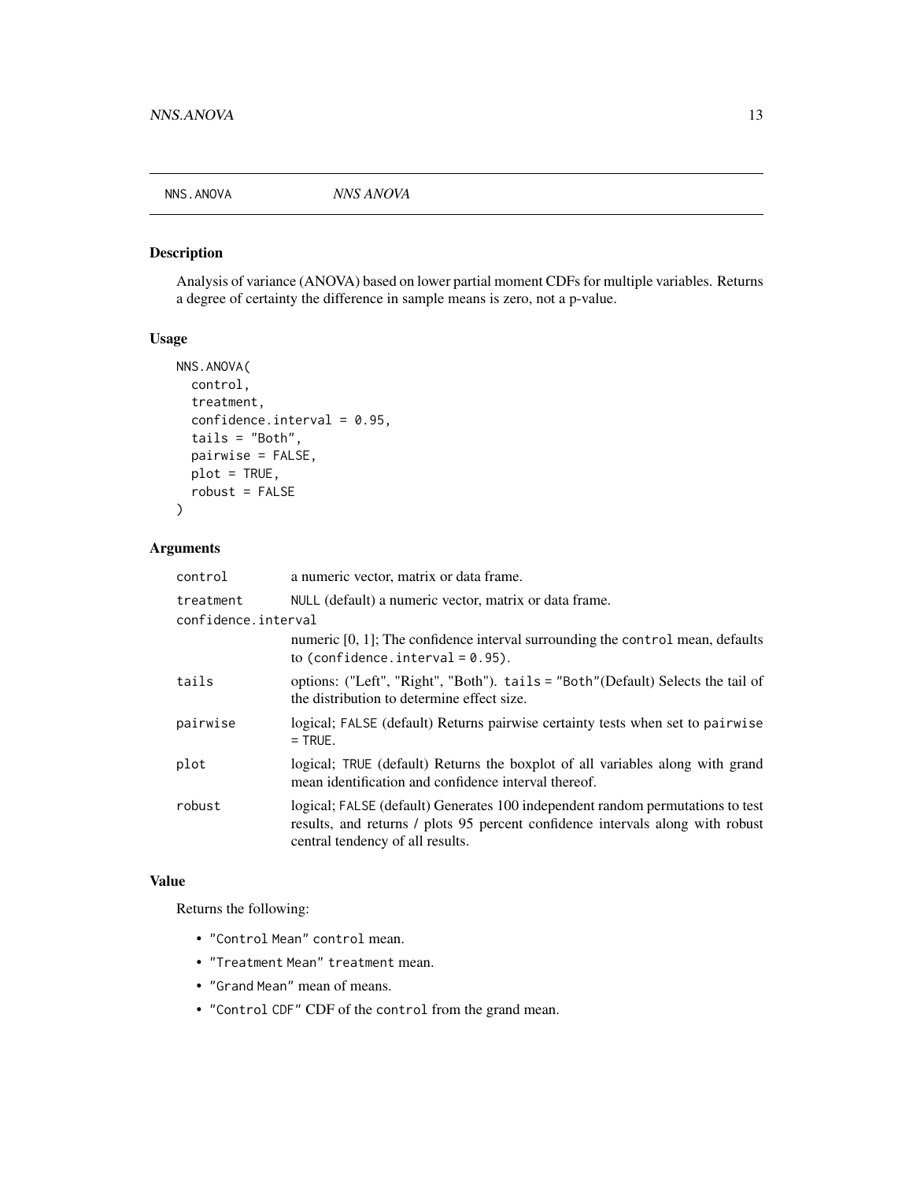## NNS.ANOVA — *NNS ANOVA*

### Description

Analysis of variance (ANOVA) based on lower partial moment CDFs for multiple variables. Returns a degree of certainty the difference in sample means is zero, not a p-value.

### Usage

```
NNS.ANOVA(
  control,
  treatment,
  confidence.interval = 0.95,
  tails = "Both",
  pairwise = FALSE,
  plot = TRUE,
  robust = FALSE
)
```

### Arguments

| Argument | Description |
| --- | --- |
| `control` | a numeric vector, matrix or data frame. |
| `treatment` | `NULL` (default) a numeric vector, matrix or data frame. |
| `confidence.interval` | numeric [0, 1]; The confidence interval surrounding the `control` mean, defaults to `(confidence.interval = 0.95)`. |
| `tails` | options: ("Left", "Right", "Both"). `tails = "Both"`(Default) Selects the tail of the distribution to determine effect size. |
| `pairwise` | logical; `FALSE` (default) Returns pairwise certainty tests when set to `pairwise = TRUE`. |
| `plot` | logical; `TRUE` (default) Returns the boxplot of all variables along with grand mean identification and confidence interval thereof. |
| `robust` | logical; `FALSE` (default) Generates 100 independent random permutations to test results, and returns / plots 95 percent confidence intervals along with robust central tendency of all results. |

### Value

Returns the following:

- `"Control Mean"` `control` mean.
- `"Treatment Mean"` `treatment` mean.
- `"Grand Mean"` mean of means.
- `"Control CDF"` CDF of the `control` from the grand mean.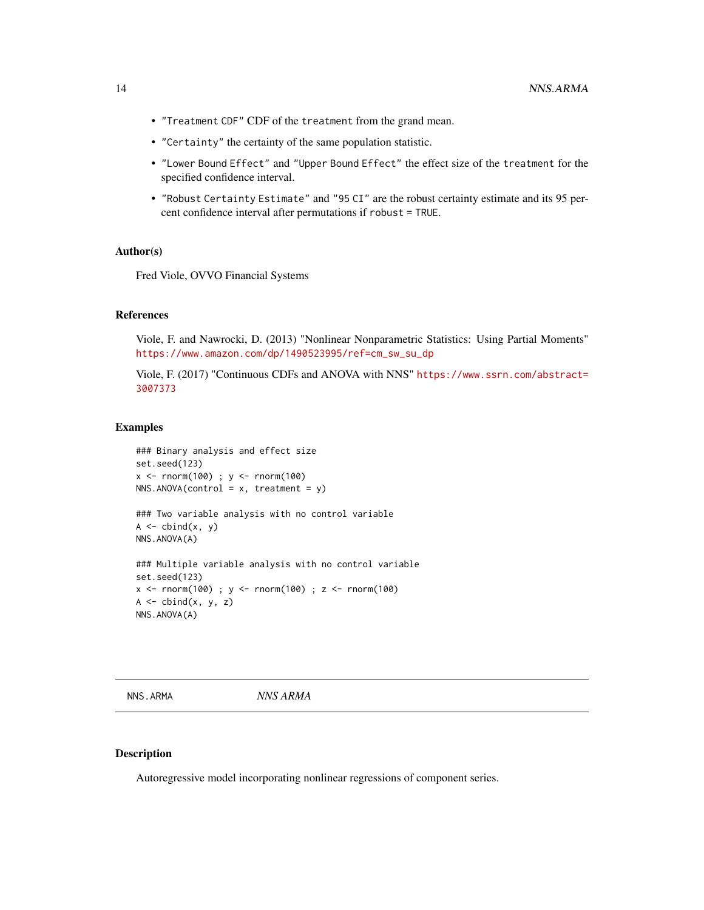- "Treatment CDF" CDF of the treatment from the grand mean.
- "Certainty" the certainty of the same population statistic.
- "Lower Bound Effect" and "Upper Bound Effect" the effect size of the treatment for the specified confidence interval.
- "Robust Certainty Estimate" and "95 CI" are the robust certainty estimate and its 95 percent confidence interval after permutations if robust = TRUE.

### Author(s)

Fred Viole, OVVO Financial Systems

### References

Viole, F. and Nawrocki, D. (2013) "Nonlinear Nonparametric Statistics: Using Partial Moments" https://www.amazon.com/dp/1490523995/ref=cm_sw_su_dp

Viole, F. (2017) "Continuous CDFs and ANOVA with NNS" https://www.ssrn.com/abstract=3007373

### Examples

```
### Binary analysis and effect size
set.seed(123)
x <- rnorm(100) ; y <- rnorm(100)
NNS.ANOVA(control = x, treatment = y)

### Two variable analysis with no control variable
A <- cbind(x, y)
NNS.ANOVA(A)

### Multiple variable analysis with no control variable
set.seed(123)
x <- rnorm(100) ; y <- rnorm(100) ; z <- rnorm(100)
A <- cbind(x, y, z)
NNS.ANOVA(A)
```

---

## NNS.ARMA &nbsp;&nbsp;&nbsp;&nbsp; *NNS ARMA*

### Description

Autoregressive model incorporating nonlinear regressions of component series.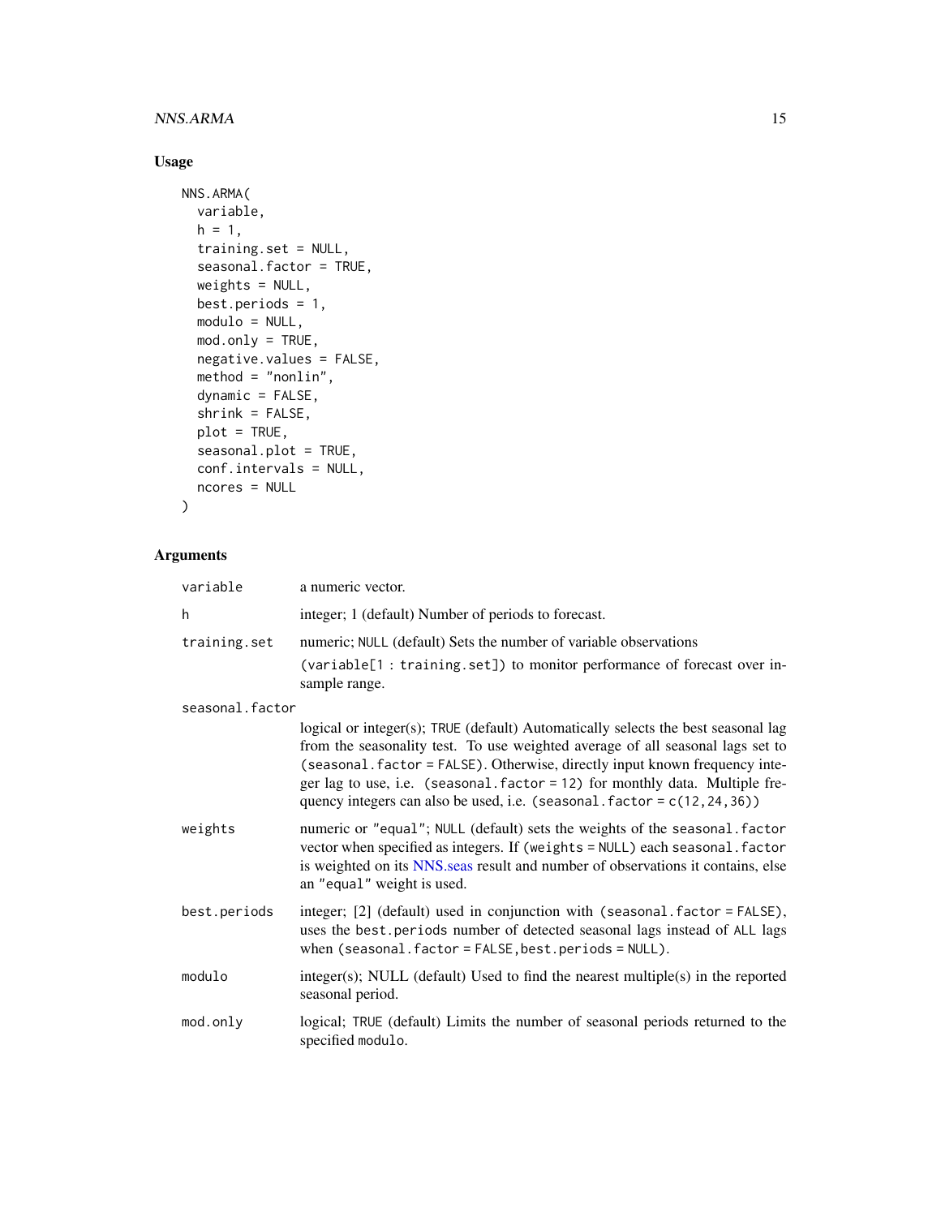## Usage

```
NNS.ARMA(
  variable,
  h = 1,
  training.set = NULL,
  seasonal.factor = TRUE,
  weights = NULL,
  best.periods = 1,
  modulo = NULL,
  mod.only = TRUE,
  negative.values = FALSE,
  method = "nonlin",
  dynamic = FALSE,
  shrink = FALSE,
  plot = TRUE,
  seasonal.plot = TRUE,
  conf.intervals = NULL,
  ncores = NULL
)
```

## Arguments

| | |
|---|---|
| variable | a numeric vector. |
| h | integer; 1 (default) Number of periods to forecast. |
| training.set | numeric; NULL (default) Sets the number of variable observations (variable[1 : training.set]) to monitor performance of forecast over in-sample range. |
| seasonal.factor | logical or integer(s); TRUE (default) Automatically selects the best seasonal lag from the seasonality test. To use weighted average of all seasonal lags set to (seasonal.factor = FALSE). Otherwise, directly input known frequency integer lag to use, i.e. (seasonal.factor = 12) for monthly data. Multiple frequency integers can also be used, i.e. (seasonal.factor = c(12,24,36)) |
| weights | numeric or "equal"; NULL (default) sets the weights of the seasonal.factor vector when specified as integers. If (weights = NULL) each seasonal.factor is weighted on its NNS.seas result and number of observations it contains, else an "equal" weight is used. |
| best.periods | integer; [2] (default) used in conjunction with (seasonal.factor = FALSE), uses the best.periods number of detected seasonal lags instead of ALL lags when (seasonal.factor = FALSE, best.periods = NULL). |
| modulo | integer(s); NULL (default) Used to find the nearest multiple(s) in the reported seasonal period. |
| mod.only | logical; TRUE (default) Limits the number of seasonal periods returned to the specified modulo. |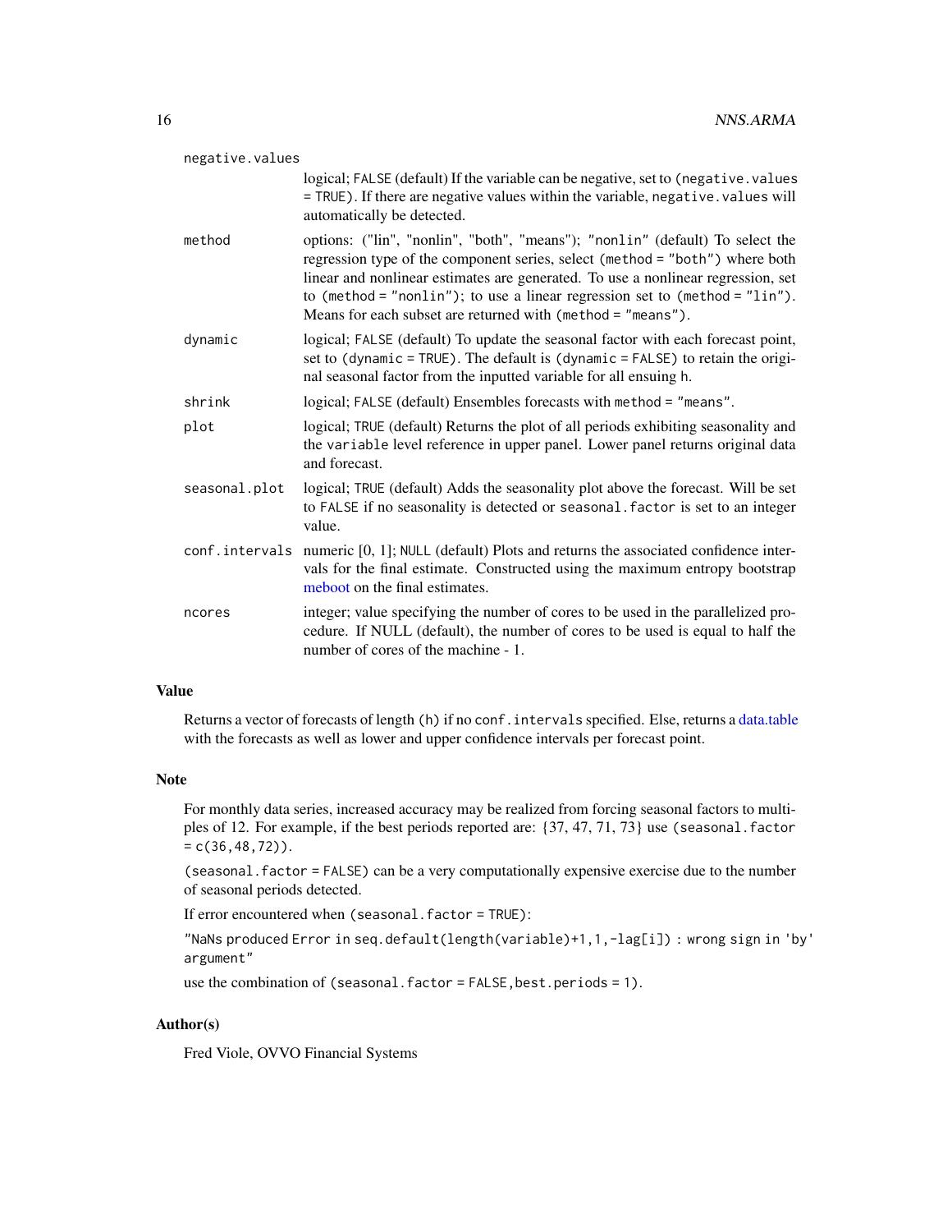| | |
|---|---|
| negative.values | logical; FALSE (default) If the variable can be negative, set to (negative.values = TRUE). If there are negative values within the variable, negative.values will automatically be detected. |
| method | options: ("lin", "nonlin", "both", "means"); "nonlin" (default) To select the regression type of the component series, select (method = "both") where both linear and nonlinear estimates are generated. To use a nonlinear regression, set to (method = "nonlin"); to use a linear regression set to (method = "lin"). Means for each subset are returned with (method = "means"). |
| dynamic | logical; FALSE (default) To update the seasonal factor with each forecast point, set to (dynamic = TRUE). The default is (dynamic = FALSE) to retain the original seasonal factor from the inputted variable for all ensuing h. |
| shrink | logical; FALSE (default) Ensembles forecasts with method = "means". |
| plot | logical; TRUE (default) Returns the plot of all periods exhibiting seasonality and the variable level reference in upper panel. Lower panel returns original data and forecast. |
| seasonal.plot | logical; TRUE (default) Adds the seasonality plot above the forecast. Will be set to FALSE if no seasonality is detected or seasonal.factor is set to an integer value. |
| conf.intervals | numeric [0, 1]; NULL (default) Plots and returns the associated confidence intervals for the final estimate. Constructed using the maximum entropy bootstrap meboot on the final estimates. |
| ncores | integer; value specifying the number of cores to be used in the parallelized procedure. If NULL (default), the number of cores to be used is equal to half the number of cores of the machine - 1. |

## Value

Returns a vector of forecasts of length (h) if no conf.intervals specified. Else, returns a data.table with the forecasts as well as lower and upper confidence intervals per forecast point.

## Note

For monthly data series, increased accuracy may be realized from forcing seasonal factors to multiples of 12. For example, if the best periods reported are: {37, 47, 71, 73} use (seasonal.factor = c(36,48,72)).

(seasonal.factor = FALSE) can be a very computationally expensive exercise due to the number of seasonal periods detected.

If error encountered when (seasonal.factor = TRUE):

"NaNs produced Error in seq.default(length(variable)+1,1,-lag[i]) : wrong sign in 'by' argument"

use the combination of (seasonal.factor = FALSE,best.periods = 1).

## Author(s)

Fred Viole, OVVO Financial Systems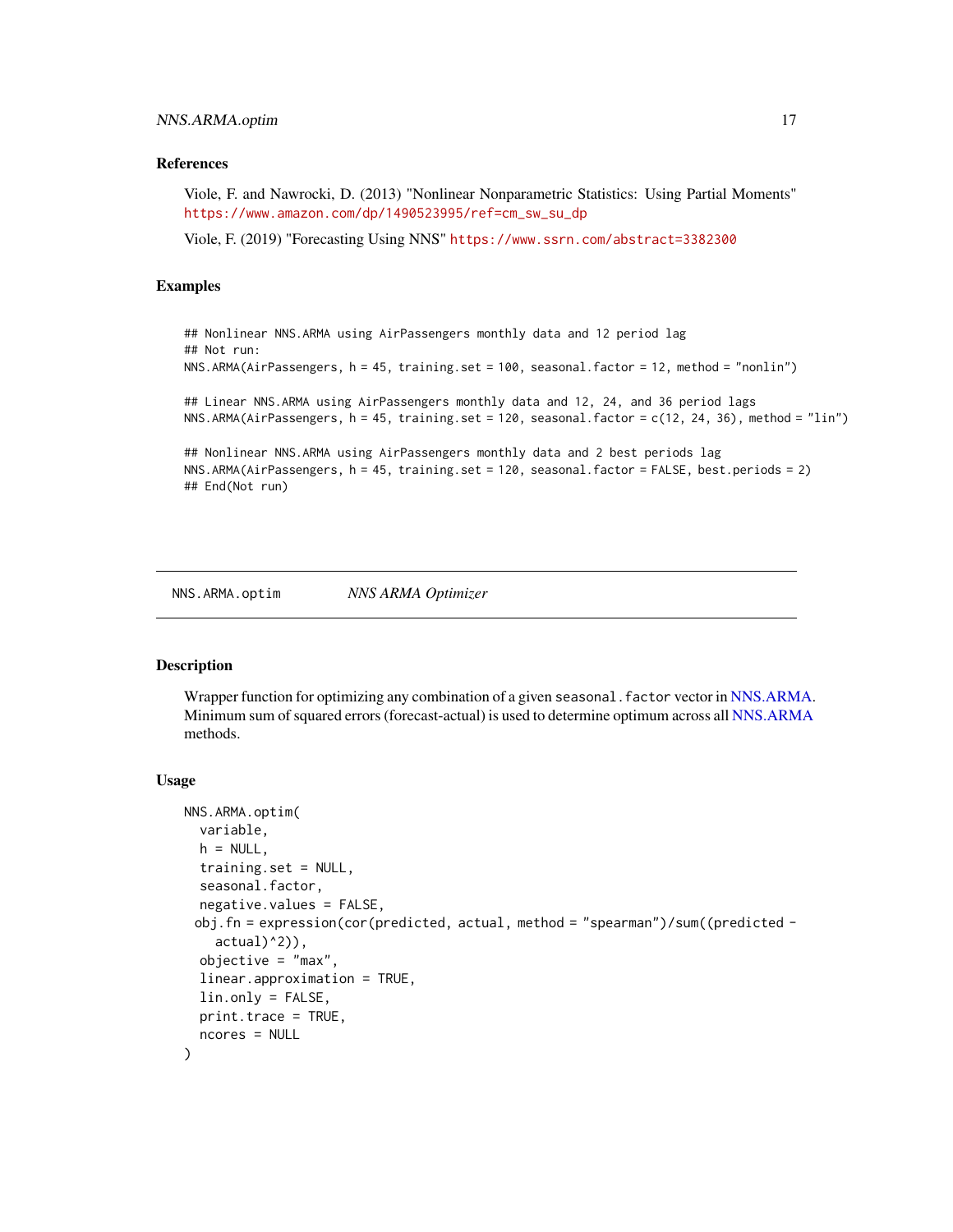### References

Viole, F. and Nawrocki, D. (2013) "Nonlinear Nonparametric Statistics: Using Partial Moments" https://www.amazon.com/dp/1490523995/ref=cm_sw_su_dp

Viole, F. (2019) "Forecasting Using NNS" https://www.ssrn.com/abstract=3382300

### Examples

```
## Nonlinear NNS.ARMA using AirPassengers monthly data and 12 period lag
## Not run:
NNS.ARMA(AirPassengers, h = 45, training.set = 100, seasonal.factor = 12, method = "nonlin")

## Linear NNS.ARMA using AirPassengers monthly data and 12, 24, and 36 period lags
NNS.ARMA(AirPassengers, h = 45, training.set = 120, seasonal.factor = c(12, 24, 36), method = "lin")

## Nonlinear NNS.ARMA using AirPassengers monthly data and 2 best periods lag
NNS.ARMA(AirPassengers, h = 45, training.set = 120, seasonal.factor = FALSE, best.periods = 2)
## End(Not run)
```

---

## NNS.ARMA.optim *NNS ARMA Optimizer*

---

### Description

Wrapper function for optimizing any combination of a given `seasonal.factor` vector in NNS.ARMA. Minimum sum of squared errors (forecast-actual) is used to determine optimum across all NNS.ARMA methods.

### Usage

```
NNS.ARMA.optim(
  variable,
  h = NULL,
  training.set = NULL,
  seasonal.factor,
  negative.values = FALSE,
 obj.fn = expression(cor(predicted, actual, method = "spearman")/sum((predicted -
    actual)^2)),
  objective = "max",
  linear.approximation = TRUE,
  lin.only = FALSE,
  print.trace = TRUE,
  ncores = NULL
)
```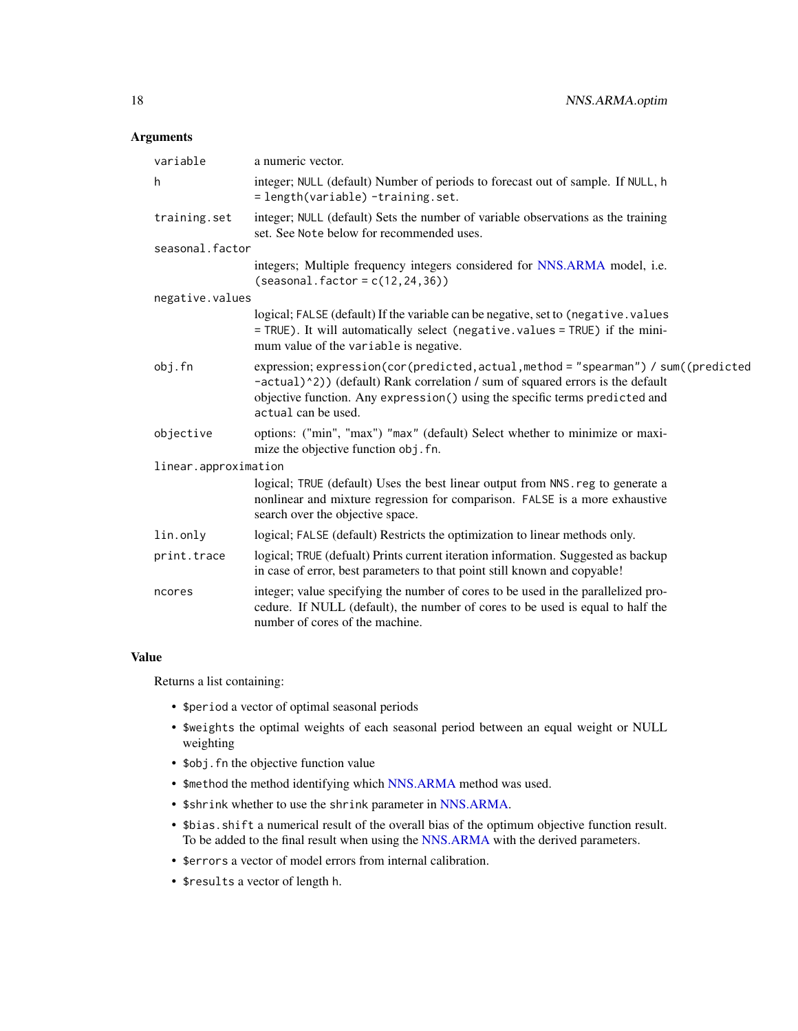## Arguments

- `variable` — a numeric vector.
- `h` — integer; `NULL` (default) Number of periods to forecast out of sample. If `NULL`, `h = length(variable) - training.set`.
- `training.set` — integer; `NULL` (default) Sets the number of variable observations as the training set. See `Note` below for recommended uses.
- `seasonal.factor` — integers; Multiple frequency integers considered for NNS.ARMA model, i.e. `(seasonal.factor = c(12,24,36))`
- `negative.values` — logical; `FALSE` (default) If the variable can be negative, set to `(negative.values = TRUE)`. It will automatically select `(negative.values = TRUE)` if the minimum value of the `variable` is negative.
- `obj.fn` — expression; `expression(cor(predicted,actual,method = "spearman") / sum((predicted -actual)^2))` (default) Rank correlation / sum of squared errors is the default objective function. Any `expression()` using the specific terms `predicted` and `actual` can be used.
- `objective` — options: ("min", "max") "max" (default) Select whether to minimize or maximize the objective function `obj.fn`.
- `linear.approximation` — logical; `TRUE` (default) Uses the best linear output from `NNS.reg` to generate a nonlinear and mixture regression for comparison. `FALSE` is a more exhaustive search over the objective space.
- `lin.only` — logical; `FALSE` (default) Restricts the optimization to linear methods only.
- `print.trace` — logical; `TRUE` (defualt) Prints current iteration information. Suggested as backup in case of error, best parameters to that point still known and copyable!
- `ncores` — integer; value specifying the number of cores to be used in the parallelized procedure. If NULL (default), the number of cores to be used is equal to half the number of cores of the machine.

## Value

Returns a list containing:

- `$period` a vector of optimal seasonal periods
- `$weights` the optimal weights of each seasonal period between an equal weight or NULL weighting
- `$obj.fn` the objective function value
- `$method` the method identifying which NNS.ARMA method was used.
- `$shrink` whether to use the `shrink` parameter in NNS.ARMA.
- `$bias.shift` a numerical result of the overall bias of the optimum objective function result. To be added to the final result when using the NNS.ARMA with the derived parameters.
- `$errors` a vector of model errors from internal calibration.
- `$results` a vector of length `h`.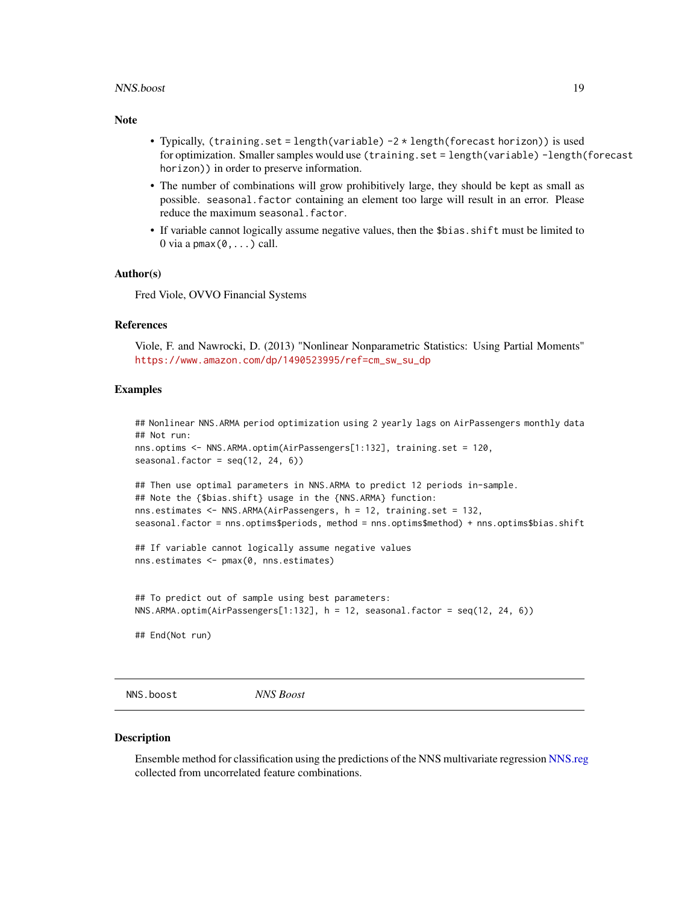### Note

- Typically, (`training.set = length(variable) - 2 * length(forecast horizon)`) is used for optimization. Smaller samples would use (`training.set = length(variable) - length(forecast horizon)`) in order to preserve information.
- The number of combinations will grow prohibitively large, they should be kept as small as possible. `seasonal.factor` containing an element too large will result in an error. Please reduce the maximum `seasonal.factor`.
- If variable cannot logically assume negative values, then the `$bias.shift` must be limited to 0 via a `pmax(0,...)` call.

### Author(s)

Fred Viole, OVVO Financial Systems

### References

Viole, F. and Nawrocki, D. (2013) "Nonlinear Nonparametric Statistics: Using Partial Moments" https://www.amazon.com/dp/1490523995/ref=cm_sw_su_dp

### Examples

```
## Nonlinear NNS.ARMA period optimization using 2 yearly lags on AirPassengers monthly data
## Not run:
nns.optims <- NNS.ARMA.optim(AirPassengers[1:132], training.set = 120,
seasonal.factor = seq(12, 24, 6))

## Then use optimal parameters in NNS.ARMA to predict 12 periods in-sample.
## Note the {$bias.shift} usage in the {NNS.ARMA} function:
nns.estimates <- NNS.ARMA(AirPassengers, h = 12, training.set = 132,
seasonal.factor = nns.optims$periods, method = nns.optims$method) + nns.optims$bias.shift

## If variable cannot logically assume negative values
nns.estimates <- pmax(0, nns.estimates)


## To predict out of sample using best parameters:
NNS.ARMA.optim(AirPassengers[1:132], h = 12, seasonal.factor = seq(12, 24, 6))

## End(Not run)
```

---

## NNS.boost *NNS Boost*

### Description

Ensemble method for classification using the predictions of the NNS multivariate regression NNS.reg collected from uncorrelated feature combinations.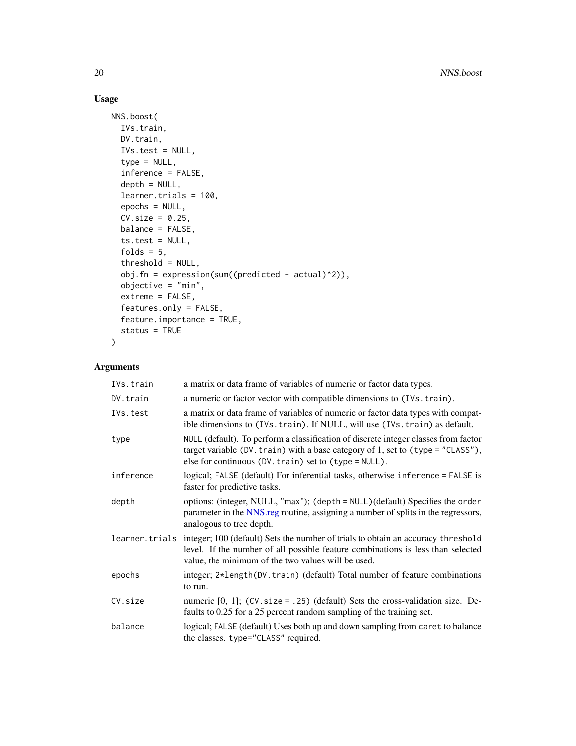## Usage

```
NNS.boost(
  IVs.train,
  DV.train,
  IVs.test = NULL,
  type = NULL,
  inference = FALSE,
  depth = NULL,
  learner.trials = 100,
  epochs = NULL,
  CV.size = 0.25,
  balance = FALSE,
  ts.test = NULL,
  folds = 5,
  threshold = NULL,
  obj.fn = expression(sum((predicted - actual)^2)),
  objective = "min",
  extreme = FALSE,
  features.only = FALSE,
  feature.importance = TRUE,
  status = TRUE
)
```

## Arguments

| | |
|---|---|
| `IVs.train` | a matrix or data frame of variables of numeric or factor data types. |
| `DV.train` | a numeric or factor vector with compatible dimensions to `(IVs.train)`. |
| `IVs.test` | a matrix or data frame of variables of numeric or factor data types with compatible dimensions to `(IVs.train)`. If NULL, will use `(IVs.train)` as default. |
| `type` | `NULL` (default). To perform a classification of discrete integer classes from factor target variable `(DV.train)` with a base category of 1, set to `(type = "CLASS")`, else for continuous `(DV.train)` set to `(type = NULL)`. |
| `inference` | logical; `FALSE` (default) For inferential tasks, otherwise `inference = FALSE` is faster for predictive tasks. |
| `depth` | options: (integer, NULL, "max"); `(depth = NULL)`(default) Specifies the `order` parameter in the NNS.reg routine, assigning a number of splits in the regressors, analogous to tree depth. |
| `learner.trials` | integer; 100 (default) Sets the number of trials to obtain an accuracy `threshold` level. If the number of all possible feature combinations is less than selected value, the minimum of the two values will be used. |
| `epochs` | integer; `2*length(DV.train)` (default) Total number of feature combinations to run. |
| `CV.size` | numeric [0, 1]; `(CV.size = .25)` (default) Sets the cross-validation size. Defaults to 0.25 for a 25 percent random sampling of the training set. |
| `balance` | logical; `FALSE` (default) Uses both up and down sampling from `caret` to balance the classes. `type="CLASS"` required. |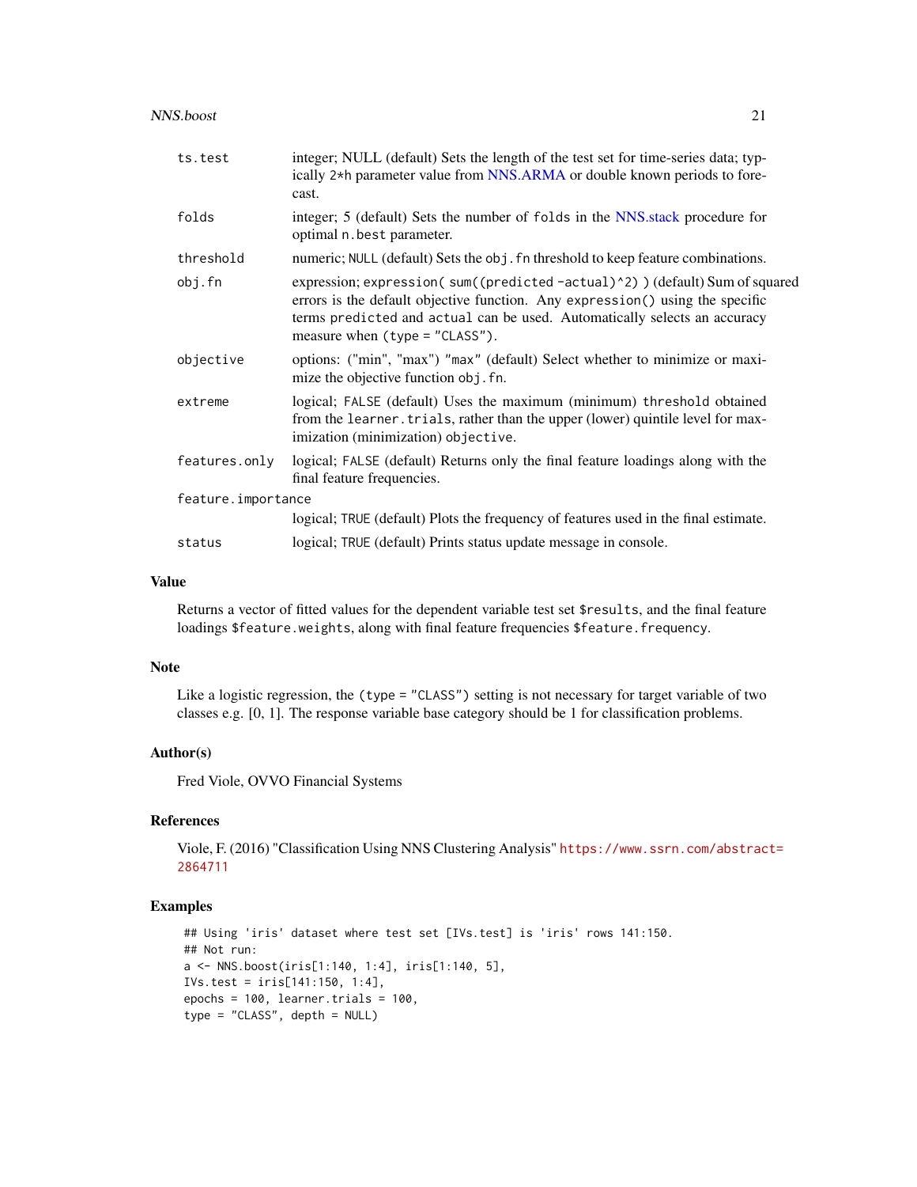| | |
|---|---|
| ts.test | integer; NULL (default) Sets the length of the test set for time-series data; typically 2*h parameter value from NNS.ARMA or double known periods to forecast. |
| folds | integer; 5 (default) Sets the number of folds in the NNS.stack procedure for optimal n.best parameter. |
| threshold | numeric; NULL (default) Sets the obj.fn threshold to keep feature combinations. |
| obj.fn | expression; expression( sum((predicted -actual)^2) ) (default) Sum of squared errors is the default objective function. Any expression() using the specific terms predicted and actual can be used. Automatically selects an accuracy measure when (type = "CLASS"). |
| objective | options: ("min", "max") "max" (default) Select whether to minimize or maximize the objective function obj.fn. |
| extreme | logical; FALSE (default) Uses the maximum (minimum) threshold obtained from the learner.trials, rather than the upper (lower) quintile level for maximization (minimization) objective. |
| features.only | logical; FALSE (default) Returns only the final feature loadings along with the final feature frequencies. |
| feature.importance | logical; TRUE (default) Plots the frequency of features used in the final estimate. |
| status | logical; TRUE (default) Prints status update message in console. |

## Value

Returns a vector of fitted values for the dependent variable test set $results, and the final feature loadings $feature.weights, along with final feature frequencies $feature.frequency.

## Note

Like a logistic regression, the (type = "CLASS") setting is not necessary for target variable of two classes e.g. [0, 1]. The response variable base category should be 1 for classification problems.

## Author(s)

Fred Viole, OVVO Financial Systems

## References

Viole, F. (2016) "Classification Using NNS Clustering Analysis" https://www.ssrn.com/abstract=2864711

## Examples

```
## Using 'iris' dataset where test set [IVs.test] is 'iris' rows 141:150.
## Not run:
a <- NNS.boost(iris[1:140, 1:4], iris[1:140, 5],
IVs.test = iris[141:150, 1:4],
epochs = 100, learner.trials = 100,
type = "CLASS", depth = NULL)
```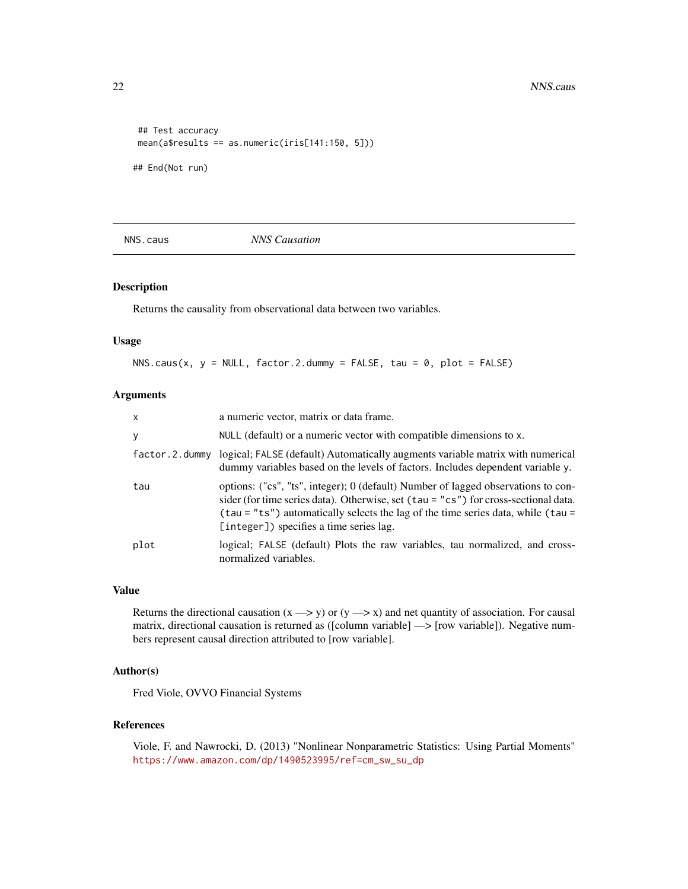```
## Test accuracy
mean(a$results == as.numeric(iris[141:150, 5]))

## End(Not run)
```

---

## NNS.caus *NNS Causation*

### Description

Returns the causality from observational data between two variables.

### Usage

```
NNS.caus(x, y = NULL, factor.2.dummy = FALSE, tau = 0, plot = FALSE)
```

### Arguments

| | |
|---|---|
| `x` | a numeric vector, matrix or data frame. |
| `y` | `NULL` (default) or a numeric vector with compatible dimensions to `x`. |
| `factor.2.dummy` | logical; `FALSE` (default) Automatically augments variable matrix with numerical dummy variables based on the levels of factors. Includes dependent variable `y`. |
| `tau` | options: ("cs", "ts", integer); 0 (default) Number of lagged observations to consider (for time series data). Otherwise, set `(tau = "cs")` for cross-sectional data. `(tau = "ts")` automatically selects the lag of the time series data, while `(tau = [integer])` specifies a time series lag. |
| `plot` | logical; `FALSE` (default) Plots the raw variables, tau normalized, and cross-normalized variables. |

### Value

Returns the directional causation (x —> y) or (y —> x) and net quantity of association. For causal matrix, directional causation is returned as ([column variable] —> [row variable]). Negative numbers represent causal direction attributed to [row variable].

### Author(s)

Fred Viole, OVVO Financial Systems

### References

Viole, F. and Nawrocki, D. (2013) "Nonlinear Nonparametric Statistics: Using Partial Moments" https://www.amazon.com/dp/1490523995/ref=cm_sw_su_dp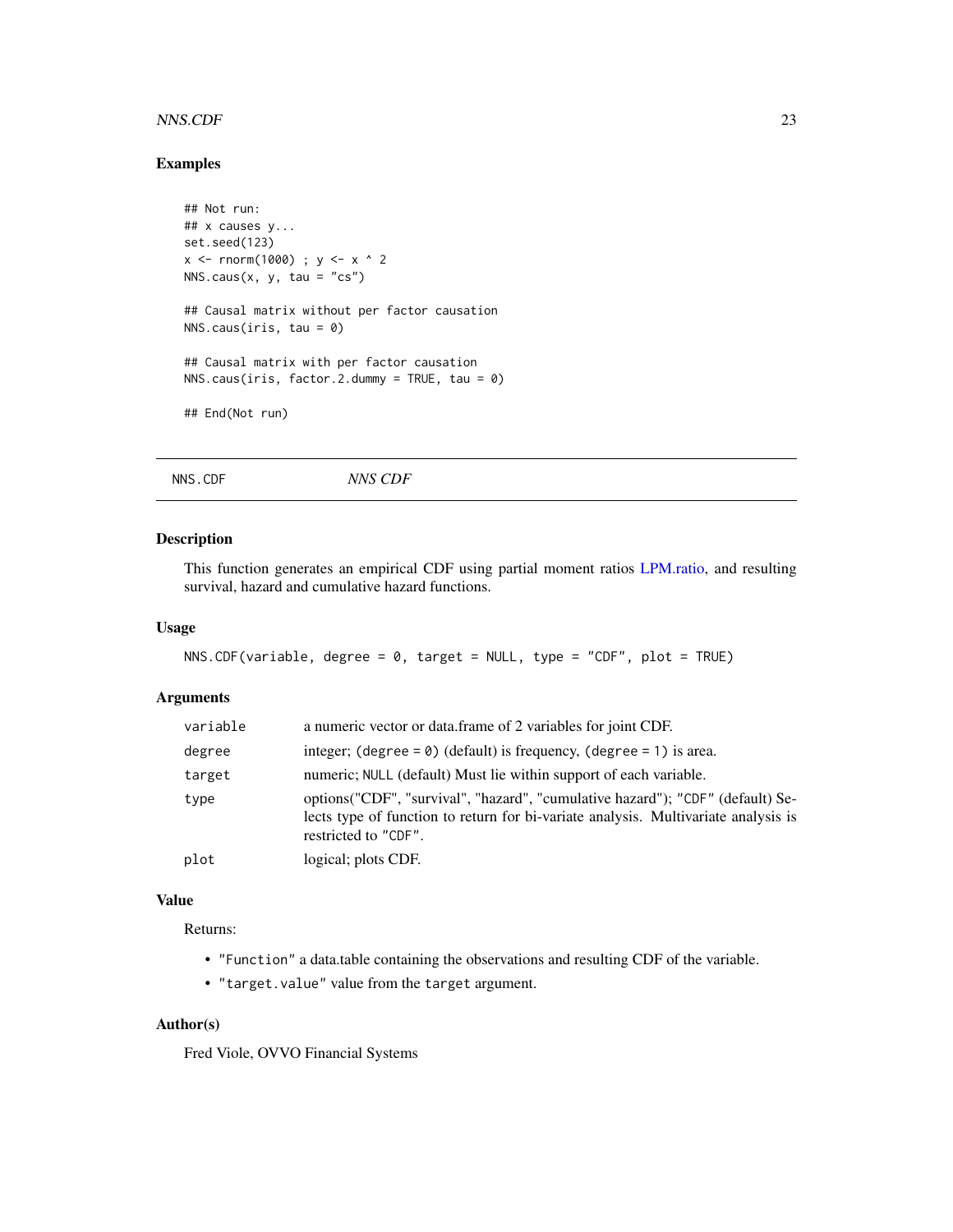## Examples

```
## Not run:
## x causes y...
set.seed(123)
x <- rnorm(1000) ; y <- x ^ 2
NNS.caus(x, y, tau = "cs")

## Causal matrix without per factor causation
NNS.caus(iris, tau = 0)

## Causal matrix with per factor causation
NNS.caus(iris, factor.2.dummy = TRUE, tau = 0)

## End(Not run)
```

---

# NNS.CDF *NNS CDF*

---

## Description

This function generates an empirical CDF using partial moment ratios LPM.ratio, and resulting survival, hazard and cumulative hazard functions.

## Usage

```
NNS.CDF(variable, degree = 0, target = NULL, type = "CDF", plot = TRUE)
```

## Arguments

| | |
|---|---|
| `variable` | a numeric vector or data.frame of 2 variables for joint CDF. |
| `degree` | integer; `(degree = 0)` (default) is frequency, `(degree = 1)` is area. |
| `target` | numeric; `NULL` (default) Must lie within support of each variable. |
| `type` | options("CDF", "survival", "hazard", "cumulative hazard"); `"CDF"` (default) Selects type of function to return for bi-variate analysis. Multivariate analysis is restricted to `"CDF"`. |
| `plot` | logical; plots CDF. |

## Value

Returns:

- `"Function"` a data.table containing the observations and resulting CDF of the variable.
- `"target.value"` value from the `target` argument.

## Author(s)

Fred Viole, OVVO Financial Systems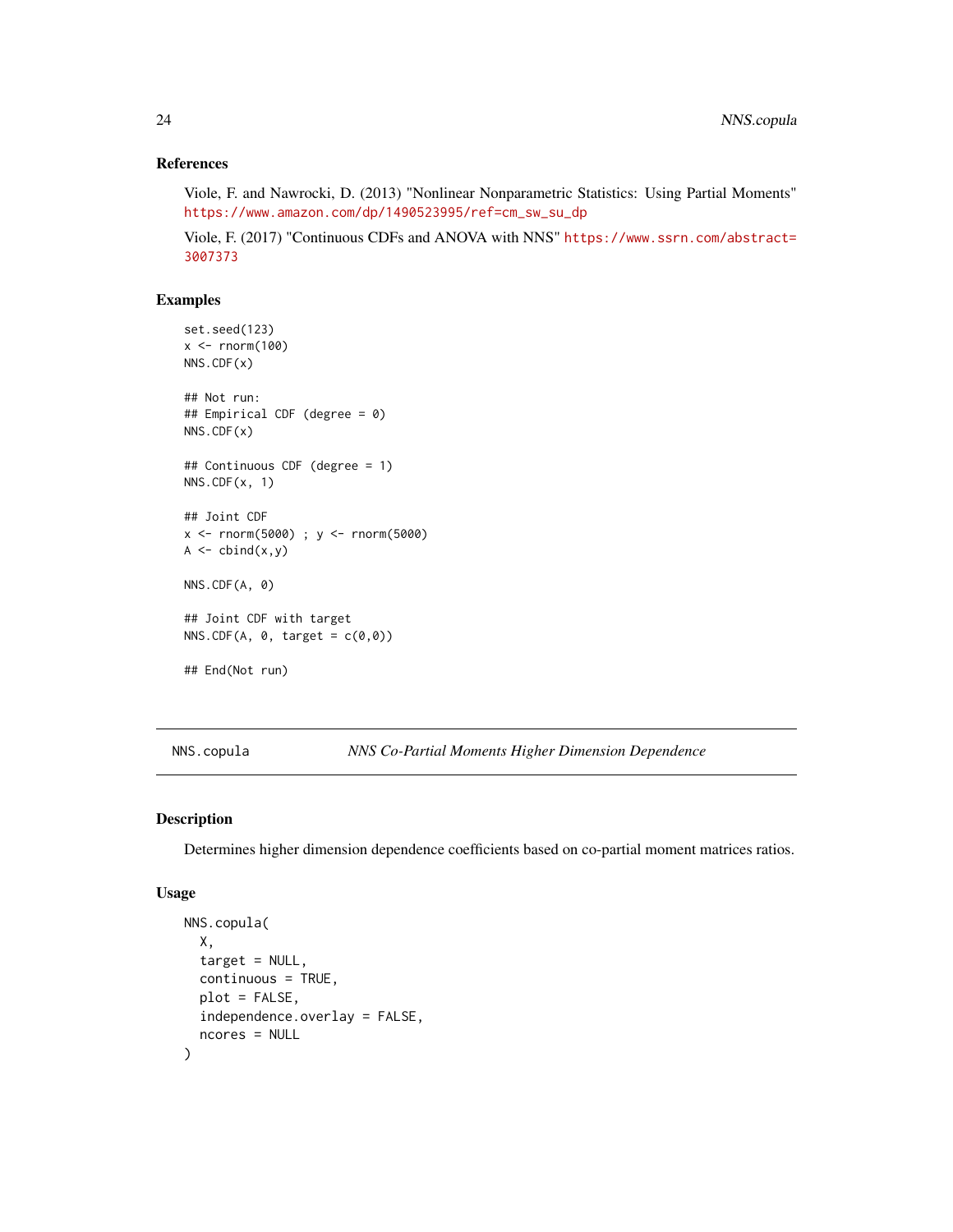### References

Viole, F. and Nawrocki, D. (2013) "Nonlinear Nonparametric Statistics: Using Partial Moments" https://www.amazon.com/dp/1490523995/ref=cm_sw_su_dp

Viole, F. (2017) "Continuous CDFs and ANOVA with NNS" https://www.ssrn.com/abstract=3007373

### Examples

```
set.seed(123)
x <- rnorm(100)
NNS.CDF(x)

## Not run:
## Empirical CDF (degree = 0)
NNS.CDF(x)

## Continuous CDF (degree = 1)
NNS.CDF(x, 1)

## Joint CDF
x <- rnorm(5000) ; y <- rnorm(5000)
A <- cbind(x,y)

NNS.CDF(A, 0)

## Joint CDF with target
NNS.CDF(A, 0, target = c(0,0))

## End(Not run)
```

---

## NNS.copula — *NNS Co-Partial Moments Higher Dimension Dependence*

### Description

Determines higher dimension dependence coefficients based on co-partial moment matrices ratios.

### Usage

```
NNS.copula(
  X,
  target = NULL,
  continuous = TRUE,
  plot = FALSE,
  independence.overlay = FALSE,
  ncores = NULL
)
```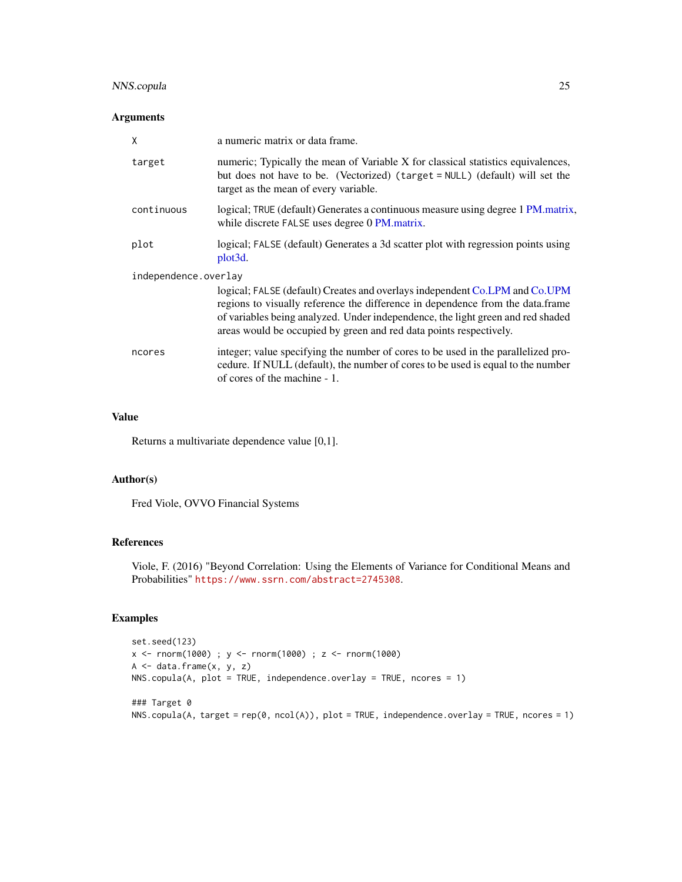## Arguments

| | |
|---|---|
| `X` | a numeric matrix or data frame. |
| `target` | numeric; Typically the mean of Variable X for classical statistics equivalences, but does not have to be. (Vectorized) `(target = NULL)` (default) will set the target as the mean of every variable. |
| `continuous` | logical; `TRUE` (default) Generates a continuous measure using degree 1 PM.matrix, while discrete `FALSE` uses degree 0 PM.matrix. |
| `plot` | logical; `FALSE` (default) Generates a 3d scatter plot with regression points using plot3d. |
| `independence.overlay` | logical; `FALSE` (default) Creates and overlays independent Co.LPM and Co.UPM regions to visually reference the difference in dependence from the data.frame of variables being analyzed. Under independence, the light green and red shaded areas would be occupied by green and red data points respectively. |
| `ncores` | integer; value specifying the number of cores to be used in the parallelized procedure. If NULL (default), the number of cores to be used is equal to the number of cores of the machine - 1. |

## Value

Returns a multivariate dependence value [0,1].

## Author(s)

Fred Viole, OVVO Financial Systems

## References

Viole, F. (2016) "Beyond Correlation: Using the Elements of Variance for Conditional Means and Probabilities" https://www.ssrn.com/abstract=2745308.

## Examples

```
set.seed(123)
x <- rnorm(1000) ; y <- rnorm(1000) ; z <- rnorm(1000)
A <- data.frame(x, y, z)
NNS.copula(A, plot = TRUE, independence.overlay = TRUE, ncores = 1)

### Target 0
NNS.copula(A, target = rep(0, ncol(A)), plot = TRUE, independence.overlay = TRUE, ncores = 1)
```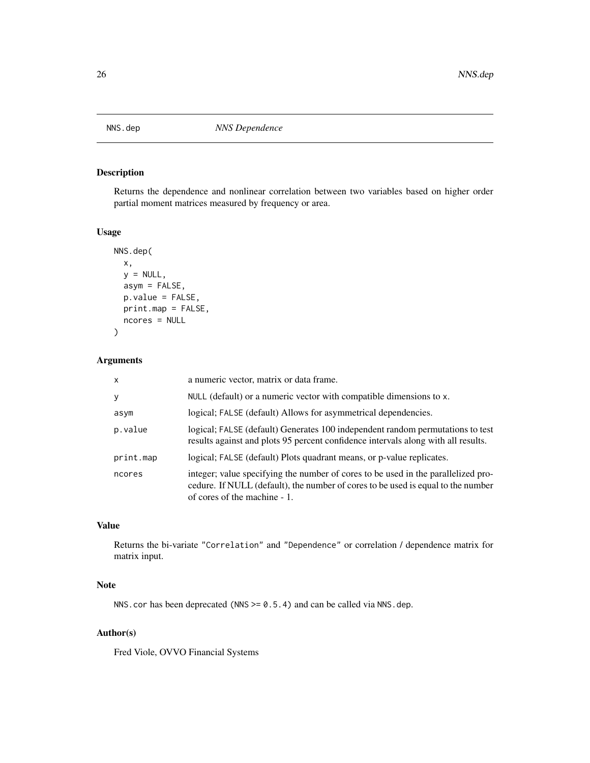## NNS.dep *NNS Dependence*

### Description

Returns the dependence and nonlinear correlation between two variables based on higher order partial moment matrices measured by frequency or area.

### Usage

```
NNS.dep(
  x,
  y = NULL,
  asym = FALSE,
  p.value = FALSE,
  print.map = FALSE,
  ncores = NULL
)
```

### Arguments

| | |
|---|---|
| `x` | a numeric vector, matrix or data frame. |
| `y` | `NULL` (default) or a numeric vector with compatible dimensions to `x`. |
| `asym` | logical; `FALSE` (default) Allows for asymmetrical dependencies. |
| `p.value` | logical; `FALSE` (default) Generates 100 independent random permutations to test results against and plots 95 percent confidence intervals along with all results. |
| `print.map` | logical; `FALSE` (default) Plots quadrant means, or p-value replicates. |
| `ncores` | integer; value specifying the number of cores to be used in the parallelized procedure. If NULL (default), the number of cores to be used is equal to the number of cores of the machine - 1. |

### Value

Returns the bi-variate `"Correlation"` and `"Dependence"` or correlation / dependence matrix for matrix input.

### Note

`NNS.cor` has been deprecated (`NNS >= 0.5.4`) and can be called via `NNS.dep`.

### Author(s)

Fred Viole, OVVO Financial Systems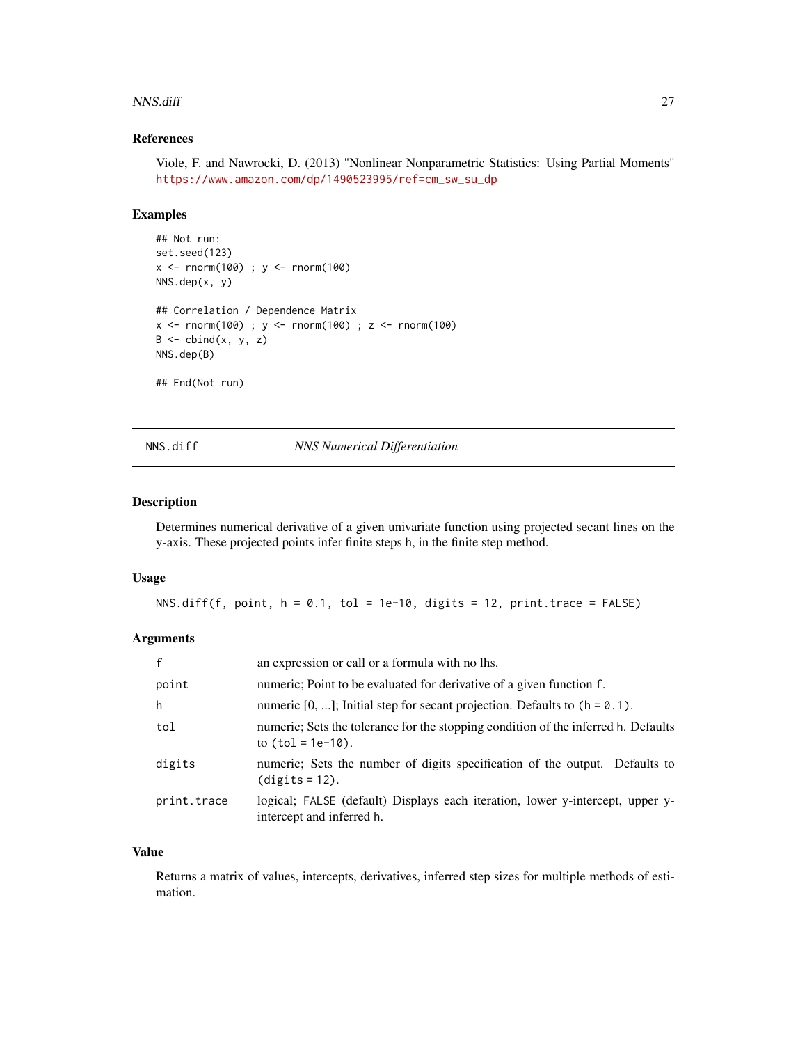### References

Viole, F. and Nawrocki, D. (2013) "Nonlinear Nonparametric Statistics: Using Partial Moments" https://www.amazon.com/dp/1490523995/ref=cm_sw_su_dp

### Examples

```
## Not run:
set.seed(123)
x <- rnorm(100) ; y <- rnorm(100)
NNS.dep(x, y)

## Correlation / Dependence Matrix
x <- rnorm(100) ; y <- rnorm(100) ; z <- rnorm(100)
B <- cbind(x, y, z)
NNS.dep(B)

## End(Not run)
```

---

## NNS.diff &nbsp;&nbsp;&nbsp;&nbsp; *NNS Numerical Differentiation*

### Description

Determines numerical derivative of a given univariate function using projected secant lines on the y-axis. These projected points infer finite steps h, in the finite step method.

### Usage

```
NNS.diff(f, point, h = 0.1, tol = 1e-10, digits = 12, print.trace = FALSE)
```

### Arguments

| | |
|---|---|
| f | an expression or call or a formula with no lhs. |
| point | numeric; Point to be evaluated for derivative of a given function f. |
| h | numeric [0, ...]; Initial step for secant projection. Defaults to (h = 0.1). |
| tol | numeric; Sets the tolerance for the stopping condition of the inferred h. Defaults to (tol = 1e-10). |
| digits | numeric; Sets the number of digits specification of the output. Defaults to (digits = 12). |
| print.trace | logical; FALSE (default) Displays each iteration, lower y-intercept, upper y-intercept and inferred h. |

### Value

Returns a matrix of values, intercepts, derivatives, inferred step sizes for multiple methods of estimation.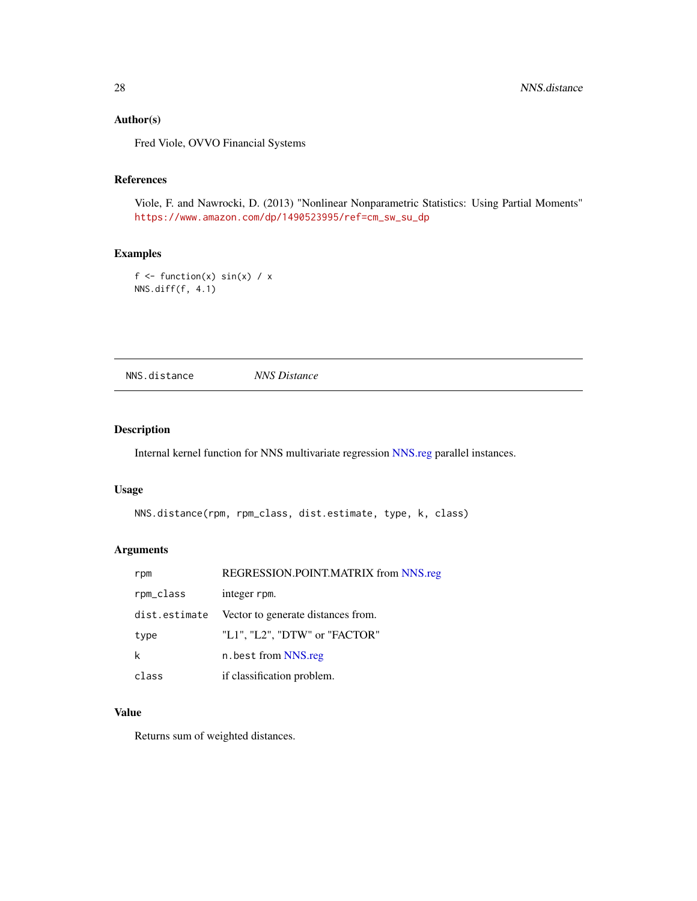### Author(s)

Fred Viole, OVVO Financial Systems

### References

Viole, F. and Nawrocki, D. (2013) "Nonlinear Nonparametric Statistics: Using Partial Moments" https://www.amazon.com/dp/1490523995/ref=cm_sw_su_dp

### Examples

```
f <- function(x) sin(x) / x
NNS.diff(f, 4.1)
```

---

## NNS.distance — *NNS Distance*

---

### Description

Internal kernel function for NNS multivariate regression NNS.reg parallel instances.

### Usage

```
NNS.distance(rpm, rpm_class, dist.estimate, type, k, class)
```

### Arguments

| | |
|---|---|
| `rpm` | REGRESSION.POINT.MATRIX from NNS.reg |
| `rpm_class` | integer `rpm`. |
| `dist.estimate` | Vector to generate distances from. |
| `type` | "L1", "L2", "DTW" or "FACTOR" |
| `k` | `n.best` from NNS.reg |
| `class` | if classification problem. |

### Value

Returns sum of weighted distances.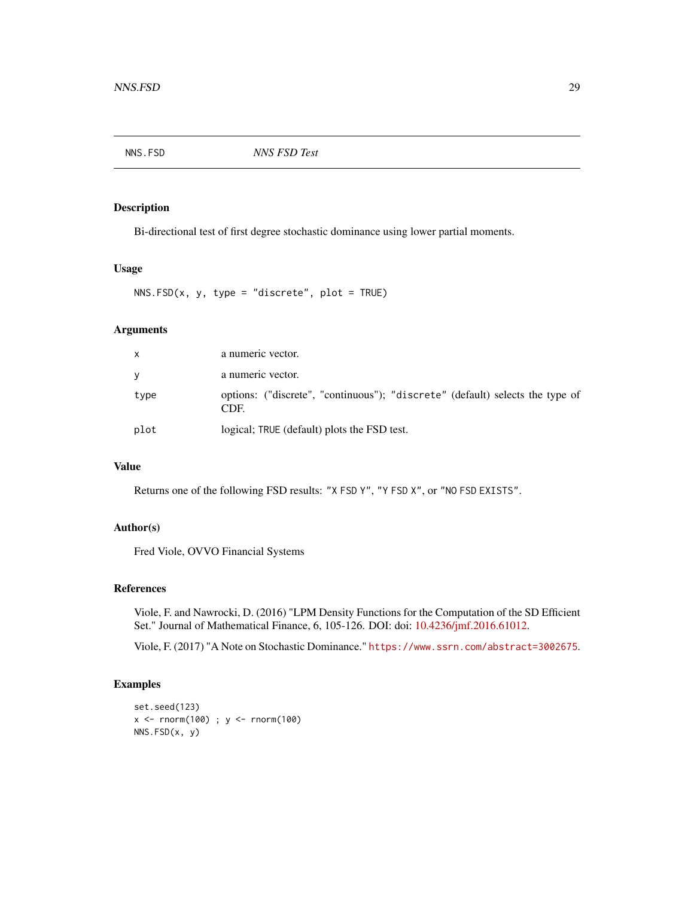## NNS.FSD *NNS FSD Test*

### Description

Bi-directional test of first degree stochastic dominance using lower partial moments.

### Usage

```
NNS.FSD(x, y, type = "discrete", plot = TRUE)
```

### Arguments

| | |
|---|---|
| x | a numeric vector. |
| y | a numeric vector. |
| type | options: ("discrete", "continuous"); `"discrete"` (default) selects the type of CDF. |
| plot | logical; `TRUE` (default) plots the FSD test. |

### Value

Returns one of the following FSD results: `"X FSD Y"`, `"Y FSD X"`, or `"NO FSD EXISTS"`.

### Author(s)

Fred Viole, OVVO Financial Systems

### References

Viole, F. and Nawrocki, D. (2016) "LPM Density Functions for the Computation of the SD Efficient Set." Journal of Mathematical Finance, 6, 105-126. DOI: doi: 10.4236/jmf.2016.61012.

Viole, F. (2017) "A Note on Stochastic Dominance." https://www.ssrn.com/abstract=3002675.

### Examples

```
set.seed(123)
x <- rnorm(100) ; y <- rnorm(100)
NNS.FSD(x, y)
```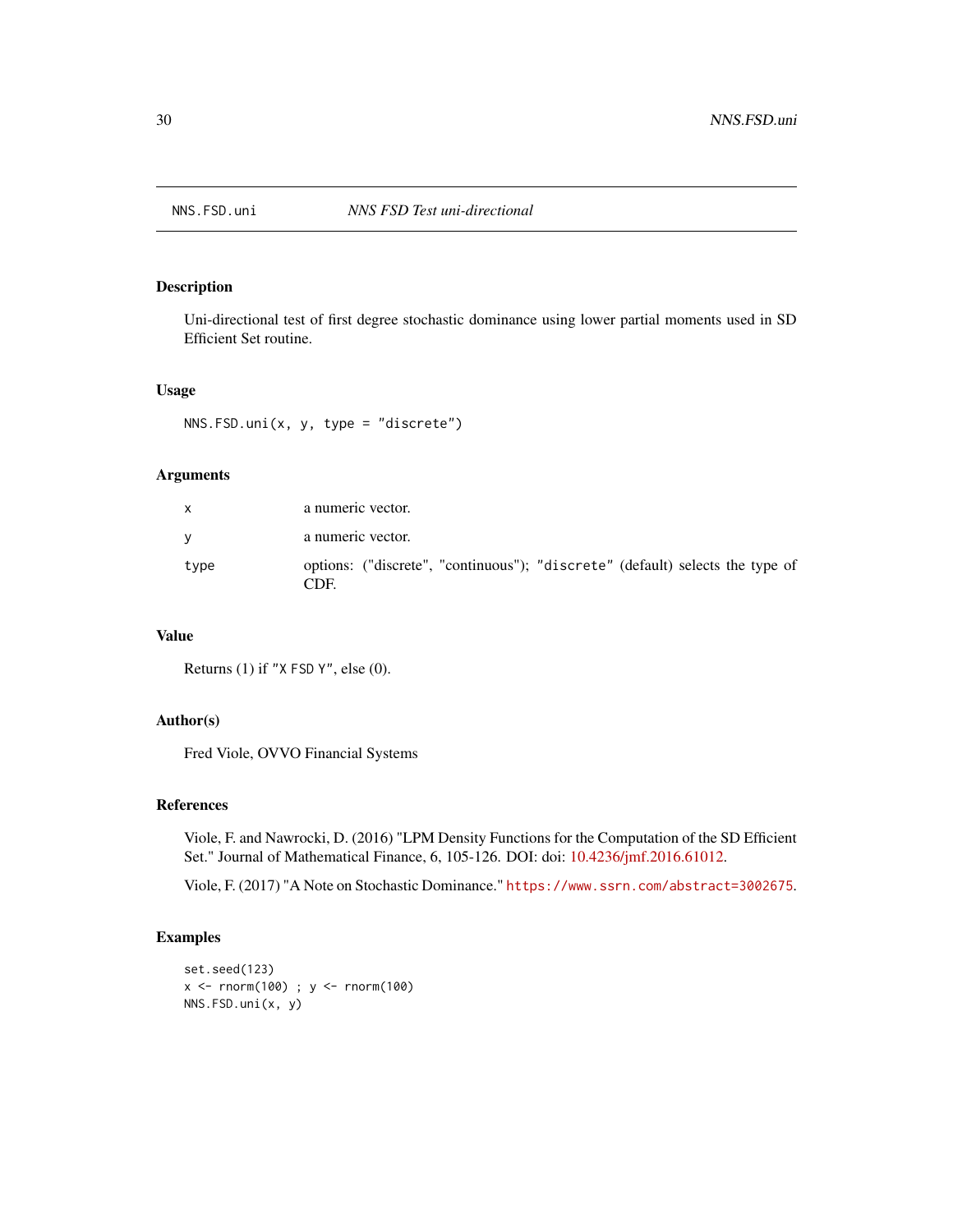NNS.FSD.uni *NNS FSD Test uni-directional*

## Description

Uni-directional test of first degree stochastic dominance using lower partial moments used in SD Efficient Set routine.

## Usage

```
NNS.FSD.uni(x, y, type = "discrete")
```

## Arguments

| | |
|---|---|
| x | a numeric vector. |
| y | a numeric vector. |
| type | options: ("discrete", "continuous"); "discrete" (default) selects the type of CDF. |

## Value

Returns (1) if "X FSD Y", else (0).

## Author(s)

Fred Viole, OVVO Financial Systems

## References

Viole, F. and Nawrocki, D. (2016) "LPM Density Functions for the Computation of the SD Efficient Set." Journal of Mathematical Finance, 6, 105-126. DOI: doi: 10.4236/jmf.2016.61012.

Viole, F. (2017) "A Note on Stochastic Dominance." https://www.ssrn.com/abstract=3002675.

## Examples

```
set.seed(123)
x <- rnorm(100) ; y <- rnorm(100)
NNS.FSD.uni(x, y)
```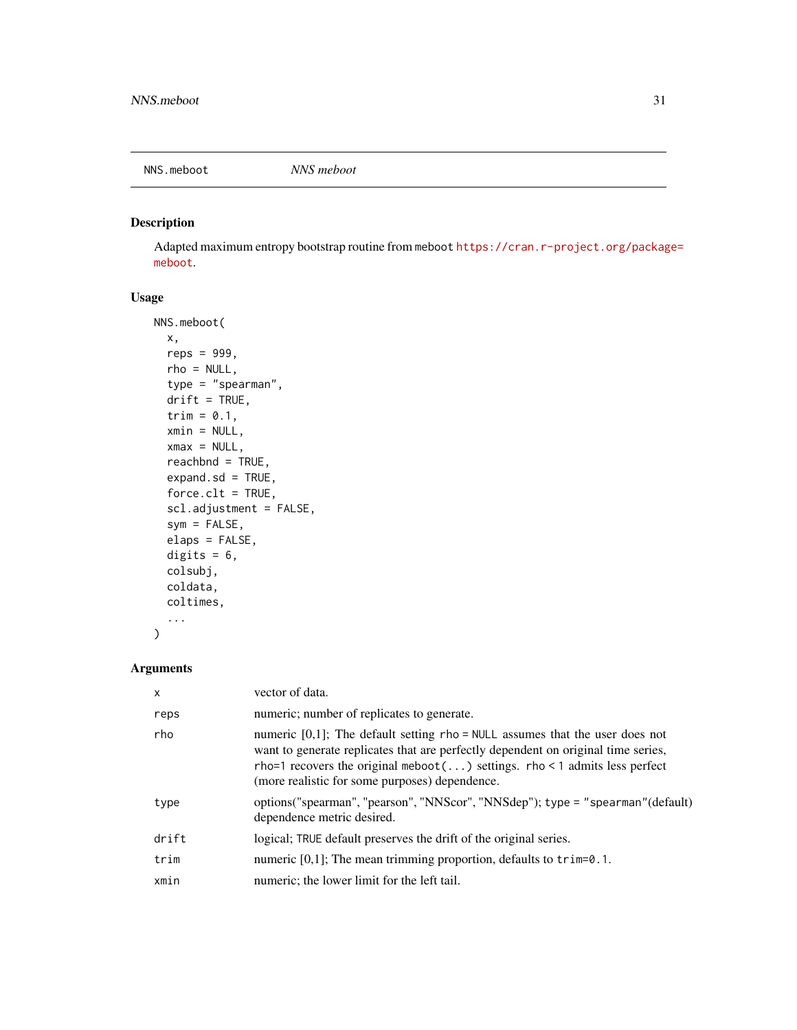## NNS.meboot

*NNS meboot*

### Description

Adapted maximum entropy bootstrap routine from meboot https://cran.r-project.org/package=meboot.

### Usage

```
NNS.meboot(
  x,
  reps = 999,
  rho = NULL,
  type = "spearman",
  drift = TRUE,
  trim = 0.1,
  xmin = NULL,
  xmax = NULL,
  reachbnd = TRUE,
  expand.sd = TRUE,
  force.clt = TRUE,
  scl.adjustment = FALSE,
  sym = FALSE,
  elaps = FALSE,
  digits = 6,
  colsubj,
  coldata,
  coltimes,
  ...
)
```

### Arguments

| | |
|---|---|
| x | vector of data. |
| reps | numeric; number of replicates to generate. |
| rho | numeric [0,1]; The default setting rho = NULL assumes that the user does not want to generate replicates that are perfectly dependent on original time series, rho=1 recovers the original meboot(...) settings. rho < 1 admits less perfect (more realistic for some purposes) dependence. |
| type | options("spearman", "pearson", "NNScor", "NNSdep"); type = "spearman"(default) dependence metric desired. |
| drift | logical; TRUE default preserves the drift of the original series. |
| trim | numeric [0,1]; The mean trimming proportion, defaults to trim=0.1. |
| xmin | numeric; the lower limit for the left tail. |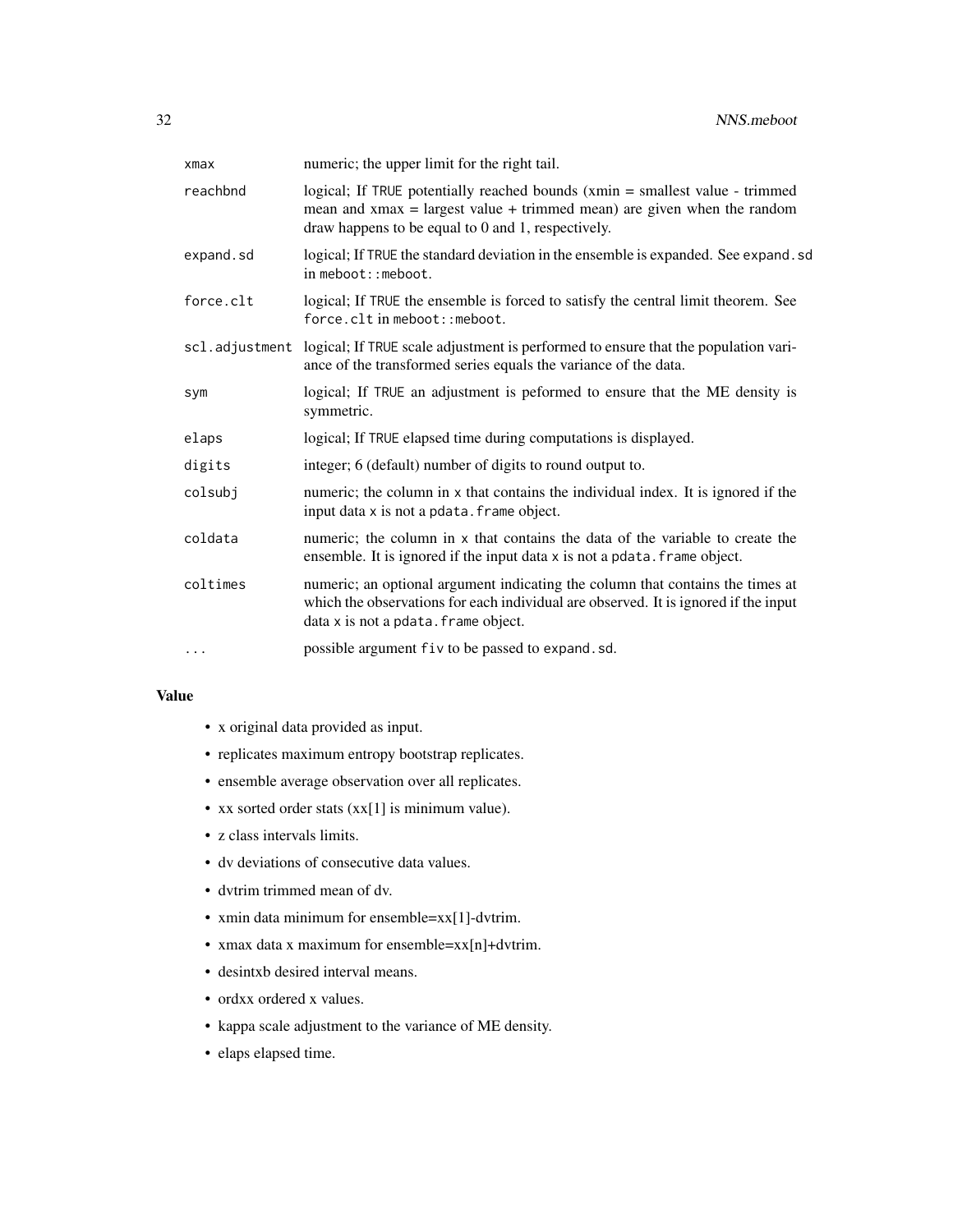| | |
|---|---|
| `xmax` | numeric; the upper limit for the right tail. |
| `reachbnd` | logical; If `TRUE` potentially reached bounds (xmin = smallest value - trimmed mean and xmax = largest value + trimmed mean) are given when the random draw happens to be equal to 0 and 1, respectively. |
| `expand.sd` | logical; If `TRUE` the standard deviation in the ensemble is expanded. See `expand.sd` in `meboot::meboot`. |
| `force.clt` | logical; If `TRUE` the ensemble is forced to satisfy the central limit theorem. See `force.clt` in `meboot::meboot`. |
| `scl.adjustment` | logical; If `TRUE` scale adjustment is performed to ensure that the population variance of the transformed series equals the variance of the data. |
| `sym` | logical; If `TRUE` an adjustment is peformed to ensure that the ME density is symmetric. |
| `elaps` | logical; If `TRUE` elapsed time during computations is displayed. |
| `digits` | integer; 6 (default) number of digits to round output to. |
| `colsubj` | numeric; the column in `x` that contains the individual index. It is ignored if the input data `x` is not a `pdata.frame` object. |
| `coldata` | numeric; the column in `x` that contains the data of the variable to create the ensemble. It is ignored if the input data `x` is not a `pdata.frame` object. |
| `coltimes` | numeric; an optional argument indicating the column that contains the times at which the observations for each individual are observed. It is ignored if the input data `x` is not a `pdata.frame` object. |
| `...` | possible argument `fiv` to be passed to `expand.sd`. |

## Value

- x original data provided as input.
- replicates maximum entropy bootstrap replicates.
- ensemble average observation over all replicates.
- xx sorted order stats (xx[1] is minimum value).
- z class intervals limits.
- dv deviations of consecutive data values.
- dvtrim trimmed mean of dv.
- xmin data minimum for ensemble=xx[1]-dvtrim.
- xmax data x maximum for ensemble=xx[n]+dvtrim.
- desintxb desired interval means.
- ordxx ordered x values.
- kappa scale adjustment to the variance of ME density.
- elaps elapsed time.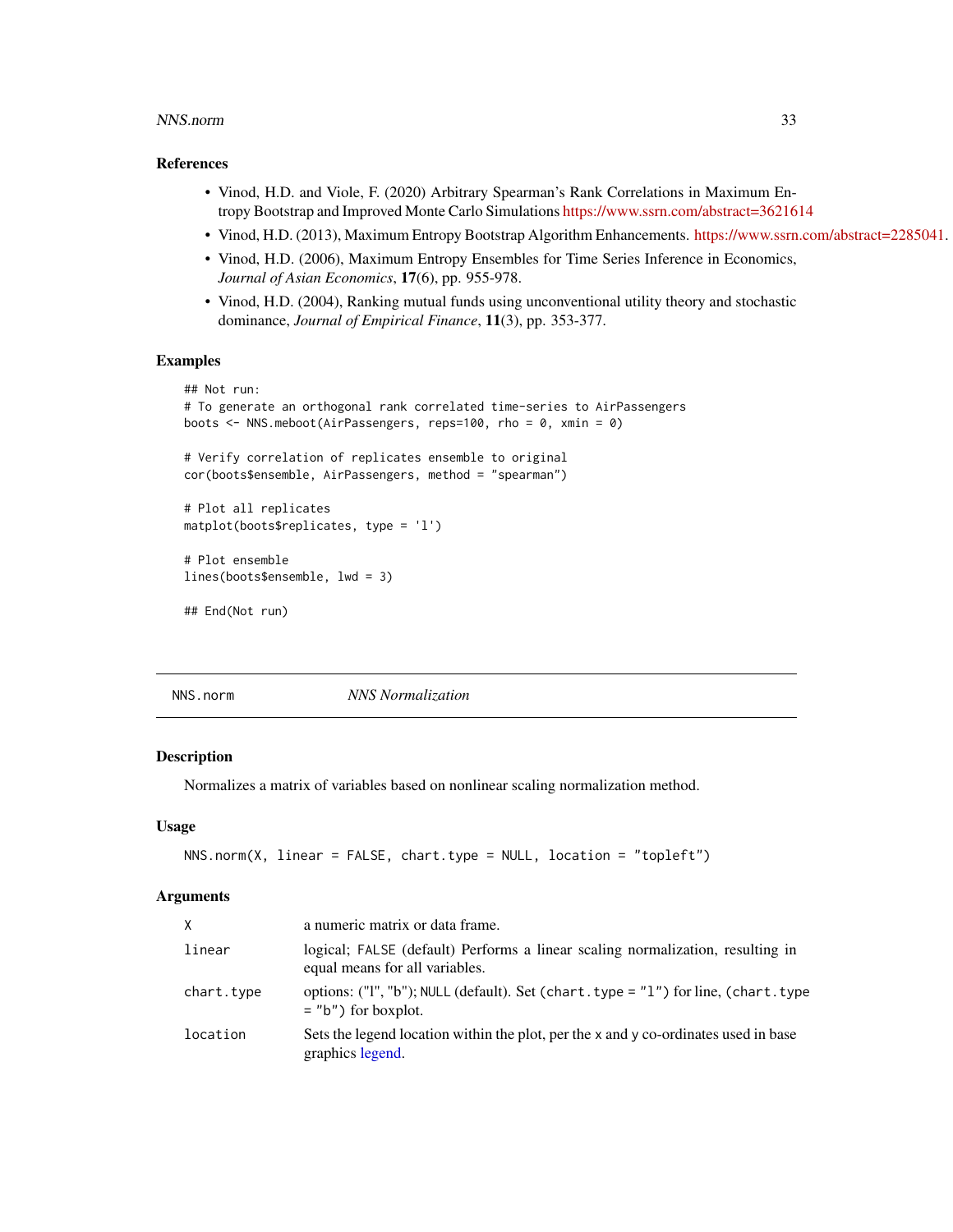### References

- Vinod, H.D. and Viole, F. (2020) Arbitrary Spearman's Rank Correlations in Maximum Entropy Bootstrap and Improved Monte Carlo Simulations https://www.ssrn.com/abstract=3621614
- Vinod, H.D. (2013), Maximum Entropy Bootstrap Algorithm Enhancements. https://www.ssrn.com/abstract=2285041.
- Vinod, H.D. (2006), Maximum Entropy Ensembles for Time Series Inference in Economics, *Journal of Asian Economics*, **17**(6), pp. 955-978.
- Vinod, H.D. (2004), Ranking mutual funds using unconventional utility theory and stochastic dominance, *Journal of Empirical Finance*, **11**(3), pp. 353-377.

### Examples

```
## Not run:
# To generate an orthogonal rank correlated time-series to AirPassengers
boots <- NNS.meboot(AirPassengers, reps=100, rho = 0, xmin = 0)

# Verify correlation of replicates ensemble to original
cor(boots$ensemble, AirPassengers, method = "spearman")

# Plot all replicates
matplot(boots$replicates, type = 'l')

# Plot ensemble
lines(boots$ensemble, lwd = 3)

## End(Not run)
```

---

## NNS.norm    *NNS Normalization*

### Description

Normalizes a matrix of variables based on nonlinear scaling normalization method.

### Usage

```
NNS.norm(X, linear = FALSE, chart.type = NULL, location = "topleft")
```

### Arguments

| | |
|---|---|
| X | a numeric matrix or data frame. |
| linear | logical; FALSE (default) Performs a linear scaling normalization, resulting in equal means for all variables. |
| chart.type | options: ("l", "b"); NULL (default). Set (chart.type = "l") for line, (chart.type = "b") for boxplot. |
| location | Sets the legend location within the plot, per the x and y co-ordinates used in base graphics legend. |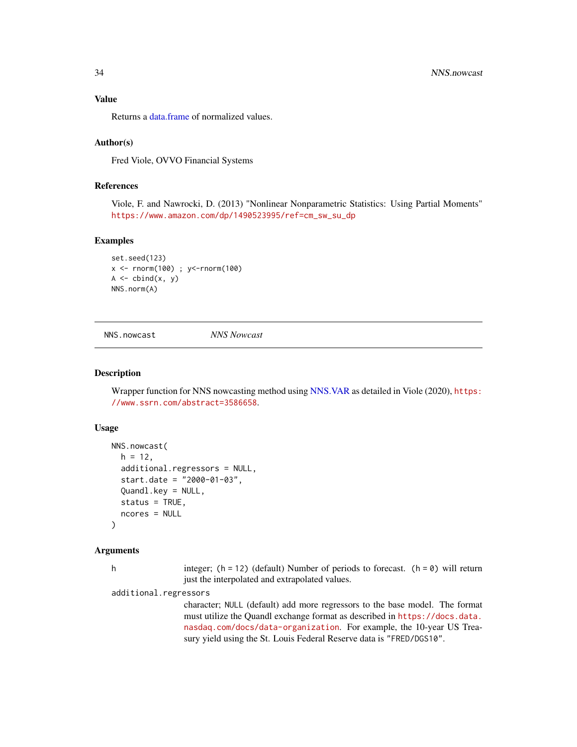### Value

Returns a data.frame of normalized values.

### Author(s)

Fred Viole, OVVO Financial Systems

### References

Viole, F. and Nawrocki, D. (2013) "Nonlinear Nonparametric Statistics: Using Partial Moments" https://www.amazon.com/dp/1490523995/ref=cm_sw_su_dp

### Examples

```
set.seed(123)
x <- rnorm(100) ; y<-rnorm(100)
A <- cbind(x, y)
NNS.norm(A)
```

---

## NNS.nowcast *NNS Nowcast*

---

### Description

Wrapper function for NNS nowcasting method using NNS.VAR as detailed in Viole (2020), https://www.ssrn.com/abstract=3586658.

### Usage

```
NNS.nowcast(
  h = 12,
  additional.regressors = NULL,
  start.date = "2000-01-03",
  Quandl.key = NULL,
  status = TRUE,
  ncores = NULL
)
```

### Arguments

`h` integer; `(h = 12)` (default) Number of periods to forecast. `(h = 0)` will return just the interpolated and extrapolated values.

`additional.regressors` character; `NULL` (default) add more regressors to the base model. The format must utilize the Quandl exchange format as described in https://docs.data.nasdaq.com/docs/data-organization. For example, the 10-year US Treasury yield using the St. Louis Federal Reserve data is `"FRED/DGS10"`.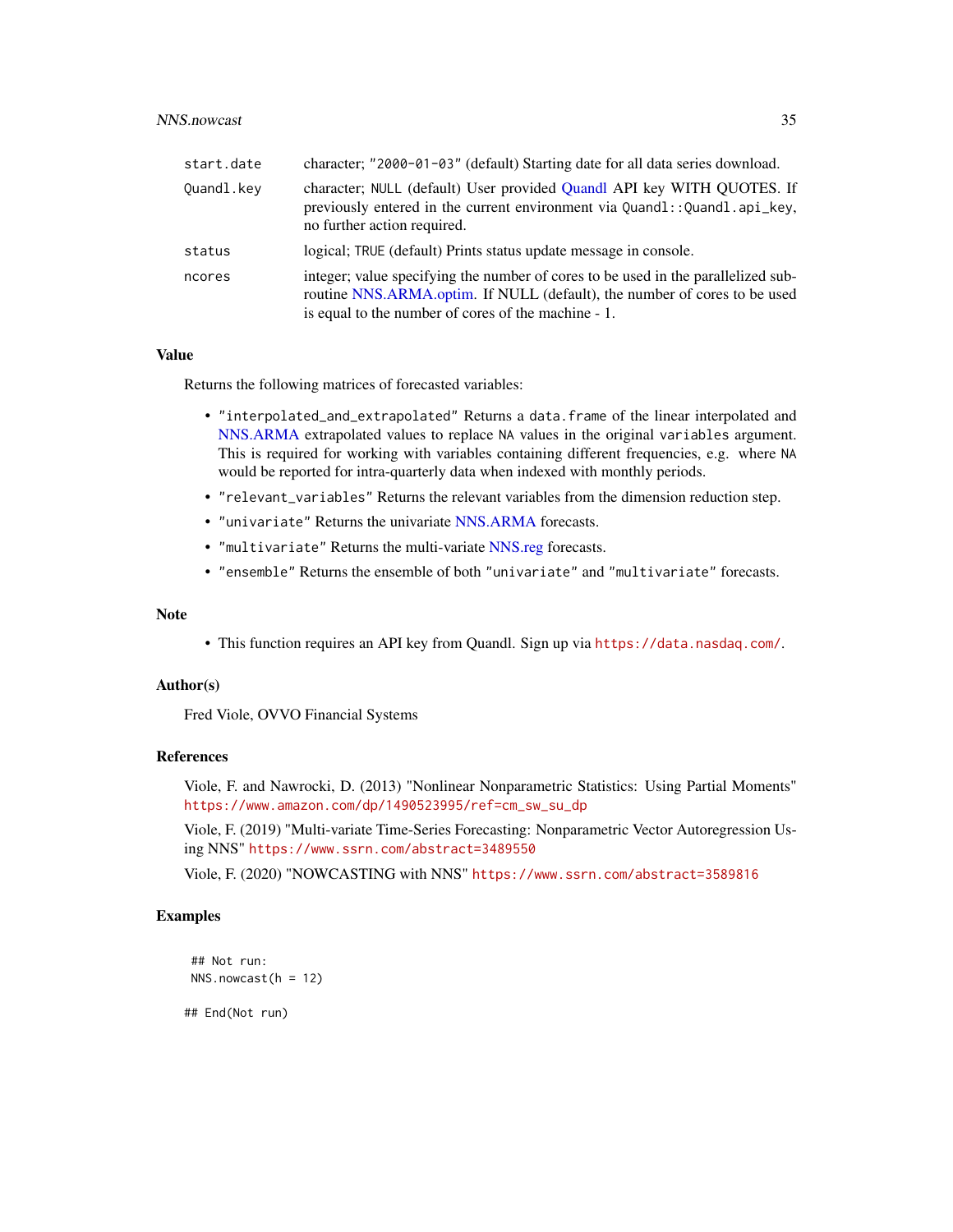| | |
|---|---|
| start.date | character; "2000-01-03" (default) Starting date for all data series download. |
| Quandl.key | character; NULL (default) User provided Quandl API key WITH QUOTES. If previously entered in the current environment via Quandl::Quandl.api_key, no further action required. |
| status | logical; TRUE (default) Prints status update message in console. |
| ncores | integer; value specifying the number of cores to be used in the parallelized subroutine NNS.ARMA.optim. If NULL (default), the number of cores to be used is equal to the number of cores of the machine - 1. |

## Value

Returns the following matrices of forecasted variables:

- "interpolated_and_extrapolated" Returns a data.frame of the linear interpolated and NNS.ARMA extrapolated values to replace NA values in the original variables argument. This is required for working with variables containing different frequencies, e.g. where NA would be reported for intra-quarterly data when indexed with monthly periods.
- "relevant_variables" Returns the relevant variables from the dimension reduction step.
- "univariate" Returns the univariate NNS.ARMA forecasts.
- "multivariate" Returns the multi-variate NNS.reg forecasts.
- "ensemble" Returns the ensemble of both "univariate" and "multivariate" forecasts.

## Note

- This function requires an API key from Quandl. Sign up via https://data.nasdaq.com/.

## Author(s)

Fred Viole, OVVO Financial Systems

## References

Viole, F. and Nawrocki, D. (2013) "Nonlinear Nonparametric Statistics: Using Partial Moments" https://www.amazon.com/dp/1490523995/ref=cm_sw_su_dp

Viole, F. (2019) "Multi-variate Time-Series Forecasting: Nonparametric Vector Autoregression Using NNS" https://www.ssrn.com/abstract=3489550

Viole, F. (2020) "NOWCASTING with NNS" https://www.ssrn.com/abstract=3589816

## Examples

```
## Not run:
NNS.nowcast(h = 12)

## End(Not run)
```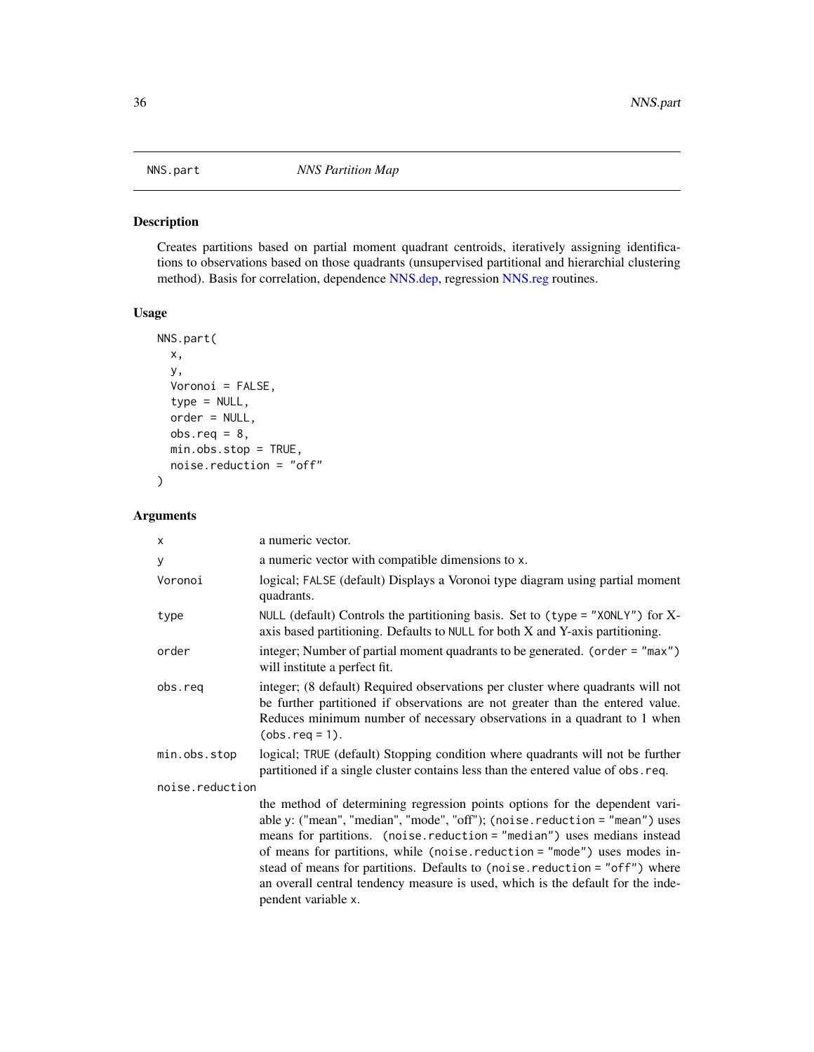# NNS.part — *NNS Partition Map*

## Description

Creates partitions based on partial moment quadrant centroids, iteratively assigning identifications to observations based on those quadrants (unsupervised partitional and hierarchial clustering method). Basis for correlation, dependence NNS.dep, regression NNS.reg routines.

## Usage

```
NNS.part(
  x,
  y,
  Voronoi = FALSE,
  type = NULL,
  order = NULL,
  obs.req = 8,
  min.obs.stop = TRUE,
  noise.reduction = "off"
)
```

## Arguments

| Argument | Description |
|---|---|
| `x` | a numeric vector. |
| `y` | a numeric vector with compatible dimensions to `x`. |
| `Voronoi` | logical; `FALSE` (default) Displays a Voronoi type diagram using partial moment quadrants. |
| `type` | `NULL` (default) Controls the partitioning basis. Set to `(type = "XONLY")` for X-axis based partitioning. Defaults to `NULL` for both X and Y-axis partitioning. |
| `order` | integer; Number of partial moment quadrants to be generated. `(order = "max")` will institute a perfect fit. |
| `obs.req` | integer; (8 default) Required observations per cluster where quadrants will not be further partitioned if observations are not greater than the entered value. Reduces minimum number of necessary observations in a quadrant to 1 when `(obs.req = 1)`. |
| `min.obs.stop` | logical; `TRUE` (default) Stopping condition where quadrants will not be further partitioned if a single cluster contains less than the entered value of `obs.req`. |
| `noise.reduction` | the method of determining regression points options for the dependent variable `y`: ("mean", "median", "mode", "off"); `(noise.reduction = "mean")` uses means for partitions. `(noise.reduction = "median")` uses medians instead of means for partitions, while `(noise.reduction = "mode")` uses modes instead of means for partitions. Defaults to `(noise.reduction = "off")` where an overall central tendency measure is used, which is the default for the independent variable `x`. |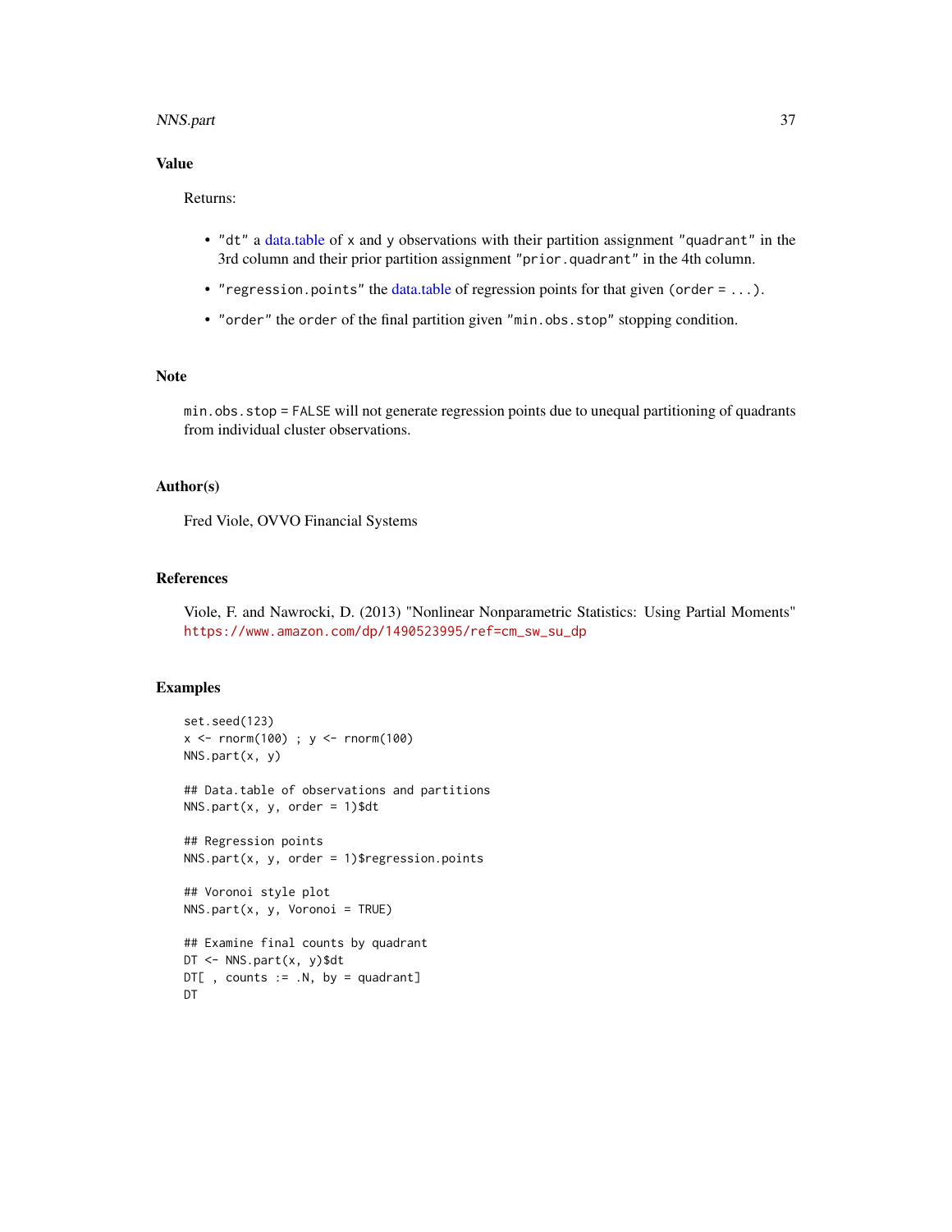## Value

Returns:

- `"dt"` a data.table of `x` and `y` observations with their partition assignment `"quadrant"` in the 3rd column and their prior partition assignment `"prior.quadrant"` in the 4th column.
- `"regression.points"` the data.table of regression points for that given `(order = ...)`.
- `"order"` the `order` of the final partition given `"min.obs.stop"` stopping condition.

## Note

`min.obs.stop = FALSE` will not generate regression points due to unequal partitioning of quadrants from individual cluster observations.

## Author(s)

Fred Viole, OVVO Financial Systems

## References

Viole, F. and Nawrocki, D. (2013) "Nonlinear Nonparametric Statistics: Using Partial Moments" https://www.amazon.com/dp/1490523995/ref=cm_sw_su_dp

## Examples

```
set.seed(123)
x <- rnorm(100) ; y <- rnorm(100)
NNS.part(x, y)

## Data.table of observations and partitions
NNS.part(x, y, order = 1)$dt

## Regression points
NNS.part(x, y, order = 1)$regression.points

## Voronoi style plot
NNS.part(x, y, Voronoi = TRUE)

## Examine final counts by quadrant
DT <- NNS.part(x, y)$dt
DT[ , counts := .N, by = quadrant]
DT
```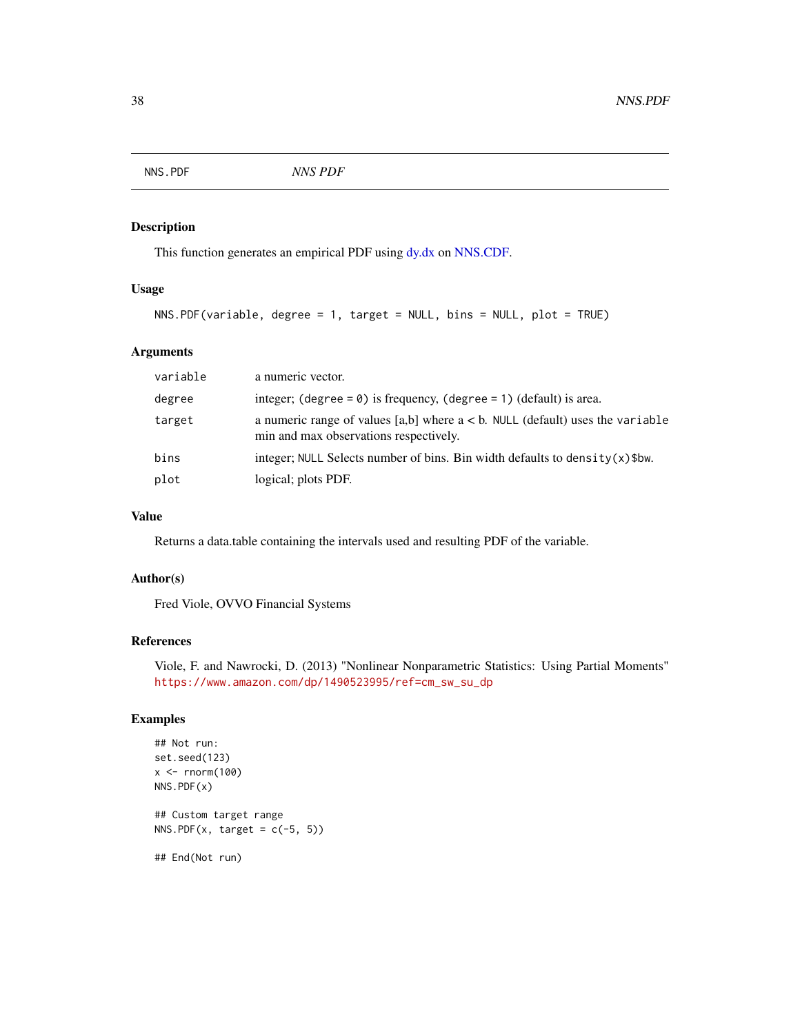NNS.PDF *NNS PDF*

## Description

This function generates an empirical PDF using dy.dx on NNS.CDF.

## Usage

```
NNS.PDF(variable, degree = 1, target = NULL, bins = NULL, plot = TRUE)
```

## Arguments

| | |
|---|---|
| variable | a numeric vector. |
| degree | integer; (degree = 0) is frequency, (degree = 1) (default) is area. |
| target | a numeric range of values [a,b] where a < b. NULL (default) uses the variable min and max observations respectively. |
| bins | integer; NULL Selects number of bins. Bin width defaults to density(x)$bw. |
| plot | logical; plots PDF. |

## Value

Returns a data.table containing the intervals used and resulting PDF of the variable.

## Author(s)

Fred Viole, OVVO Financial Systems

## References

Viole, F. and Nawrocki, D. (2013) "Nonlinear Nonparametric Statistics: Using Partial Moments" https://www.amazon.com/dp/1490523995/ref=cm_sw_su_dp

## Examples

```
## Not run:
set.seed(123)
x <- rnorm(100)
NNS.PDF(x)

## Custom target range
NNS.PDF(x, target = c(-5, 5))

## End(Not run)
```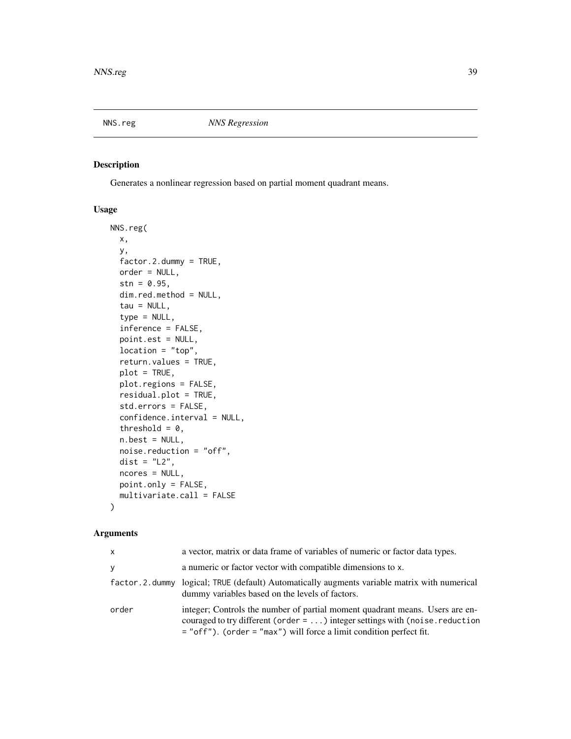NNS.reg *NNS Regression*

## Description

Generates a nonlinear regression based on partial moment quadrant means.

## Usage

```
NNS.reg(
  x,
  y,
  factor.2.dummy = TRUE,
  order = NULL,
  stn = 0.95,
  dim.red.method = NULL,
  tau = NULL,
  type = NULL,
  inference = FALSE,
  point.est = NULL,
  location = "top",
  return.values = TRUE,
  plot = TRUE,
  plot.regions = FALSE,
  residual.plot = TRUE,
  std.errors = FALSE,
  confidence.interval = NULL,
  threshold = 0,
  n.best = NULL,
  noise.reduction = "off",
  dist = "L2",
  ncores = NULL,
  point.only = FALSE,
  multivariate.call = FALSE
)
```

## Arguments

| | |
|---|---|
| x | a vector, matrix or data frame of variables of numeric or factor data types. |
| y | a numeric or factor vector with compatible dimensions to x. |
| factor.2.dummy | logical; TRUE (default) Automatically augments variable matrix with numerical dummy variables based on the levels of factors. |
| order | integer; Controls the number of partial moment quadrant means. Users are encouraged to try different (order = ...) integer settings with (noise.reduction = "off"). (order = "max") will force a limit condition perfect fit. |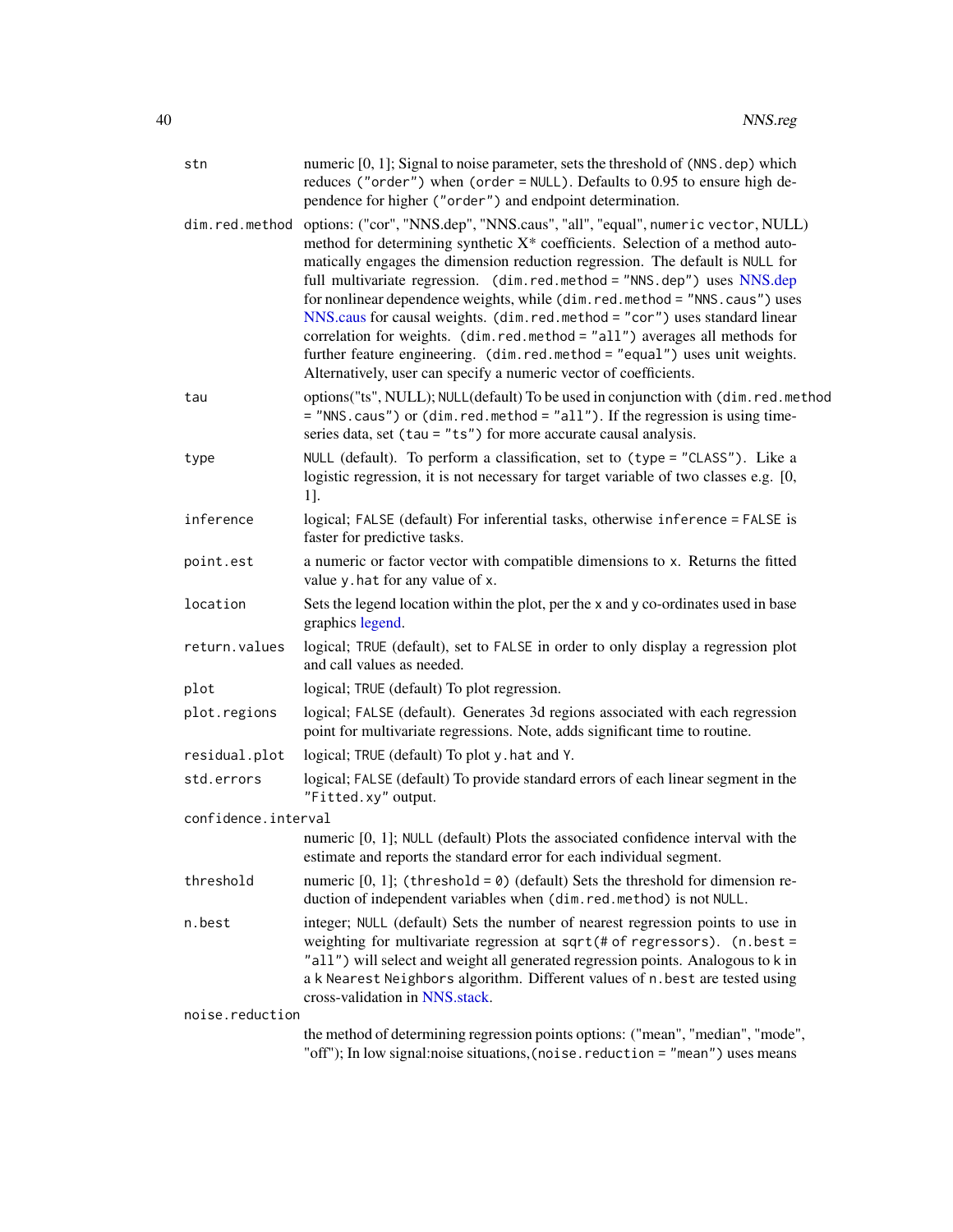| | |
|---|---|
| `stn` | numeric [0, 1]; Signal to noise parameter, sets the threshold of (`NNS.dep`) which reduces (`"order"`) when (`order = NULL`). Defaults to 0.95 to ensure high dependence for higher (`"order"`) and endpoint determination. |
| `dim.red.method` | options: ("cor", "NNS.dep", "NNS.caus", "all", "equal", `numeric vector`, NULL) method for determining synthetic X* coefficients. Selection of a method automatically engages the dimension reduction regression. The default is `NULL` for full multivariate regression. (`dim.red.method = "NNS.dep"`) uses NNS.dep for nonlinear dependence weights, while (`dim.red.method = "NNS.caus"`) uses NNS.caus for causal weights. (`dim.red.method = "cor"`) uses standard linear correlation for weights. (`dim.red.method = "all"`) averages all methods for further feature engineering. (`dim.red.method = "equal"`) uses unit weights. Alternatively, user can specify a numeric vector of coefficients. |
| `tau` | options("ts", NULL); `NULL`(default) To be used in conjunction with (`dim.red.method = "NNS.caus"`) or (`dim.red.method = "all"`). If the regression is using time-series data, set (`tau = "ts"`) for more accurate causal analysis. |
| `type` | `NULL` (default). To perform a classification, set to (`type = "CLASS"`). Like a logistic regression, it is not necessary for target variable of two classes e.g. [0, 1]. |
| `inference` | logical; `FALSE` (default) For inferential tasks, otherwise `inference = FALSE` is faster for predictive tasks. |
| `point.est` | a numeric or factor vector with compatible dimensions to `x`. Returns the fitted value `y.hat` for any value of `x`. |
| `location` | Sets the legend location within the plot, per the x and y co-ordinates used in base graphics legend. |
| `return.values` | logical; `TRUE` (default), set to `FALSE` in order to only display a regression plot and call values as needed. |
| `plot` | logical; `TRUE` (default) To plot regression. |
| `plot.regions` | logical; `FALSE` (default). Generates 3d regions associated with each regression point for multivariate regressions. Note, adds significant time to routine. |
| `residual.plot` | logical; `TRUE` (default) To plot `y.hat` and `Y`. |
| `std.errors` | logical; `FALSE` (default) To provide standard errors of each linear segment in the `"Fitted.xy"` output. |
| `confidence.interval` | numeric [0, 1]; `NULL` (default) Plots the associated confidence interval with the estimate and reports the standard error for each individual segment. |
| `threshold` | numeric [0, 1]; (`threshold = 0`) (default) Sets the threshold for dimension reduction of independent variables when (`dim.red.method`) is not `NULL`. |
| `n.best` | integer; `NULL` (default) Sets the number of nearest regression points to use in weighting for multivariate regression at `sqrt(# of regressors)`. (`n.best = "all"`) will select and weight all generated regression points. Analogous to `k` in a `k Nearest Neighbors` algorithm. Different values of `n.best` are tested using cross-validation in NNS.stack. |
| `noise.reduction` | the method of determining regression points options: ("mean", "median", "mode", "off"); In low signal:noise situations,(`noise.reduction = "mean"`) uses means |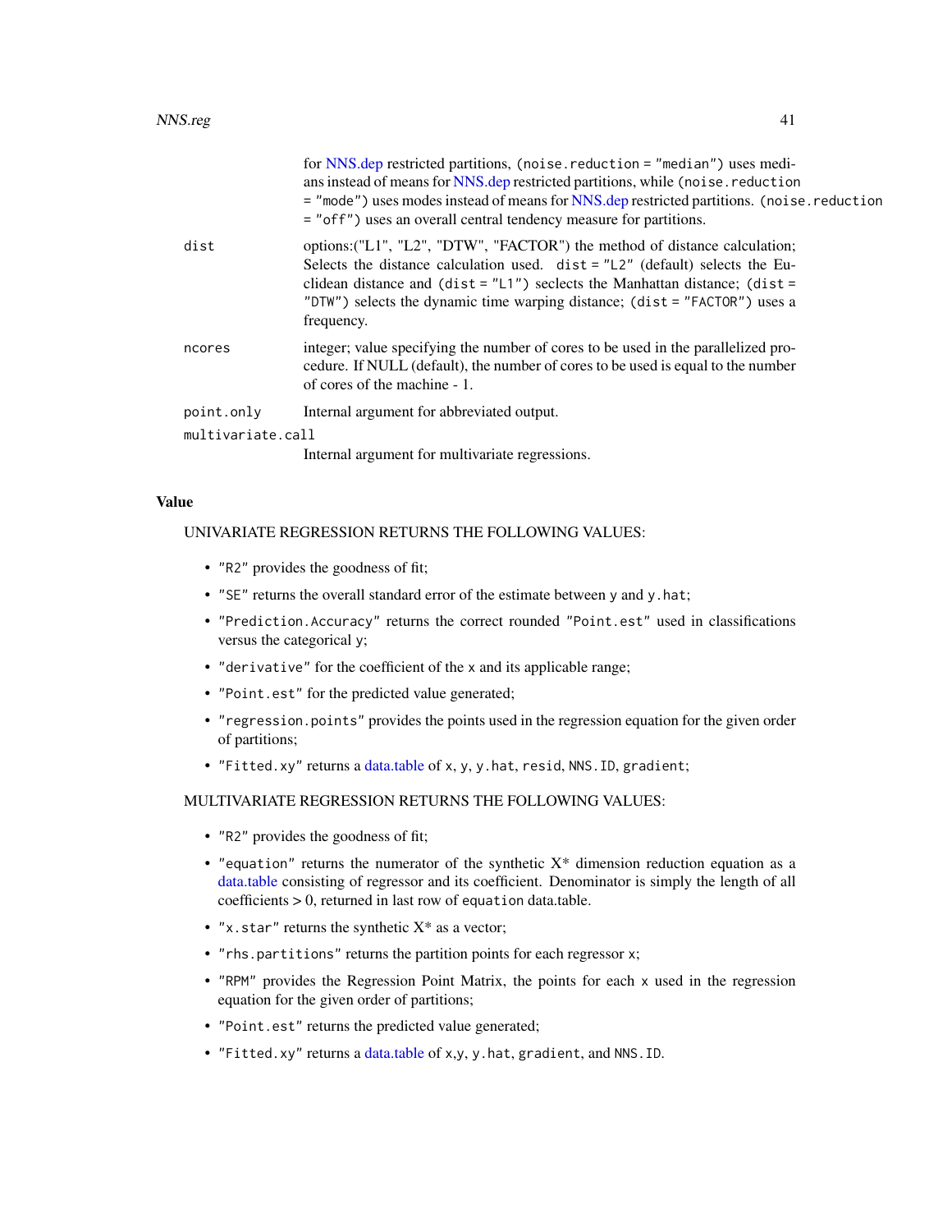for NNS.dep restricted partitions, `(noise.reduction = "median")` uses medians instead of means for NNS.dep restricted partitions, while `(noise.reduction = "mode")` uses modes instead of means for NNS.dep restricted partitions. `(noise.reduction = "off")` uses an overall central tendency measure for partitions.

`dist`
: options:("L1", "L2", "DTW", "FACTOR") the method of distance calculation; Selects the distance calculation used. `dist = "L2"` (default) selects the Euclidean distance and `(dist = "L1")` seclects the Manhattan distance; `(dist = "DTW")` selects the dynamic time warping distance; `(dist = "FACTOR")` uses a frequency.

`ncores`
: integer; value specifying the number of cores to be used in the parallelized procedure. If NULL (default), the number of cores to be used is equal to the number of cores of the machine - 1.

`point.only`
: Internal argument for abbreviated output.

`multivariate.call`
: Internal argument for multivariate regressions.

## Value

UNIVARIATE REGRESSION RETURNS THE FOLLOWING VALUES:

- `"R2"` provides the goodness of fit;
- `"SE"` returns the overall standard error of the estimate between `y` and `y.hat`;
- `"Prediction.Accuracy"` returns the correct rounded `"Point.est"` used in classifications versus the categorical `y`;
- `"derivative"` for the coefficient of the `x` and its applicable range;
- `"Point.est"` for the predicted value generated;
- `"regression.points"` provides the points used in the regression equation for the given order of partitions;
- `"Fitted.xy"` returns a data.table of `x`, `y`, `y.hat`, `resid`, `NNS.ID`, `gradient`;

MULTIVARIATE REGRESSION RETURNS THE FOLLOWING VALUES:

- `"R2"` provides the goodness of fit;
- `"equation"` returns the numerator of the synthetic X* dimension reduction equation as a data.table consisting of regressor and its coefficient. Denominator is simply the length of all coefficients > 0, returned in last row of `equation` data.table.
- `"x.star"` returns the synthetic X* as a vector;
- `"rhs.partitions"` returns the partition points for each regressor `x`;
- `"RPM"` provides the Regression Point Matrix, the points for each `x` used in the regression equation for the given order of partitions;
- `"Point.est"` returns the predicted value generated;
- `"Fitted.xy"` returns a data.table of `x`,`y`, `y.hat`, `gradient`, and `NNS.ID`.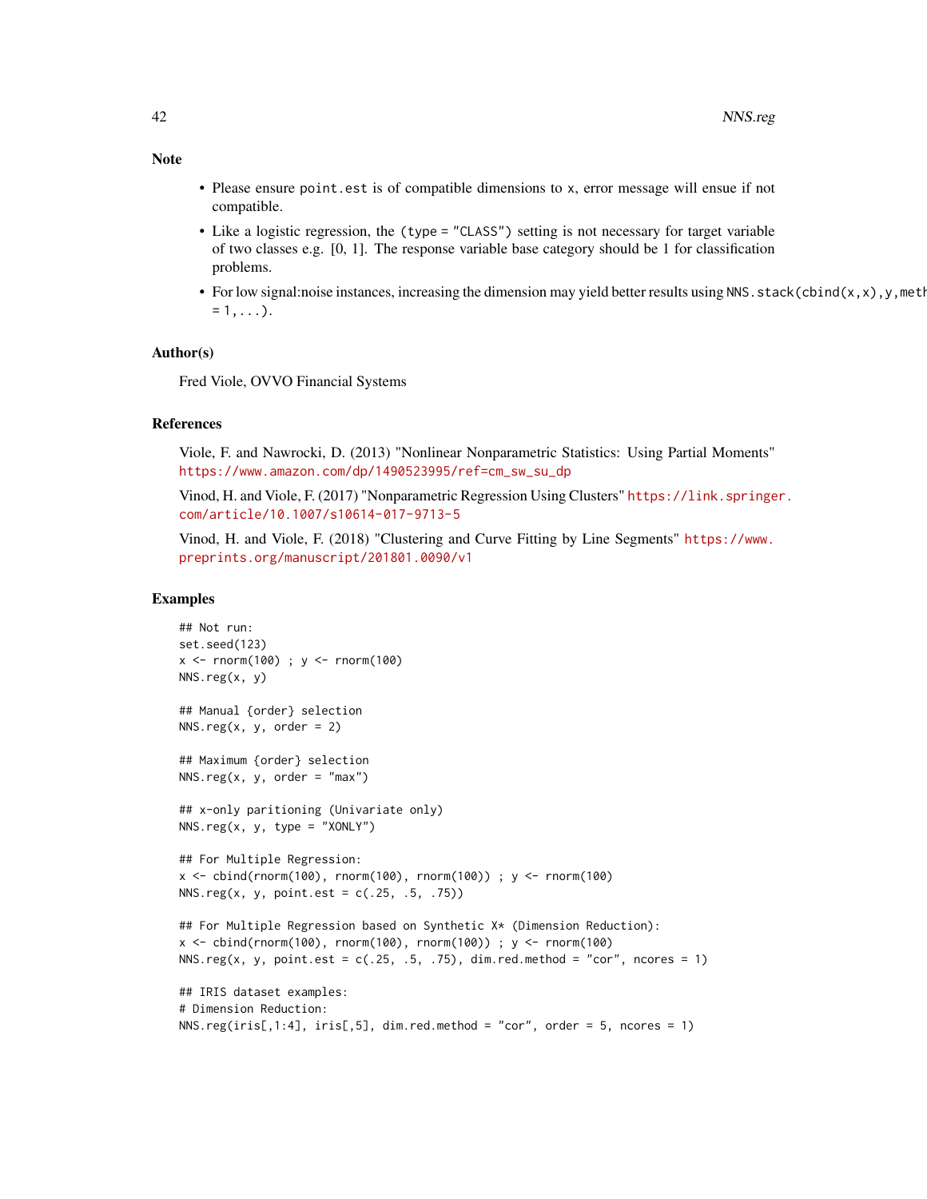## Note

- Please ensure `point.est` is of compatible dimensions to `x`, error message will ensue if not compatible.
- Like a logistic regression, the `(type = "CLASS")` setting is not necessary for target variable of two classes e.g. [0, 1]. The response variable base category should be 1 for classification problems.
- For low signal:noise instances, increasing the dimension may yield better results using `NNS.stack(cbind(x,x),y,meth = 1,...)`.

## Author(s)

Fred Viole, OVVO Financial Systems

## References

Viole, F. and Nawrocki, D. (2013) "Nonlinear Nonparametric Statistics: Using Partial Moments" https://www.amazon.com/dp/1490523995/ref=cm_sw_su_dp

Vinod, H. and Viole, F. (2017) "Nonparametric Regression Using Clusters" https://link.springer.com/article/10.1007/s10614-017-9713-5

Vinod, H. and Viole, F. (2018) "Clustering and Curve Fitting by Line Segments" https://www.preprints.org/manuscript/201801.0090/v1

## Examples

```
## Not run:
set.seed(123)
x <- rnorm(100) ; y <- rnorm(100)
NNS.reg(x, y)

## Manual {order} selection
NNS.reg(x, y, order = 2)

## Maximum {order} selection
NNS.reg(x, y, order = "max")

## x-only paritioning (Univariate only)
NNS.reg(x, y, type = "XONLY")

## For Multiple Regression:
x <- cbind(rnorm(100), rnorm(100), rnorm(100)) ; y <- rnorm(100)
NNS.reg(x, y, point.est = c(.25, .5, .75))

## For Multiple Regression based on Synthetic X* (Dimension Reduction):
x <- cbind(rnorm(100), rnorm(100), rnorm(100)) ; y <- rnorm(100)
NNS.reg(x, y, point.est = c(.25, .5, .75), dim.red.method = "cor", ncores = 1)

## IRIS dataset examples:
# Dimension Reduction:
NNS.reg(iris[,1:4], iris[,5], dim.red.method = "cor", order = 5, ncores = 1)
```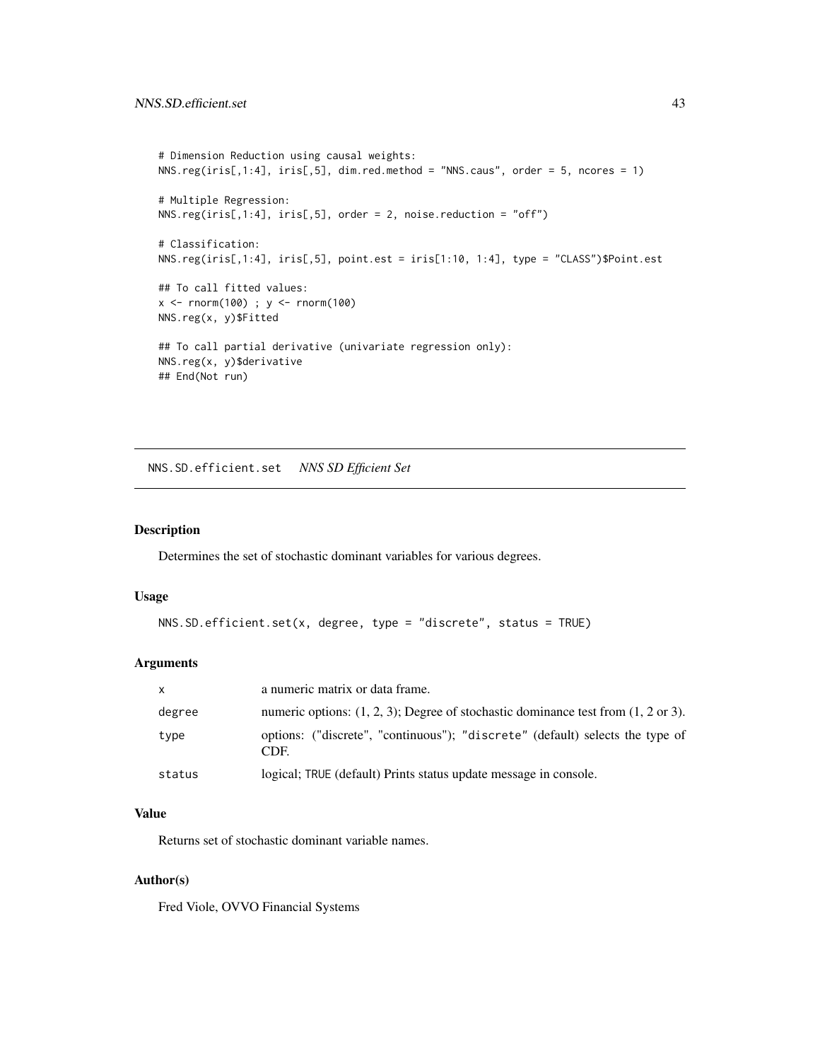```
# Dimension Reduction using causal weights:
NNS.reg(iris[,1:4], iris[,5], dim.red.method = "NNS.caus", order = 5, ncores = 1)

# Multiple Regression:
NNS.reg(iris[,1:4], iris[,5], order = 2, noise.reduction = "off")

# Classification:
NNS.reg(iris[,1:4], iris[,5], point.est = iris[1:10, 1:4], type = "CLASS")$Point.est

## To call fitted values:
x <- rnorm(100) ; y <- rnorm(100)
NNS.reg(x, y)$Fitted

## To call partial derivative (univariate regression only):
NNS.reg(x, y)$derivative
## End(Not run)
```

## NNS.SD.efficient.set    *NNS SD Efficient Set*

### Description

Determines the set of stochastic dominant variables for various degrees.

### Usage

```
NNS.SD.efficient.set(x, degree, type = "discrete", status = TRUE)
```

### Arguments

| | |
|---|---|
| x | a numeric matrix or data frame. |
| degree | numeric options: (1, 2, 3); Degree of stochastic dominance test from (1, 2 or 3). |
| type | options: ("discrete", "continuous"); "discrete" (default) selects the type of CDF. |
| status | logical; TRUE (default) Prints status update message in console. |

### Value

Returns set of stochastic dominant variable names.

### Author(s)

Fred Viole, OVVO Financial Systems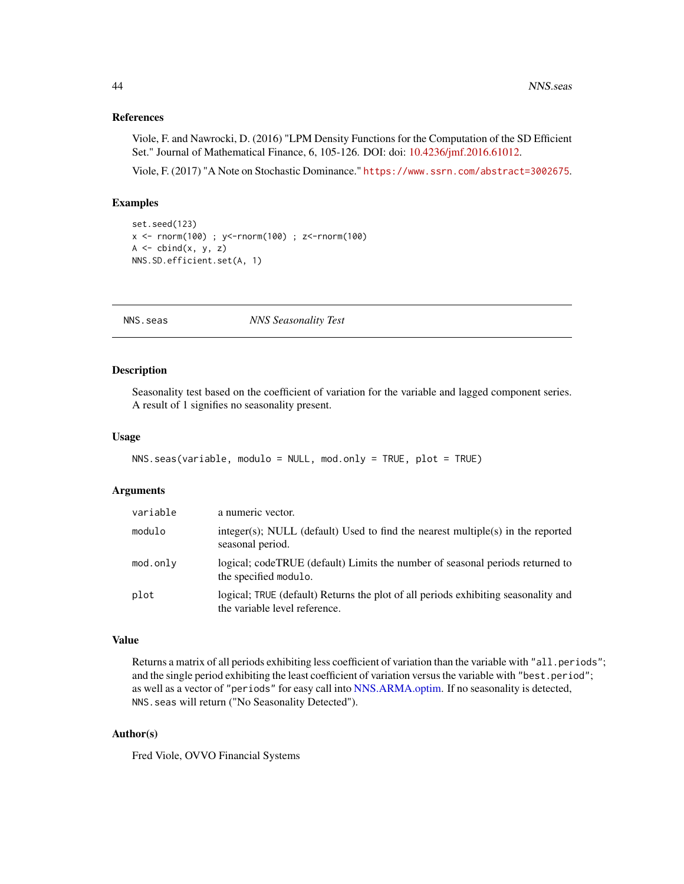### References

Viole, F. and Nawrocki, D. (2016) "LPM Density Functions for the Computation of the SD Efficient Set." Journal of Mathematical Finance, 6, 105-126. DOI: doi: 10.4236/jmf.2016.61012.

Viole, F. (2017) "A Note on Stochastic Dominance." https://www.ssrn.com/abstract=3002675.

### Examples

```
set.seed(123)
x <- rnorm(100) ; y<-rnorm(100) ; z<-rnorm(100)
A <- cbind(x, y, z)
NNS.SD.efficient.set(A, 1)
```

---

## NNS.seas — *NNS Seasonality Test*

---

### Description

Seasonality test based on the coefficient of variation for the variable and lagged component series. A result of 1 signifies no seasonality present.

### Usage

```
NNS.seas(variable, modulo = NULL, mod.only = TRUE, plot = TRUE)
```

### Arguments

| | |
|---|---|
| variable | a numeric vector. |
| modulo | integer(s); NULL (default) Used to find the nearest multiple(s) in the reported seasonal period. |
| mod.only | logical; codeTRUE (default) Limits the number of seasonal periods returned to the specified `modulo`. |
| plot | logical; TRUE (default) Returns the plot of all periods exhibiting seasonality and the variable level reference. |

### Value

Returns a matrix of all periods exhibiting less coefficient of variation than the variable with `"all.periods"`; and the single period exhibiting the least coefficient of variation versus the variable with `"best.period"`; as well as a vector of `"periods"` for easy call into NNS.ARMA.optim. If no seasonality is detected, `NNS.seas` will return ("No Seasonality Detected").

### Author(s)

Fred Viole, OVVO Financial Systems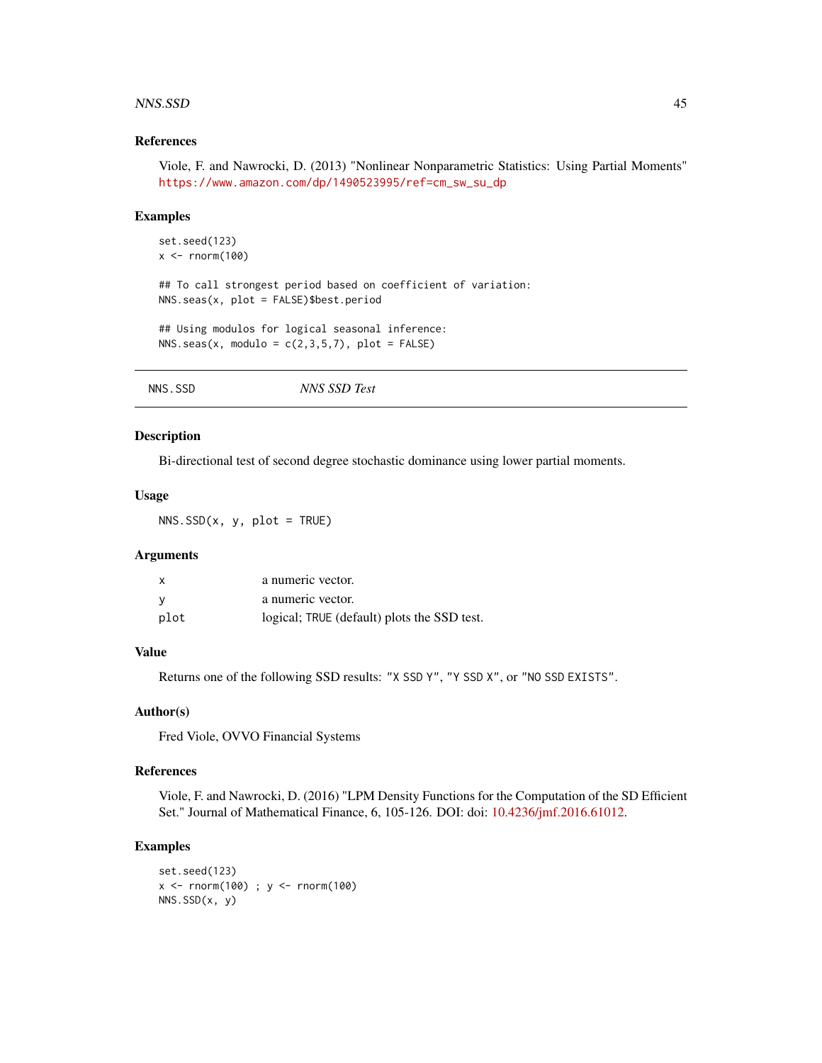### References

Viole, F. and Nawrocki, D. (2013) "Nonlinear Nonparametric Statistics: Using Partial Moments" https://www.amazon.com/dp/1490523995/ref=cm_sw_su_dp

### Examples

```
set.seed(123)
x <- rnorm(100)

## To call strongest period based on coefficient of variation:
NNS.seas(x, plot = FALSE)$best.period

## Using modulos for logical seasonal inference:
NNS.seas(x, modulo = c(2,3,5,7), plot = FALSE)
```

---

## NNS.SSD *NNS SSD Test*

### Description

Bi-directional test of second degree stochastic dominance using lower partial moments.

### Usage

```
NNS.SSD(x, y, plot = TRUE)
```

### Arguments

| | |
|---|---|
| x | a numeric vector. |
| y | a numeric vector. |
| plot | logical; TRUE (default) plots the SSD test. |

### Value

Returns one of the following SSD results: "X SSD Y", "Y SSD X", or "NO SSD EXISTS".

### Author(s)

Fred Viole, OVVO Financial Systems

### References

Viole, F. and Nawrocki, D. (2016) "LPM Density Functions for the Computation of the SD Efficient Set." Journal of Mathematical Finance, 6, 105-126. DOI: doi: 10.4236/jmf.2016.61012.

### Examples

```
set.seed(123)
x <- rnorm(100) ; y <- rnorm(100)
NNS.SSD(x, y)
```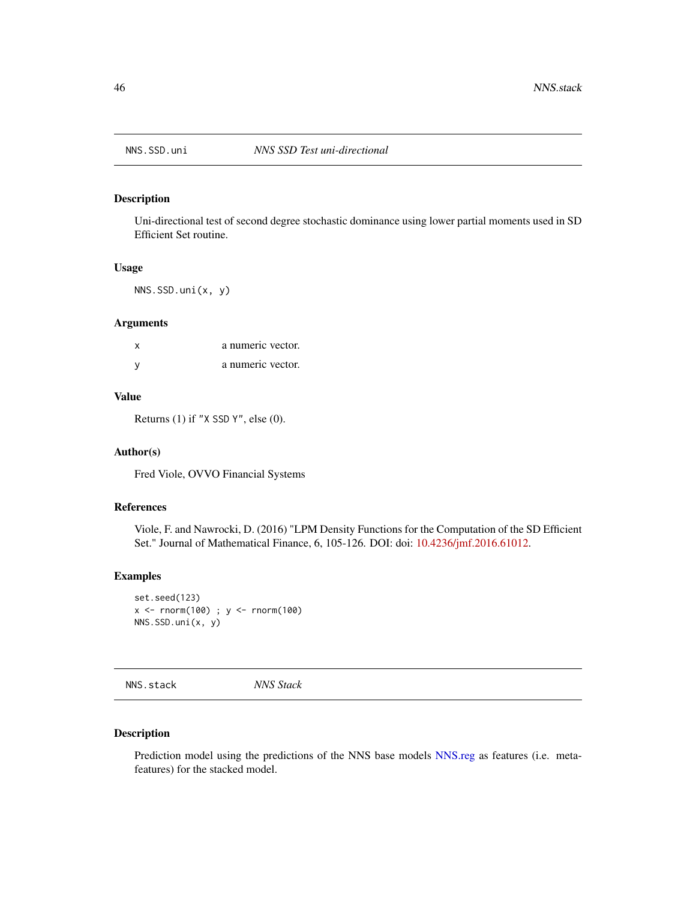## NNS.SSD.uni — *NNS SSD Test uni-directional*

### Description

Uni-directional test of second degree stochastic dominance using lower partial moments used in SD Efficient Set routine.

### Usage

```
NNS.SSD.uni(x, y)
```

### Arguments

| | |
|---|---|
| x | a numeric vector. |
| y | a numeric vector. |

### Value

Returns (1) if `"X SSD Y"`, else (0).

### Author(s)

Fred Viole, OVVO Financial Systems

### References

Viole, F. and Nawrocki, D. (2016) "LPM Density Functions for the Computation of the SD Efficient Set." Journal of Mathematical Finance, 6, 105-126. DOI: doi: 10.4236/jmf.2016.61012.

### Examples

```
set.seed(123)
x <- rnorm(100) ; y <- rnorm(100)
NNS.SSD.uni(x, y)
```

## NNS.stack — *NNS Stack*

### Description

Prediction model using the predictions of the NNS base models NNS.reg as features (i.e. meta-features) for the stacked model.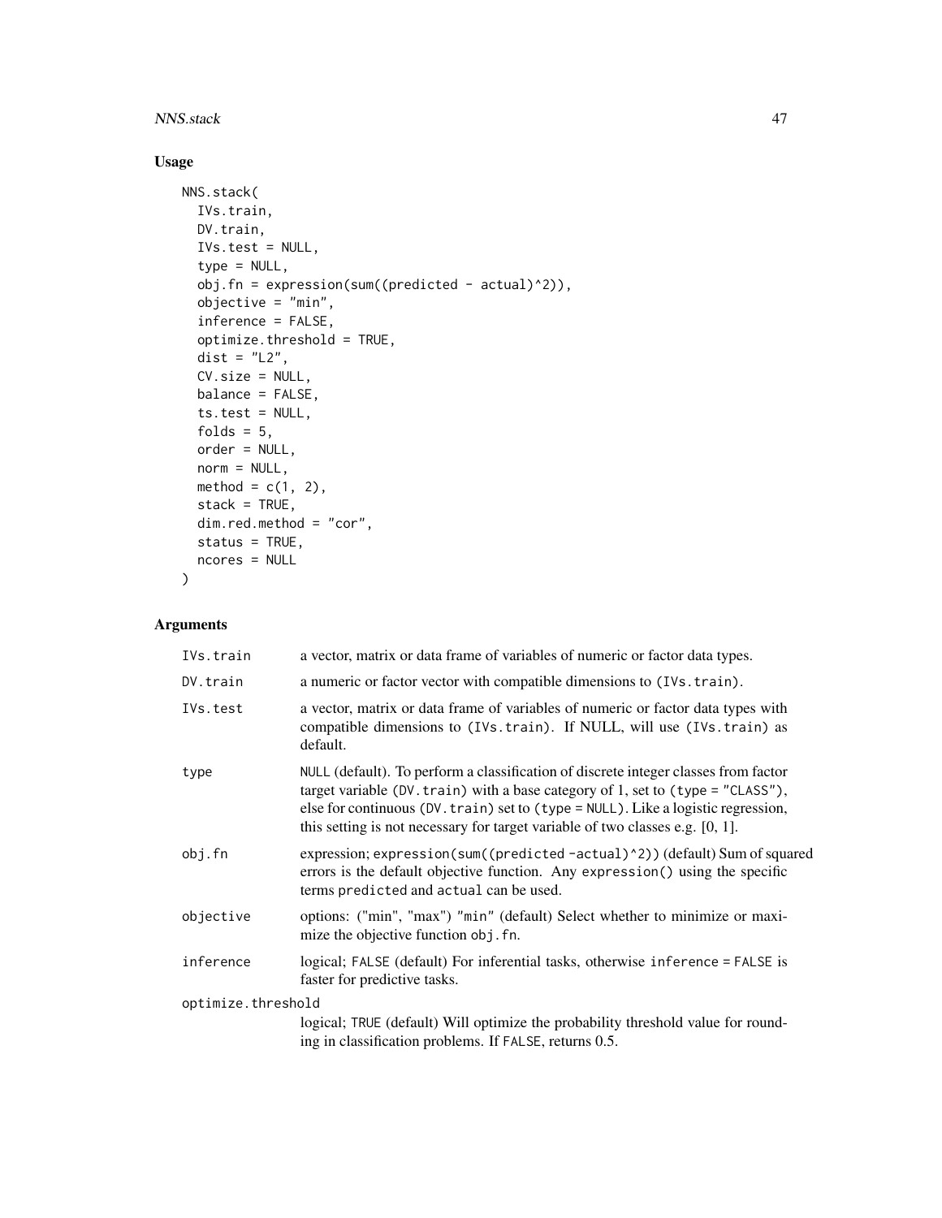## Usage

```
NNS.stack(
  IVs.train,
  DV.train,
  IVs.test = NULL,
  type = NULL,
  obj.fn = expression(sum((predicted - actual)^2)),
  objective = "min",
  inference = FALSE,
  optimize.threshold = TRUE,
  dist = "L2",
  CV.size = NULL,
  balance = FALSE,
  ts.test = NULL,
  folds = 5,
  order = NULL,
  norm = NULL,
  method = c(1, 2),
  stack = TRUE,
  dim.red.method = "cor",
  status = TRUE,
  ncores = NULL
)
```

## Arguments

| | |
|---|---|
| `IVs.train` | a vector, matrix or data frame of variables of numeric or factor data types. |
| `DV.train` | a numeric or factor vector with compatible dimensions to (`IVs.train`). |
| `IVs.test` | a vector, matrix or data frame of variables of numeric or factor data types with compatible dimensions to (`IVs.train`). If NULL, will use (`IVs.train`) as default. |
| `type` | `NULL` (default). To perform a classification of discrete integer classes from factor target variable (`DV.train`) with a base category of 1, set to (`type = "CLASS"`), else for continuous (`DV.train`) set to (`type = NULL`). Like a logistic regression, this setting is not necessary for target variable of two classes e.g. [0, 1]. |
| `obj.fn` | expression; `expression(sum((predicted -actual)^2))` (default) Sum of squared errors is the default objective function. Any `expression()` using the specific terms `predicted` and `actual` can be used. |
| `objective` | options: ("min", "max") "min" (default) Select whether to minimize or maximize the objective function `obj.fn`. |
| `inference` | logical; `FALSE` (default) For inferential tasks, otherwise `inference = FALSE` is faster for predictive tasks. |
| `optimize.threshold` | logical; `TRUE` (default) Will optimize the probability threshold value for rounding in classification problems. If `FALSE`, returns 0.5. |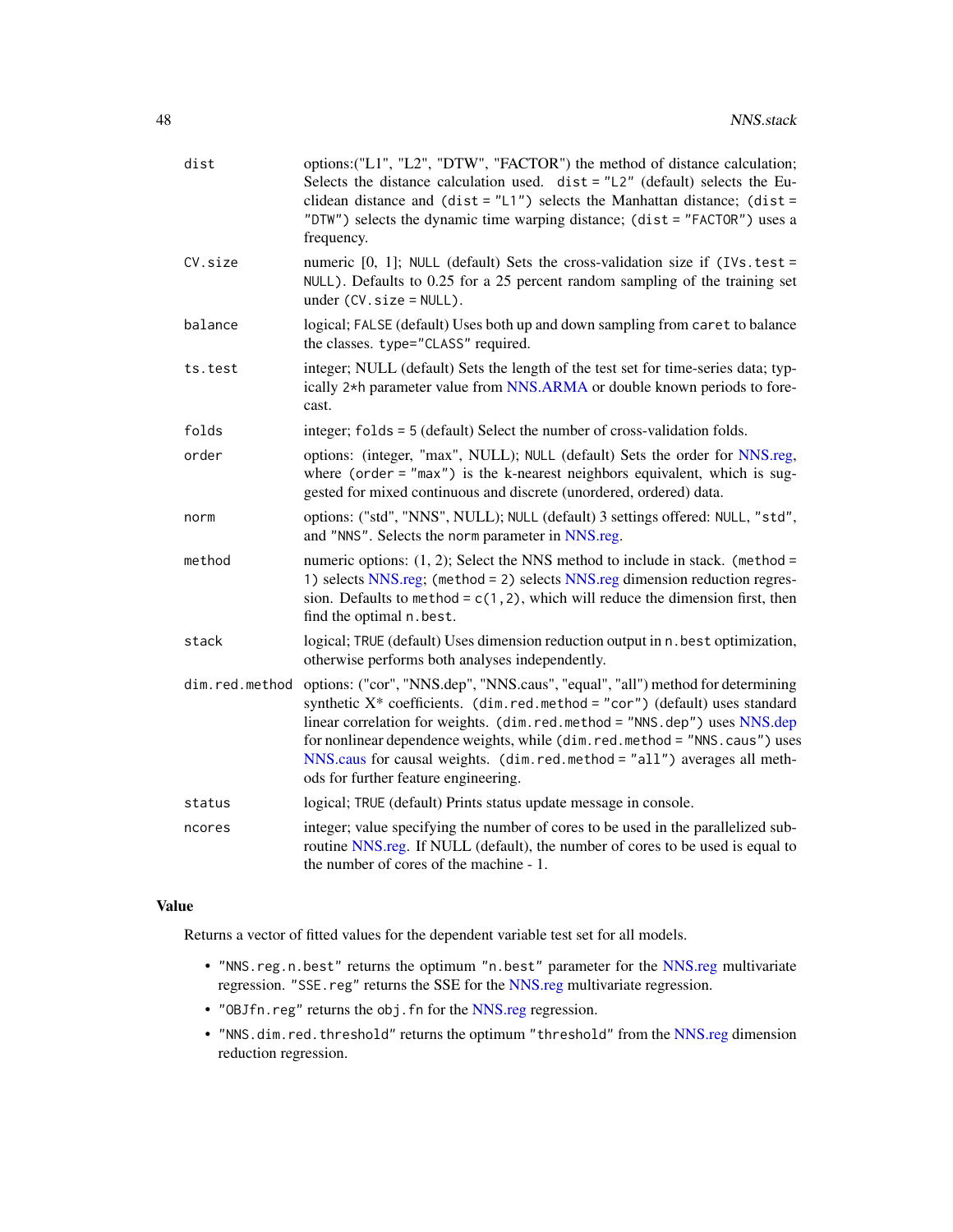| | |
|---|---|
| dist | options:("L1", "L2", "DTW", "FACTOR") the method of distance calculation; Selects the distance calculation used. dist = "L2" (default) selects the Euclidean distance and (dist = "L1") selects the Manhattan distance; (dist = "DTW") selects the dynamic time warping distance; (dist = "FACTOR") uses a frequency. |
| CV.size | numeric [0, 1]; NULL (default) Sets the cross-validation size if (IVs.test = NULL). Defaults to 0.25 for a 25 percent random sampling of the training set under (CV.size = NULL). |
| balance | logical; FALSE (default) Uses both up and down sampling from caret to balance the classes. type="CLASS" required. |
| ts.test | integer; NULL (default) Sets the length of the test set for time-series data; typically 2*h parameter value from NNS.ARMA or double known periods to forecast. |
| folds | integer; folds = 5 (default) Select the number of cross-validation folds. |
| order | options: (integer, "max", NULL); NULL (default) Sets the order for NNS.reg, where (order = "max") is the k-nearest neighbors equivalent, which is suggested for mixed continuous and discrete (unordered, ordered) data. |
| norm | options: ("std", "NNS", NULL); NULL (default) 3 settings offered: NULL, "std", and "NNS". Selects the norm parameter in NNS.reg. |
| method | numeric options: (1, 2); Select the NNS method to include in stack. (method = 1) selects NNS.reg; (method = 2) selects NNS.reg dimension reduction regression. Defaults to method = c(1,2), which will reduce the dimension first, then find the optimal n.best. |
| stack | logical; TRUE (default) Uses dimension reduction output in n.best optimization, otherwise performs both analyses independently. |
| dim.red.method | options: ("cor", "NNS.dep", "NNS.caus", "equal", "all") method for determining synthetic X* coefficients. (dim.red.method = "cor") (default) uses standard linear correlation for weights. (dim.red.method = "NNS.dep") uses NNS.dep for nonlinear dependence weights, while (dim.red.method = "NNS.caus") uses NNS.caus for causal weights. (dim.red.method = "all") averages all methods for further feature engineering. |
| status | logical; TRUE (default) Prints status update message in console. |
| ncores | integer; value specifying the number of cores to be used in the parallelized subroutine NNS.reg. If NULL (default), the number of cores to be used is equal to the number of cores of the machine - 1. |

## Value

Returns a vector of fitted values for the dependent variable test set for all models.

- "NNS.reg.n.best" returns the optimum "n.best" parameter for the NNS.reg multivariate regression. "SSE.reg" returns the SSE for the NNS.reg multivariate regression.
- "OBJfn.reg" returns the obj.fn for the NNS.reg regression.
- "NNS.dim.red.threshold" returns the optimum "threshold" from the NNS.reg dimension reduction regression.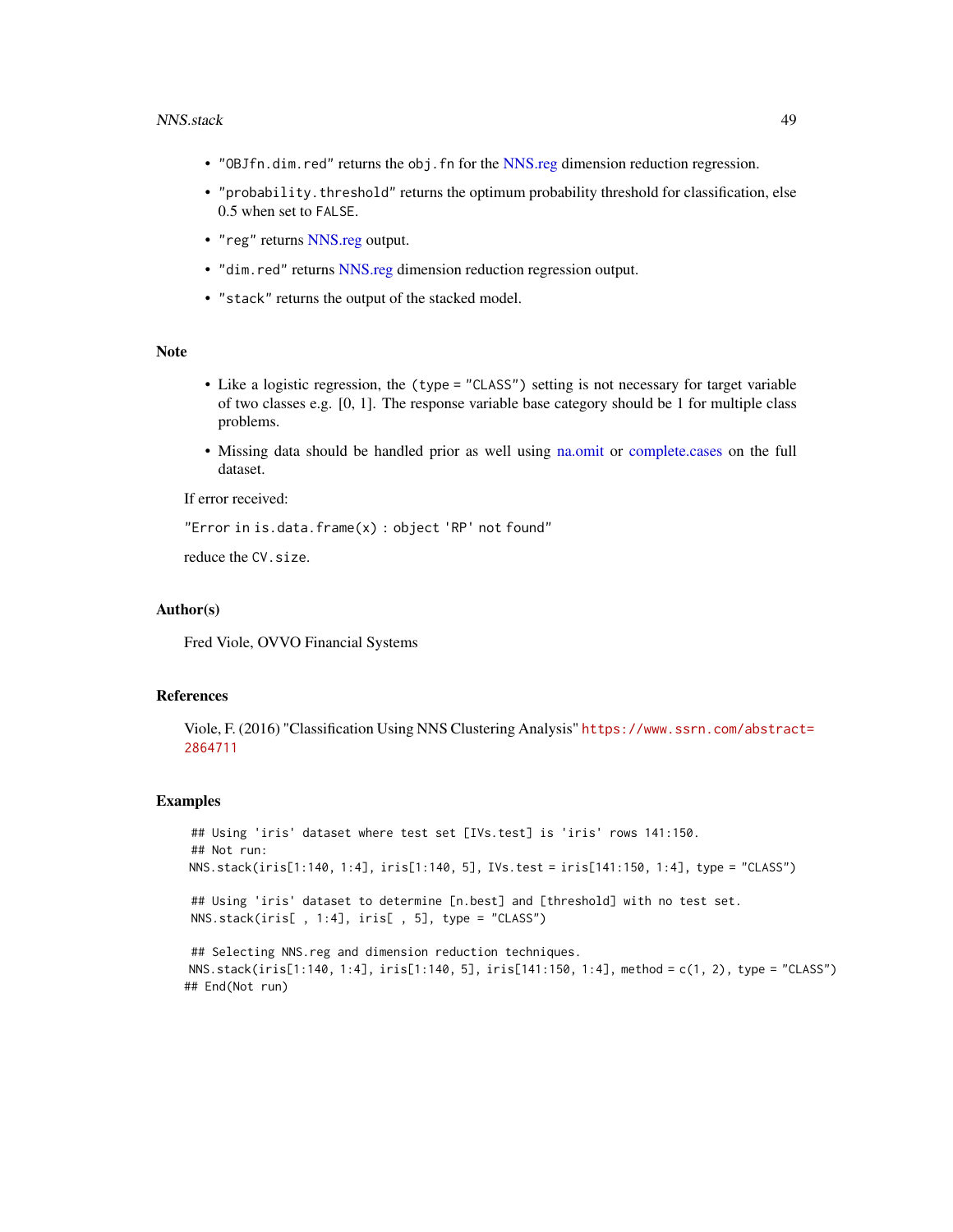- "OBJfn.dim.red" returns the obj.fn for the NNS.reg dimension reduction regression.
- "probability.threshold" returns the optimum probability threshold for classification, else 0.5 when set to FALSE.
- "reg" returns NNS.reg output.
- "dim.red" returns NNS.reg dimension reduction regression output.
- "stack" returns the output of the stacked model.

## Note

- Like a logistic regression, the (type = "CLASS") setting is not necessary for target variable of two classes e.g. [0, 1]. The response variable base category should be 1 for multiple class problems.
- Missing data should be handled prior as well using na.omit or complete.cases on the full dataset.

If error received:

"Error in is.data.frame(x) : object 'RP' not found"

reduce the CV.size.

## Author(s)

Fred Viole, OVVO Financial Systems

## References

Viole, F. (2016) "Classification Using NNS Clustering Analysis" https://www.ssrn.com/abstract=2864711

## Examples

```
 ## Using 'iris' dataset where test set [IVs.test] is 'iris' rows 141:150.
 ## Not run:
NNS.stack(iris[1:140, 1:4], iris[1:140, 5], IVs.test = iris[141:150, 1:4], type = "CLASS")

 ## Using 'iris' dataset to determine [n.best] and [threshold] with no test set.
 NNS.stack(iris[ , 1:4], iris[ , 5], type = "CLASS")

 ## Selecting NNS.reg and dimension reduction techniques.
NNS.stack(iris[1:140, 1:4], iris[1:140, 5], iris[141:150, 1:4], method = c(1, 2), type = "CLASS")
## End(Not run)
```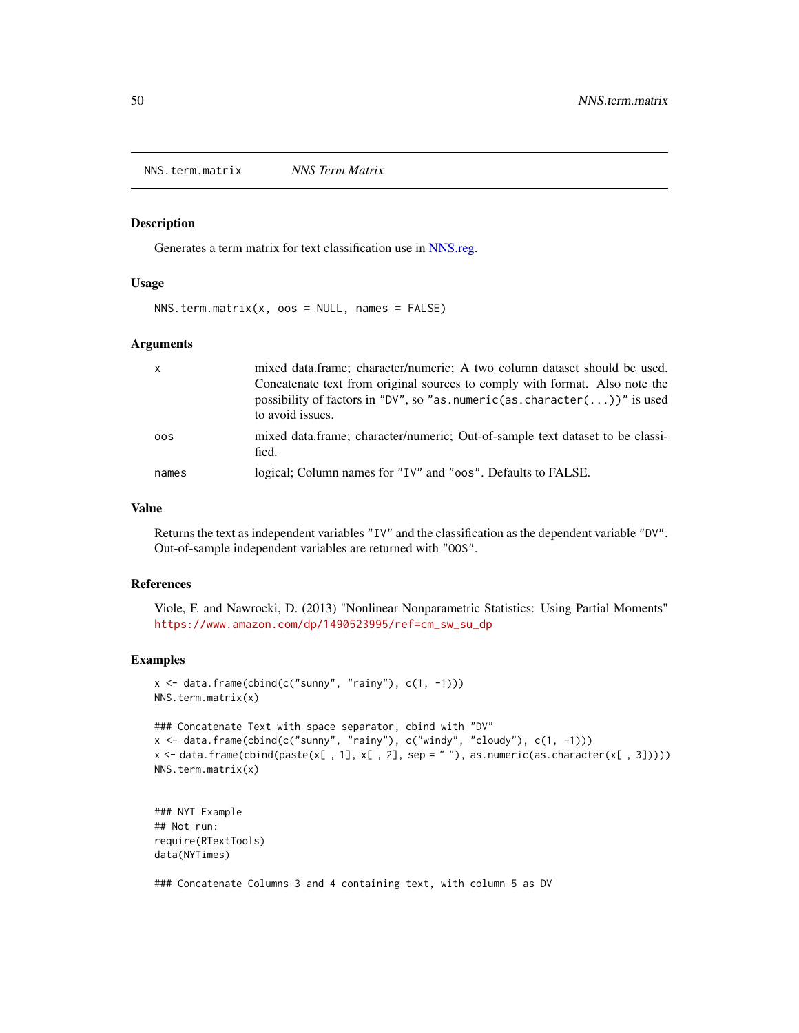## NNS.term.matrix — *NNS Term Matrix*

### Description

Generates a term matrix for text classification use in NNS.reg.

### Usage

```
NNS.term.matrix(x, oos = NULL, names = FALSE)
```

### Arguments

| | |
|---|---|
| x | mixed data.frame; character/numeric; A two column dataset should be used. Concatenate text from original sources to comply with format. Also note the possibility of factors in `"DV"`, so `"as.numeric(as.character(...))"` is used to avoid issues. |
| oos | mixed data.frame; character/numeric; Out-of-sample text dataset to be classified. |
| names | logical; Column names for `"IV"` and `"oos"`. Defaults to FALSE. |

### Value

Returns the text as independent variables `"IV"` and the classification as the dependent variable `"DV"`. Out-of-sample independent variables are returned with `"OOS"`.

### References

Viole, F. and Nawrocki, D. (2013) "Nonlinear Nonparametric Statistics: Using Partial Moments" https://www.amazon.com/dp/1490523995/ref=cm_sw_su_dp

### Examples

```
x <- data.frame(cbind(c("sunny", "rainy"), c(1, -1)))
NNS.term.matrix(x)

### Concatenate Text with space separator, cbind with "DV"
x <- data.frame(cbind(c("sunny", "rainy"), c("windy", "cloudy"), c(1, -1)))
x <- data.frame(cbind(paste(x[ , 1], x[ , 2], sep = " "), as.numeric(as.character(x[ , 3]))))
NNS.term.matrix(x)


### NYT Example
## Not run:
require(RTextTools)
data(NYTimes)

### Concatenate Columns 3 and 4 containing text, with column 5 as DV
```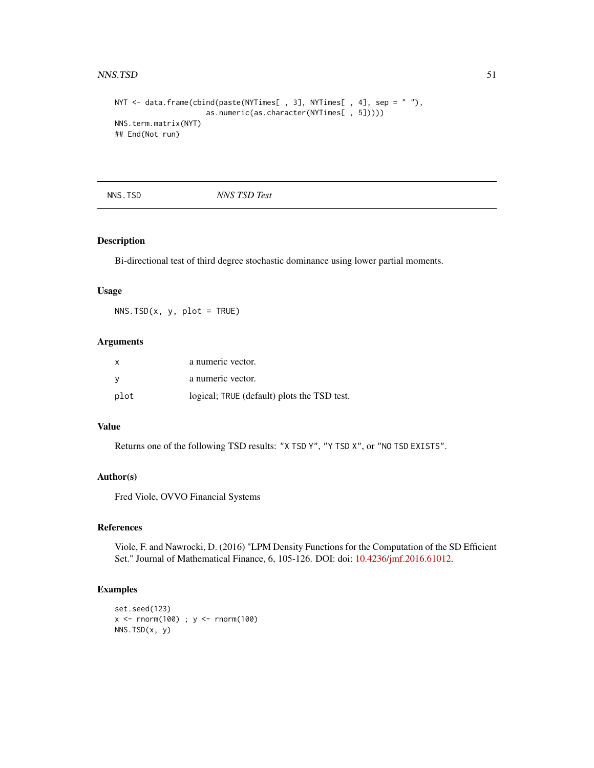```
NYT <- data.frame(cbind(paste(NYTimes[ , 3], NYTimes[ , 4], sep = " "),
                  as.numeric(as.character(NYTimes[ , 5]))))
NNS.term.matrix(NYT)
## End(Not run)
```

---

`NNS.TSD` *NNS TSD Test*

---

## Description

Bi-directional test of third degree stochastic dominance using lower partial moments.

## Usage

```
NNS.TSD(x, y, plot = TRUE)
```

## Arguments

| | |
|---|---|
| x | a numeric vector. |
| y | a numeric vector. |
| plot | logical; `TRUE` (default) plots the TSD test. |

## Value

Returns one of the following TSD results: `"X TSD Y"`, `"Y TSD X"`, or `"NO TSD EXISTS"`.

## Author(s)

Fred Viole, OVVO Financial Systems

## References

Viole, F. and Nawrocki, D. (2016) "LPM Density Functions for the Computation of the SD Efficient Set." Journal of Mathematical Finance, 6, 105-126. DOI: doi: 10.4236/jmf.2016.61012.

## Examples

```
set.seed(123)
x <- rnorm(100) ; y <- rnorm(100)
NNS.TSD(x, y)
```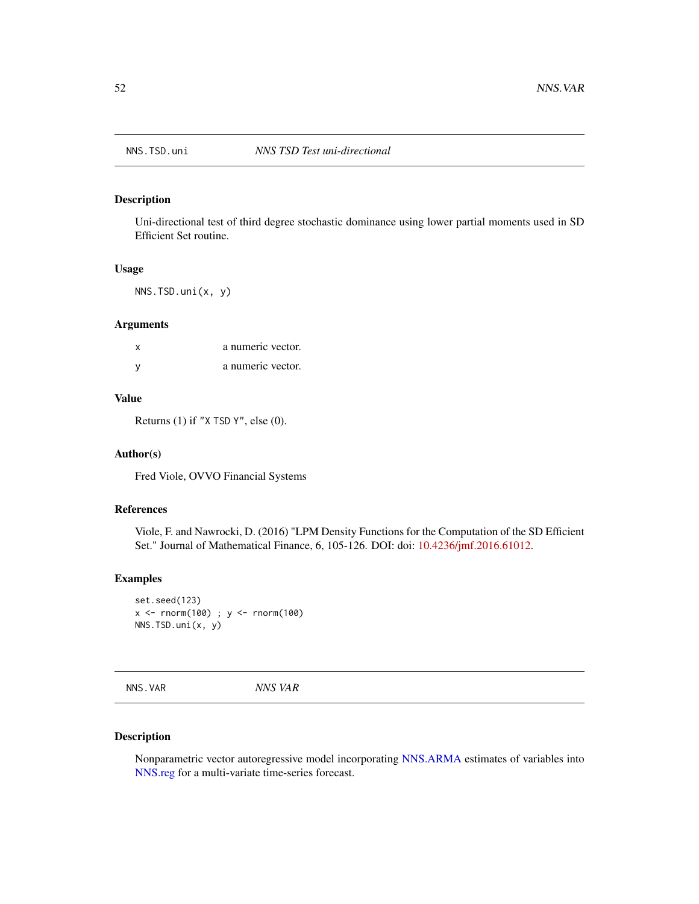## NNS.TSD.uni — *NNS TSD Test uni-directional*

### Description

Uni-directional test of third degree stochastic dominance using lower partial moments used in SD Efficient Set routine.

### Usage

```
NNS.TSD.uni(x, y)
```

### Arguments

| | |
|---|---|
| x | a numeric vector. |
| y | a numeric vector. |

### Value

Returns (1) if "X TSD Y", else (0).

### Author(s)

Fred Viole, OVVO Financial Systems

### References

Viole, F. and Nawrocki, D. (2016) "LPM Density Functions for the Computation of the SD Efficient Set." Journal of Mathematical Finance, 6, 105-126. DOI: doi: 10.4236/jmf.2016.61012.

### Examples

```
set.seed(123)
x <- rnorm(100) ; y <- rnorm(100)
NNS.TSD.uni(x, y)
```

## NNS.VAR — *NNS VAR*

### Description

Nonparametric vector autoregressive model incorporating NNS.ARMA estimates of variables into NNS.reg for a multi-variate time-series forecast.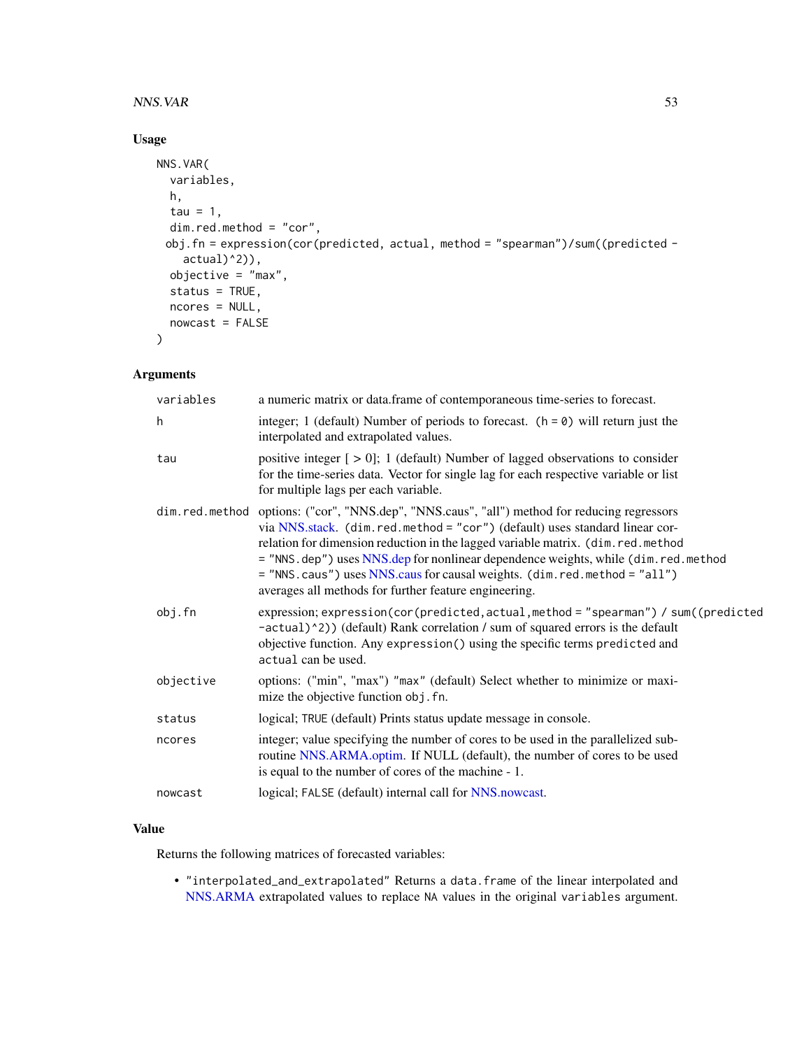## Usage

```
NNS.VAR(
  variables,
  h,
  tau = 1,
  dim.red.method = "cor",
 obj.fn = expression(cor(predicted, actual, method = "spearman")/sum((predicted -
    actual)^2)),
  objective = "max",
  status = TRUE,
  ncores = NULL,
  nowcast = FALSE
)
```

## Arguments

| | |
|---|---|
| `variables` | a numeric matrix or data.frame of contemporaneous time-series to forecast. |
| `h` | integer; 1 (default) Number of periods to forecast. `(h = 0)` will return just the interpolated and extrapolated values. |
| `tau` | positive integer [ > 0]; 1 (default) Number of lagged observations to consider for the time-series data. Vector for single lag for each respective variable or list for multiple lags per each variable. |
| `dim.red.method` | options: ("cor", "NNS.dep", "NNS.caus", "all") method for reducing regressors via NNS.stack. `(dim.red.method = "cor")` (default) uses standard linear correlation for dimension reduction in the lagged variable matrix. `(dim.red.method = "NNS.dep")` uses NNS.dep for nonlinear dependence weights, while `(dim.red.method = "NNS.caus")` uses NNS.caus for causal weights. `(dim.red.method = "all")` averages all methods for further feature engineering. |
| `obj.fn` | expression; `expression(cor(predicted,actual,method = "spearman") / sum((predicted -actual)^2))` (default) Rank correlation / sum of squared errors is the default objective function. Any `expression()` using the specific terms `predicted` and `actual` can be used. |
| `objective` | options: ("min", "max") "max" (default) Select whether to minimize or maximize the objective function `obj.fn`. |
| `status` | logical; `TRUE` (default) Prints status update message in console. |
| `ncores` | integer; value specifying the number of cores to be used in the parallelized subroutine NNS.ARMA.optim. If NULL (default), the number of cores to be used is equal to the number of cores of the machine - 1. |
| `nowcast` | logical; `FALSE` (default) internal call for NNS.nowcast. |

## Value

Returns the following matrices of forecasted variables:

- `"interpolated_and_extrapolated"` Returns a `data.frame` of the linear interpolated and NNS.ARMA extrapolated values to replace `NA` values in the original `variables` argument.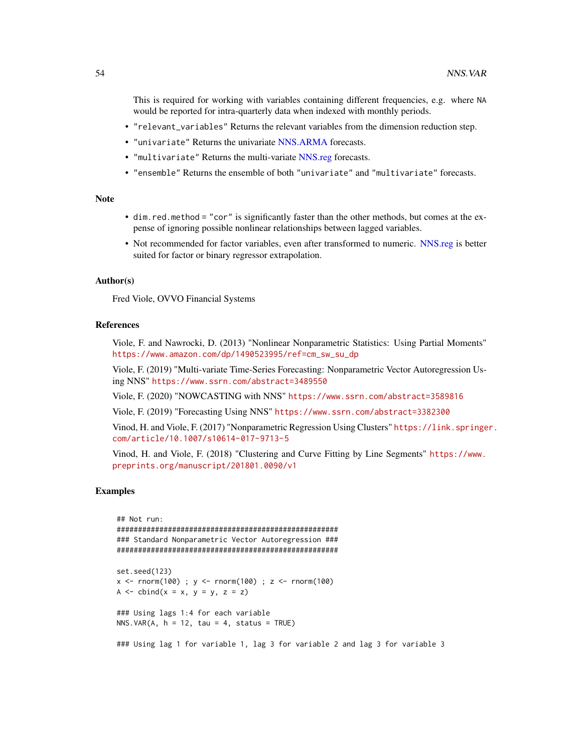This is required for working with variables containing different frequencies, e.g. where NA would be reported for intra-quarterly data when indexed with monthly periods.

- "relevant_variables" Returns the relevant variables from the dimension reduction step.
- "univariate" Returns the univariate NNS.ARMA forecasts.
- "multivariate" Returns the multi-variate NNS.reg forecasts.
- "ensemble" Returns the ensemble of both "univariate" and "multivariate" forecasts.

## Note

- dim.red.method = "cor" is significantly faster than the other methods, but comes at the expense of ignoring possible nonlinear relationships between lagged variables.
- Not recommended for factor variables, even after transformed to numeric. NNS.reg is better suited for factor or binary regressor extrapolation.

## Author(s)

Fred Viole, OVVO Financial Systems

## References

Viole, F. and Nawrocki, D. (2013) "Nonlinear Nonparametric Statistics: Using Partial Moments" https://www.amazon.com/dp/1490523995/ref=cm_sw_su_dp

Viole, F. (2019) "Multi-variate Time-Series Forecasting: Nonparametric Vector Autoregression Using NNS" https://www.ssrn.com/abstract=3489550

Viole, F. (2020) "NOWCASTING with NNS" https://www.ssrn.com/abstract=3589816

Viole, F. (2019) "Forecasting Using NNS" https://www.ssrn.com/abstract=3382300

Vinod, H. and Viole, F. (2017) "Nonparametric Regression Using Clusters" https://link.springer.com/article/10.1007/s10614-017-9713-5

Vinod, H. and Viole, F. (2018) "Clustering and Curve Fitting by Line Segments" https://www.preprints.org/manuscript/201801.0090/v1

## Examples

```
## Not run:
####################################################
### Standard Nonparametric Vector Autoregression ###
####################################################

set.seed(123)
x <- rnorm(100) ; y <- rnorm(100) ; z <- rnorm(100)
A <- cbind(x = x, y = y, z = z)

### Using lags 1:4 for each variable
NNS.VAR(A, h = 12, tau = 4, status = TRUE)

### Using lag 1 for variable 1, lag 3 for variable 2 and lag 3 for variable 3
```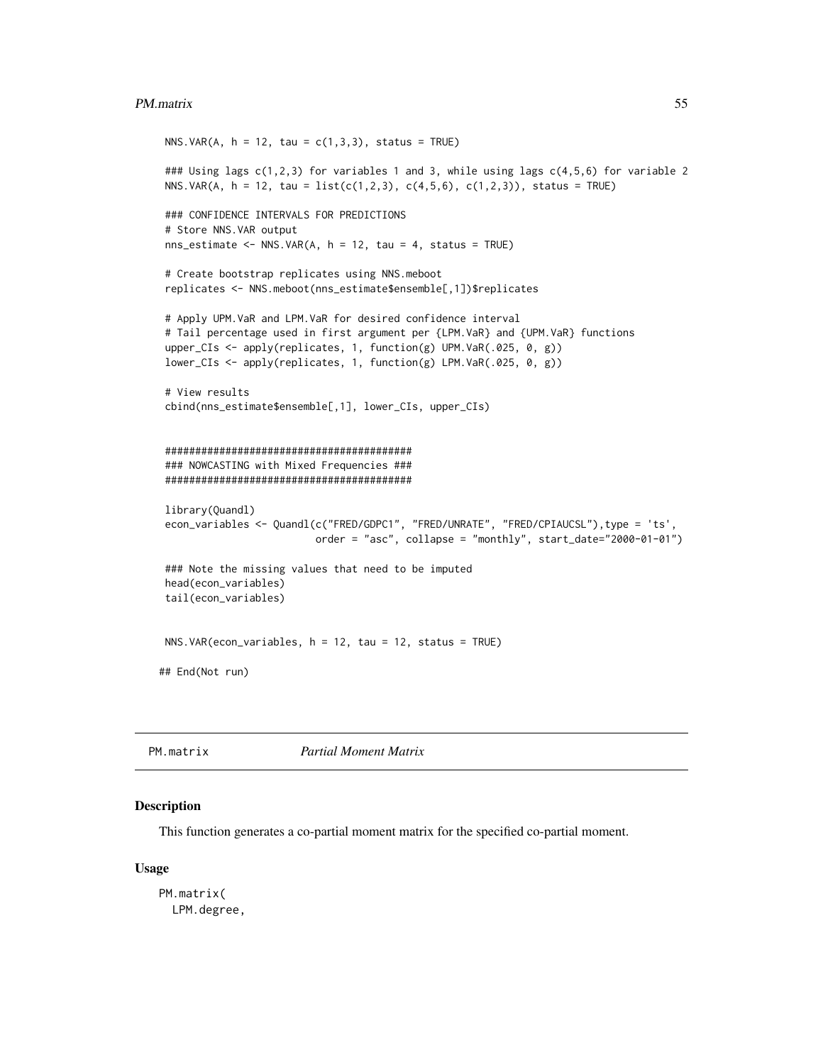```
NNS.VAR(A, h = 12, tau = c(1,3,3), status = TRUE)

### Using lags c(1,2,3) for variables 1 and 3, while using lags c(4,5,6) for variable 2
NNS.VAR(A, h = 12, tau = list(c(1,2,3), c(4,5,6), c(1,2,3)), status = TRUE)

### CONFIDENCE INTERVALS FOR PREDICTIONS
# Store NNS.VAR output
nns_estimate <- NNS.VAR(A, h = 12, tau = 4, status = TRUE)

# Create bootstrap replicates using NNS.meboot
replicates <- NNS.meboot(nns_estimate$ensemble[,1])$replicates

# Apply UPM.VaR and LPM.VaR for desired confidence interval
# Tail percentage used in first argument per {LPM.VaR} and {UPM.VaR} functions
upper_CIs <- apply(replicates, 1, function(g) UPM.VaR(.025, 0, g))
lower_CIs <- apply(replicates, 1, function(g) LPM.VaR(.025, 0, g))

# View results
cbind(nns_estimate$ensemble[,1], lower_CIs, upper_CIs)


#########################################
### NOWCASTING with Mixed Frequencies ###
#########################################

library(Quandl)
econ_variables <- Quandl(c("FRED/GDPC1", "FRED/UNRATE", "FRED/CPIAUCSL"),type = 'ts',
                         order = "asc", collapse = "monthly", start_date="2000-01-01")

### Note the missing values that need to be imputed
head(econ_variables)
tail(econ_variables)


NNS.VAR(econ_variables, h = 12, tau = 12, status = TRUE)

## End(Not run)
```

## PM.matrix    *Partial Moment Matrix*

### Description

This function generates a co-partial moment matrix for the specified co-partial moment.

### Usage

```
PM.matrix(
  LPM.degree,
```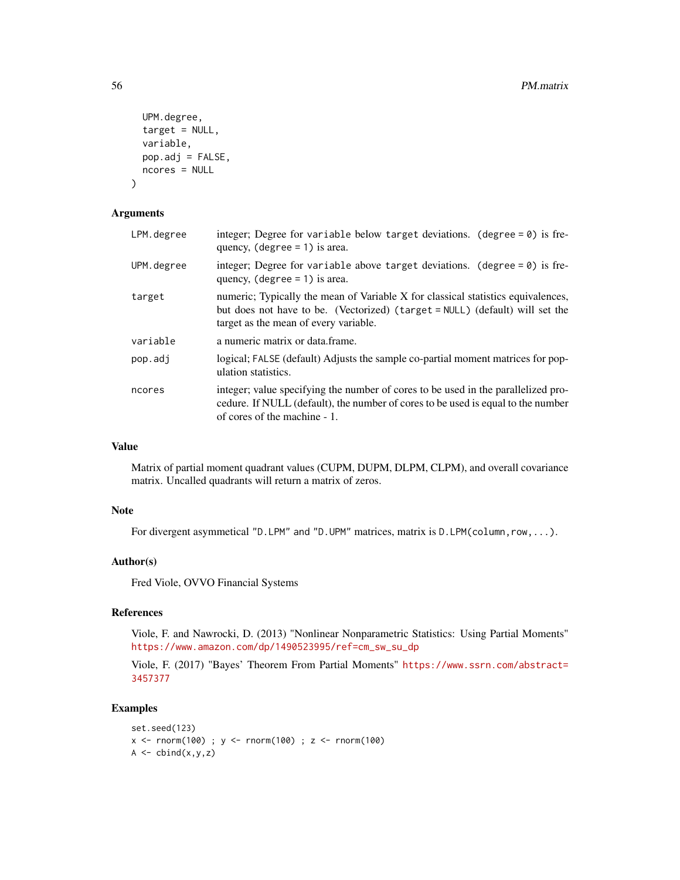```
  UPM.degree,
  target = NULL,
  variable,
  pop.adj = FALSE,
  ncores = NULL
)
```

## Arguments

| | |
|---|---|
| LPM.degree | integer; Degree for variable below target deviations. (degree = 0) is frequency, (degree = 1) is area. |
| UPM.degree | integer; Degree for variable above target deviations. (degree = 0) is frequency, (degree = 1) is area. |
| target | numeric; Typically the mean of Variable X for classical statistics equivalences, but does not have to be. (Vectorized) (target = NULL) (default) will set the target as the mean of every variable. |
| variable | a numeric matrix or data.frame. |
| pop.adj | logical; FALSE (default) Adjusts the sample co-partial moment matrices for population statistics. |
| ncores | integer; value specifying the number of cores to be used in the parallelized procedure. If NULL (default), the number of cores to be used is equal to the number of cores of the machine - 1. |

## Value

Matrix of partial moment quadrant values (CUPM, DUPM, DLPM, CLPM), and overall covariance matrix. Uncalled quadrants will return a matrix of zeros.

## Note

For divergent asymmetical "D.LPM" and "D.UPM" matrices, matrix is D.LPM(column,row,...).

## Author(s)

Fred Viole, OVVO Financial Systems

## References

Viole, F. and Nawrocki, D. (2013) "Nonlinear Nonparametric Statistics: Using Partial Moments" https://www.amazon.com/dp/1490523995/ref=cm_sw_su_dp

Viole, F. (2017) "Bayes' Theorem From Partial Moments" https://www.ssrn.com/abstract=3457377

## Examples

```
set.seed(123)
x <- rnorm(100) ; y <- rnorm(100) ; z <- rnorm(100)
A <- cbind(x,y,z)
```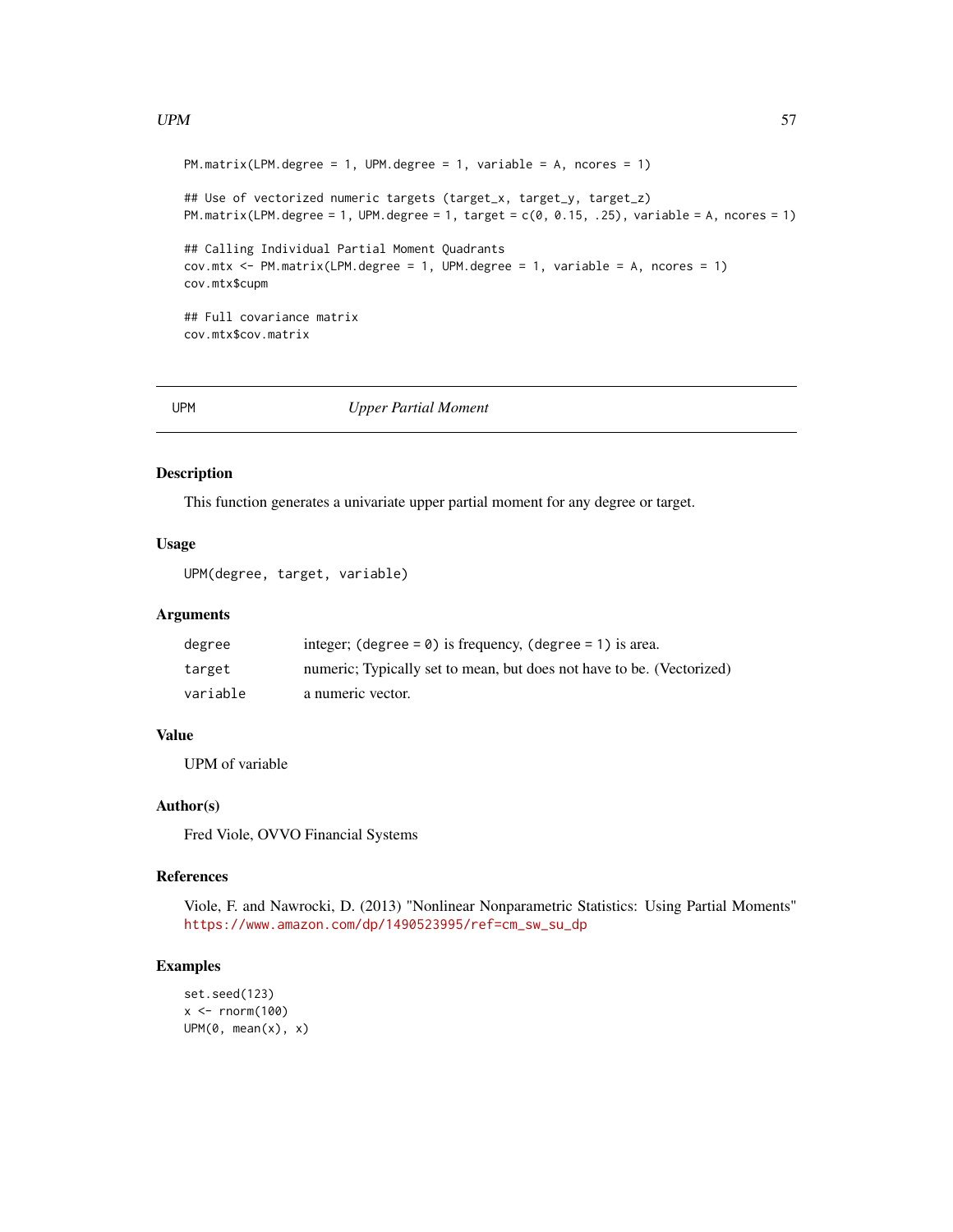```
PM.matrix(LPM.degree = 1, UPM.degree = 1, variable = A, ncores = 1)

## Use of vectorized numeric targets (target_x, target_y, target_z)
PM.matrix(LPM.degree = 1, UPM.degree = 1, target = c(0, 0.15, .25), variable = A, ncores = 1)

## Calling Individual Partial Moment Quadrants
cov.mtx <- PM.matrix(LPM.degree = 1, UPM.degree = 1, variable = A, ncores = 1)
cov.mtx$cupm

## Full covariance matrix
cov.mtx$cov.matrix
```

---

## UPM *Upper Partial Moment*

### Description

This function generates a univariate upper partial moment for any degree or target.

### Usage

```
UPM(degree, target, variable)
```

### Arguments

| | |
|---|---|
| `degree` | integer; (`degree = 0`) is frequency, (`degree = 1`) is area. |
| `target` | numeric; Typically set to mean, but does not have to be. (Vectorized) |
| `variable` | a numeric vector. |

### Value

UPM of variable

### Author(s)

Fred Viole, OVVO Financial Systems

### References

Viole, F. and Nawrocki, D. (2013) "Nonlinear Nonparametric Statistics: Using Partial Moments" https://www.amazon.com/dp/1490523995/ref=cm_sw_su_dp

### Examples

```
set.seed(123)
x <- rnorm(100)
UPM(0, mean(x), x)
```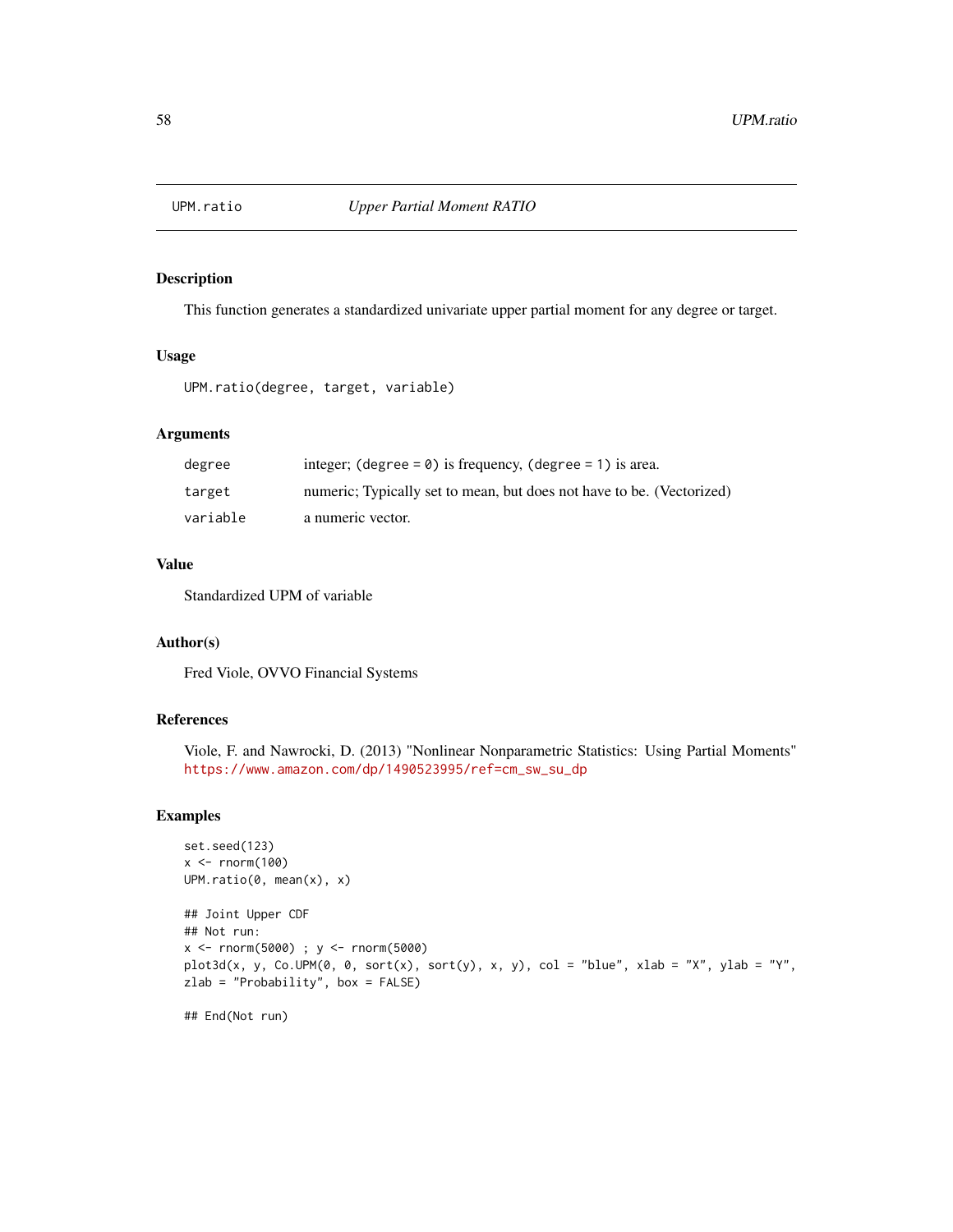# UPM.ratio — *Upper Partial Moment RATIO*

## Description

This function generates a standardized univariate upper partial moment for any degree or target.

## Usage

```
UPM.ratio(degree, target, variable)
```

## Arguments

| | |
|---|---|
| `degree` | integer; (`degree = 0`) is frequency, (`degree = 1`) is area. |
| `target` | numeric; Typically set to mean, but does not have to be. (Vectorized) |
| `variable` | a numeric vector. |

## Value

Standardized UPM of variable

## Author(s)

Fred Viole, OVVO Financial Systems

## References

Viole, F. and Nawrocki, D. (2013) "Nonlinear Nonparametric Statistics: Using Partial Moments" https://www.amazon.com/dp/1490523995/ref=cm_sw_su_dp

## Examples

```
set.seed(123)
x <- rnorm(100)
UPM.ratio(0, mean(x), x)

## Joint Upper CDF
## Not run:
x <- rnorm(5000) ; y <- rnorm(5000)
plot3d(x, y, Co.UPM(0, 0, sort(x), sort(y), x, y), col = "blue", xlab = "X", ylab = "Y",
zlab = "Probability", box = FALSE)

## End(Not run)
```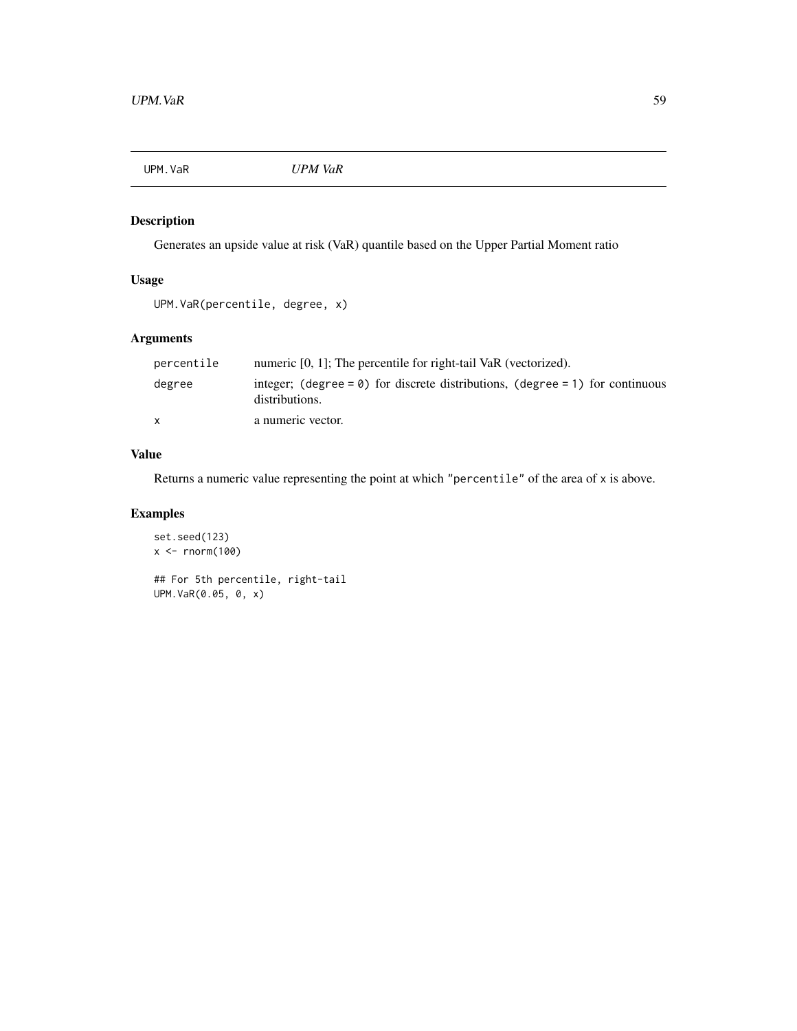## UPM.VaR *UPM VaR*

### Description

Generates an upside value at risk (VaR) quantile based on the Upper Partial Moment ratio

### Usage

```
UPM.VaR(percentile, degree, x)
```

### Arguments

| | |
|---|---|
| percentile | numeric [0, 1]; The percentile for right-tail VaR (vectorized). |
| degree | integer; (degree = 0) for discrete distributions, (degree = 1) for continuous distributions. |
| x | a numeric vector. |

### Value

Returns a numeric value representing the point at which "percentile" of the area of x is above.

### Examples

```
set.seed(123)
x <- rnorm(100)

## For 5th percentile, right-tail
UPM.VaR(0.05, 0, x)
```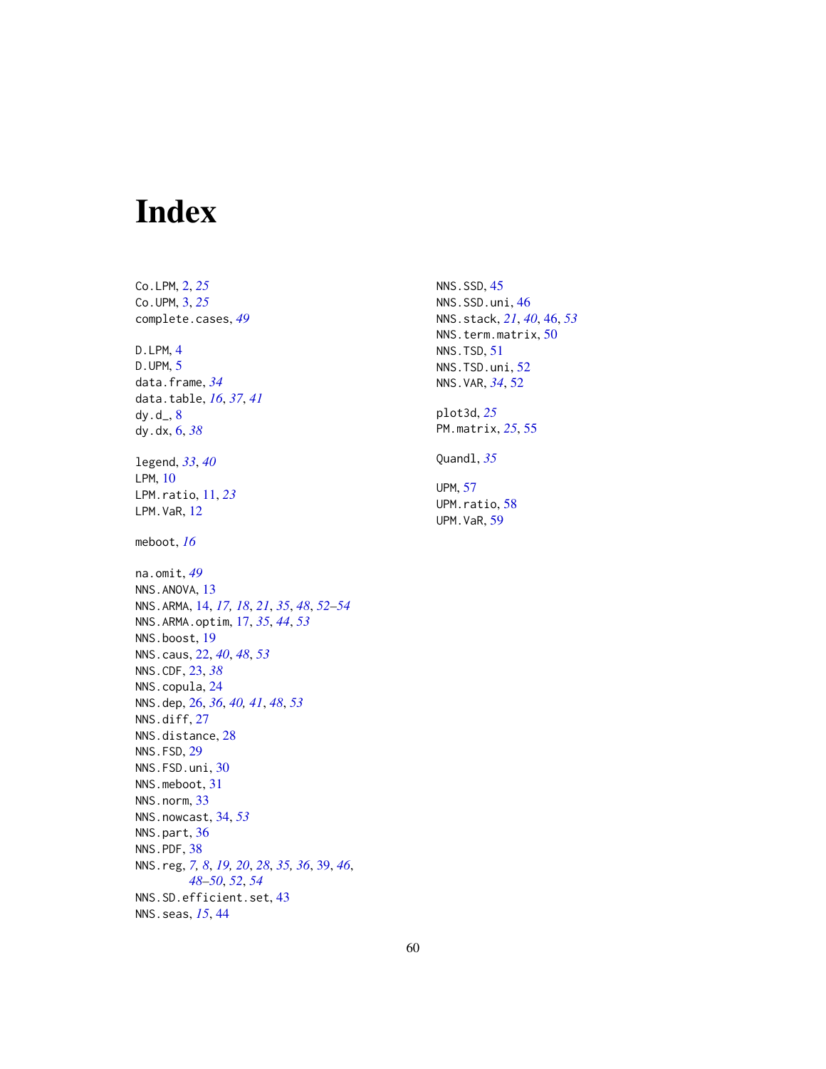# Index

Co.LPM, 2, *25*
Co.UPM, 3, *25*
complete.cases, *49*

D.LPM, 4
D.UPM, 5
data.frame, *34*
data.table, *16*, *37*, *41*
dy.d_, 8
dy.dx, 6, *38*

legend, *33*, *40*
LPM, 10
LPM.ratio, 11, *23*
LPM.VaR, 12

meboot, *16*

na.omit, *49*
NNS.ANOVA, 13
NNS.ARMA, 14, *17, 18*, *21*, *35*, *48*, *52–54*
NNS.ARMA.optim, 17, *35*, *44*, *53*
NNS.boost, 19
NNS.caus, 22, *40*, *48*, *53*
NNS.CDF, 23, *38*
NNS.copula, 24
NNS.dep, 26, *36*, *40, 41*, *48*, *53*
NNS.diff, 27
NNS.distance, 28
NNS.FSD, 29
NNS.FSD.uni, 30
NNS.meboot, 31
NNS.norm, 33
NNS.nowcast, 34, *53*
NNS.part, 36
NNS.PDF, 38
NNS.reg, *7, 8*, *19, 20*, *28*, *35*, *36*, 39, *46*, *48–50*, *52*, *54*
NNS.SD.efficient.set, 43
NNS.seas, *15*, 44
NNS.SSD, 45
NNS.SSD.uni, 46
NNS.stack, *21*, *40*, 46, *53*
NNS.term.matrix, 50
NNS.TSD, 51
NNS.TSD.uni, 52
NNS.VAR, *34*, 52

plot3d, *25*
PM.matrix, *25*, 55

Quandl, *35*

UPM, 57
UPM.ratio, 58
UPM.VaR, 59